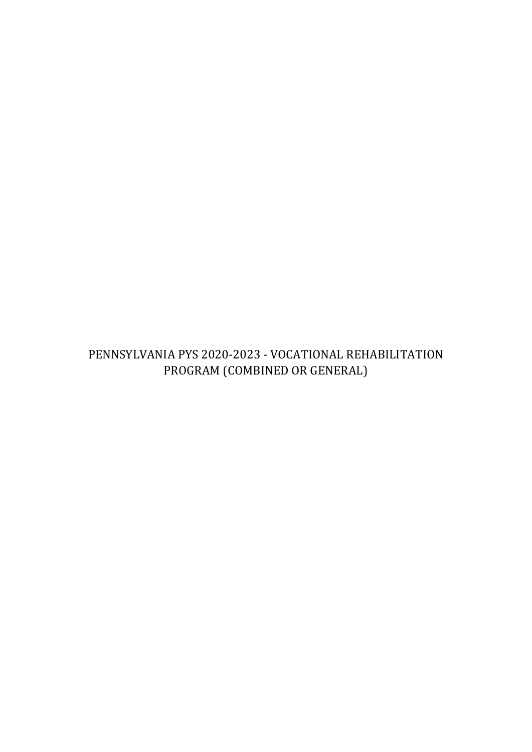# PENNSYLVANIA PYS 2020-2023 - VOCATIONAL REHABILITATION PROGRAM (COMBINED OR GENERAL)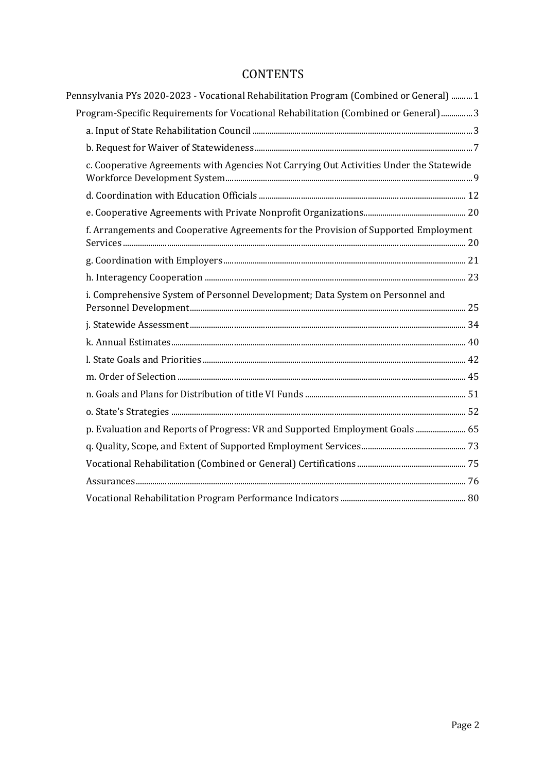# CONTENTS

- Pennsylvania PYs 2020-2023 - Vocational Rehabilitation Program (Combined or General) .......... 1
  - Program-Specific Requirements for Vocational Rehabilitation (Combined or General) .............. 3
    - a. Input of State Rehabilitation Council .......... 3
    - b. Request for Waiver of Statewideness .......... 7
    - c. Cooperative Agreements with Agencies Not Carrying Out Activities Under the Statewide Workforce Development System .......... 9
    - d. Coordination with Education Officials .......... 12
    - e. Cooperative Agreements with Private Nonprofit Organizations .......... 20
    - f. Arrangements and Cooperative Agreements for the Provision of Supported Employment Services .......... 20
    - g. Coordination with Employers .......... 21
    - h. Interagency Cooperation .......... 23
    - i. Comprehensive System of Personnel Development; Data System on Personnel and Personnel Development .......... 25
    - j. Statewide Assessment .......... 34
    - k. Annual Estimates .......... 40
    - l. State Goals and Priorities .......... 42
    - m. Order of Selection .......... 45
    - n. Goals and Plans for Distribution of title VI Funds .......... 51
    - o. State's Strategies .......... 52
    - p. Evaluation and Reports of Progress: VR and Supported Employment Goals .......... 65
    - q. Quality, Scope, and Extent of Supported Employment Services .......... 73
    - Vocational Rehabilitation (Combined or General) Certifications .......... 75
    - Assurances .......... 76
    - Vocational Rehabilitation Program Performance Indicators .......... 80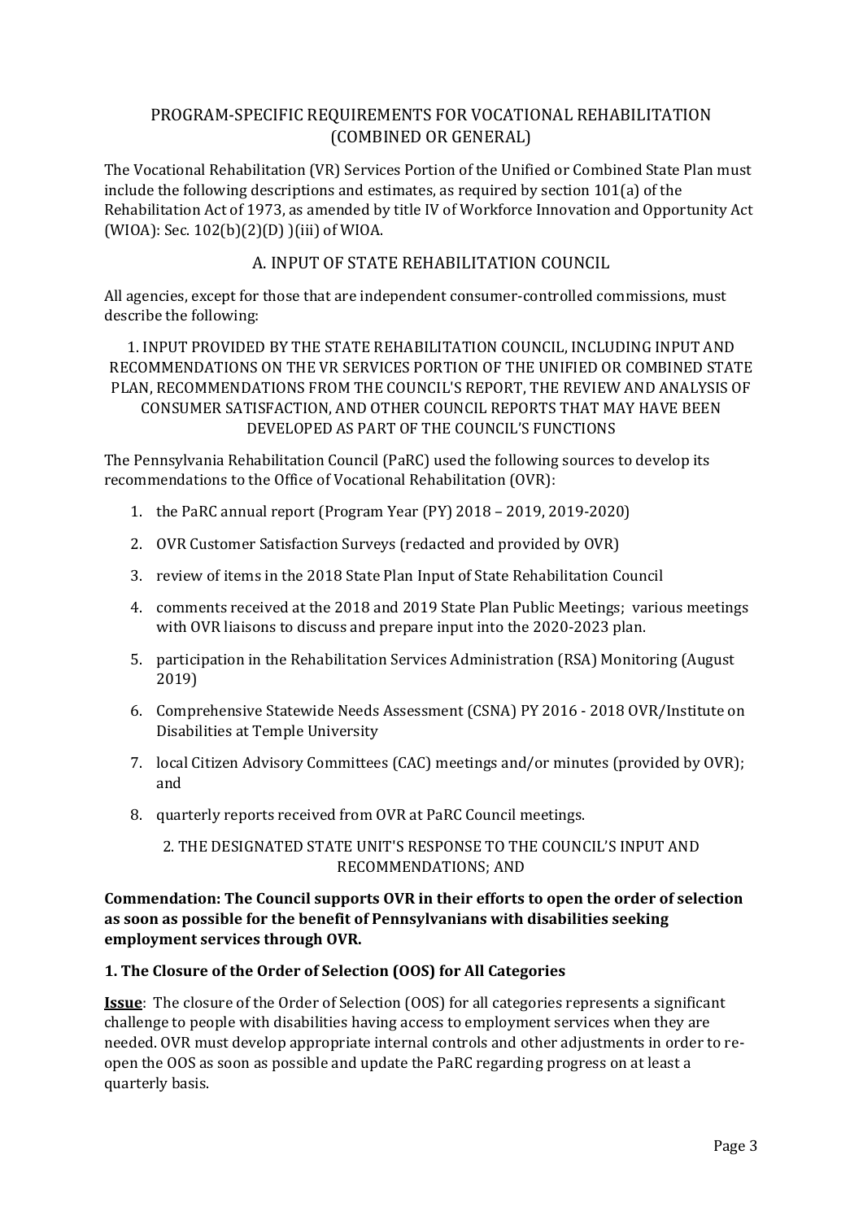## PROGRAM-SPECIFIC REQUIREMENTS FOR VOCATIONAL REHABILITATION (COMBINED OR GENERAL)

The Vocational Rehabilitation (VR) Services Portion of the Unified or Combined State Plan must include the following descriptions and estimates, as required by section 101(a) of the Rehabilitation Act of 1973, as amended by title IV of Workforce Innovation and Opportunity Act (WIOA): Sec. 102(b)(2)(D) )(iii) of WIOA.

### A. INPUT OF STATE REHABILITATION COUNCIL

All agencies, except for those that are independent consumer-controlled commissions, must describe the following:

#### 1. INPUT PROVIDED BY THE STATE REHABILITATION COUNCIL, INCLUDING INPUT AND RECOMMENDATIONS ON THE VR SERVICES PORTION OF THE UNIFIED OR COMBINED STATE PLAN, RECOMMENDATIONS FROM THE COUNCIL'S REPORT, THE REVIEW AND ANALYSIS OF CONSUMER SATISFACTION, AND OTHER COUNCIL REPORTS THAT MAY HAVE BEEN DEVELOPED AS PART OF THE COUNCIL'S FUNCTIONS

The Pennsylvania Rehabilitation Council (PaRC) used the following sources to develop its recommendations to the Office of Vocational Rehabilitation (OVR):

1. the PaRC annual report (Program Year (PY) 2018 – 2019, 2019-2020)
2. OVR Customer Satisfaction Surveys (redacted and provided by OVR)
3. review of items in the 2018 State Plan Input of State Rehabilitation Council
4. comments received at the 2018 and 2019 State Plan Public Meetings; various meetings with OVR liaisons to discuss and prepare input into the 2020-2023 plan.
5. participation in the Rehabilitation Services Administration (RSA) Monitoring (August 2019)
6. Comprehensive Statewide Needs Assessment (CSNA) PY 2016 - 2018 OVR/Institute on Disabilities at Temple University
7. local Citizen Advisory Committees (CAC) meetings and/or minutes (provided by OVR); and
8. quarterly reports received from OVR at PaRC Council meetings.

#### 2. THE DESIGNATED STATE UNIT'S RESPONSE TO THE COUNCIL'S INPUT AND RECOMMENDATIONS; AND

**Commendation: The Council supports OVR in their efforts to open the order of selection as soon as possible for the benefit of Pennsylvanians with disabilities seeking employment services through OVR.**

**1. The Closure of the Order of Selection (OOS) for All Categories**

**Issue**: The closure of the Order of Selection (OOS) for all categories represents a significant challenge to people with disabilities having access to employment services when they are needed. OVR must develop appropriate internal controls and other adjustments in order to re-open the OOS as soon as possible and update the PaRC regarding progress on at least a quarterly basis.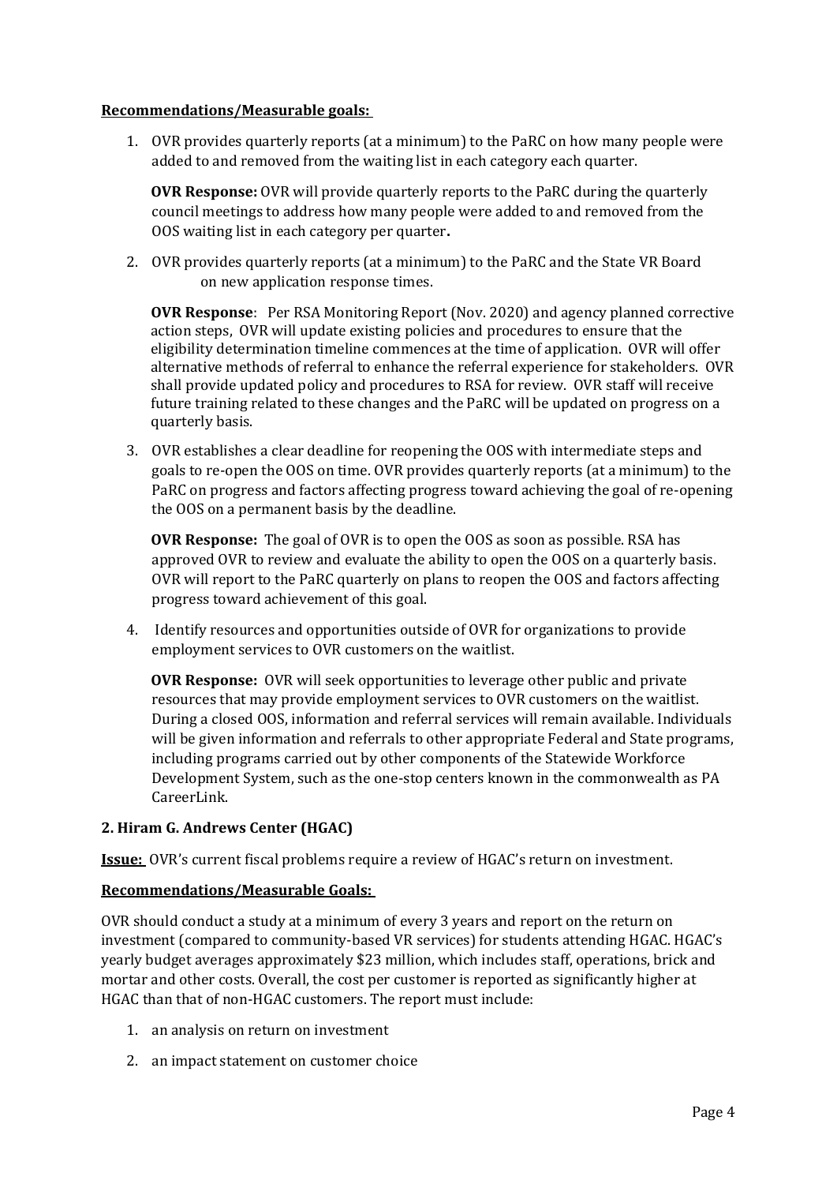**Recommendations/Measurable goals:**

1. OVR provides quarterly reports (at a minimum) to the PaRC on how many people were added to and removed from the waiting list in each category each quarter.

   **OVR Response:** OVR will provide quarterly reports to the PaRC during the quarterly council meetings to address how many people were added to and removed from the OOS waiting list in each category per quarter**.**

2. OVR provides quarterly reports (at a minimum) to the PaRC and the State VR Board on new application response times.

   **OVR Response**: Per RSA Monitoring Report (Nov. 2020) and agency planned corrective action steps, OVR will update existing policies and procedures to ensure that the eligibility determination timeline commences at the time of application. OVR will offer alternative methods of referral to enhance the referral experience for stakeholders. OVR shall provide updated policy and procedures to RSA for review. OVR staff will receive future training related to these changes and the PaRC will be updated on progress on a quarterly basis.

3. OVR establishes a clear deadline for reopening the OOS with intermediate steps and goals to re-open the OOS on time. OVR provides quarterly reports (at a minimum) to the PaRC on progress and factors affecting progress toward achieving the goal of re-opening the OOS on a permanent basis by the deadline.

   **OVR Response:** The goal of OVR is to open the OOS as soon as possible. RSA has approved OVR to review and evaluate the ability to open the OOS on a quarterly basis. OVR will report to the PaRC quarterly on plans to reopen the OOS and factors affecting progress toward achievement of this goal.

4. Identify resources and opportunities outside of OVR for organizations to provide employment services to OVR customers on the waitlist.

   **OVR Response:** OVR will seek opportunities to leverage other public and private resources that may provide employment services to OVR customers on the waitlist. During a closed OOS, information and referral services will remain available. Individuals will be given information and referrals to other appropriate Federal and State programs, including programs carried out by other components of the Statewide Workforce Development System, such as the one-stop centers known in the commonwealth as PA CareerLink.

### 2. Hiram G. Andrews Center (HGAC)

**Issue:** OVR's current fiscal problems require a review of HGAC's return on investment.

**Recommendations/Measurable Goals:**

OVR should conduct a study at a minimum of every 3 years and report on the return on investment (compared to community-based VR services) for students attending HGAC. HGAC's yearly budget averages approximately $23 million, which includes staff, operations, brick and mortar and other costs. Overall, the cost per customer is reported as significantly higher at HGAC than that of non-HGAC customers. The report must include:

1. an analysis on return on investment
2. an impact statement on customer choice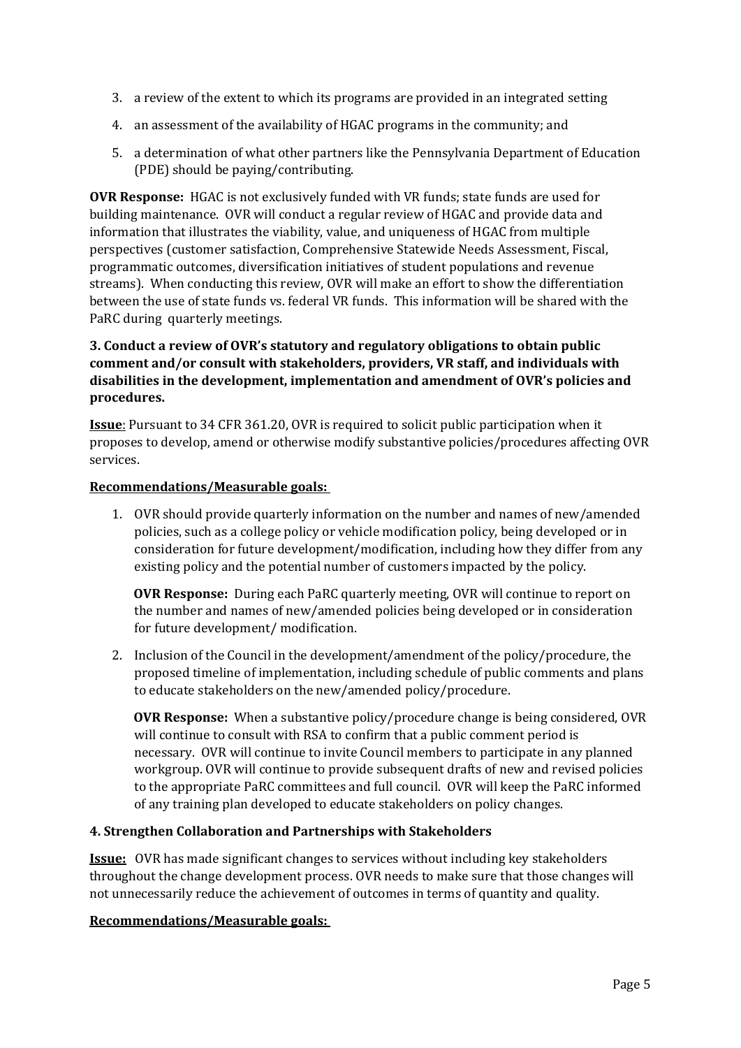3. a review of the extent to which its programs are provided in an integrated setting
4. an assessment of the availability of HGAC programs in the community; and
5. a determination of what other partners like the Pennsylvania Department of Education (PDE) should be paying/contributing.

**OVR Response:** HGAC is not exclusively funded with VR funds; state funds are used for building maintenance. OVR will conduct a regular review of HGAC and provide data and information that illustrates the viability, value, and uniqueness of HGAC from multiple perspectives (customer satisfaction, Comprehensive Statewide Needs Assessment, Fiscal, programmatic outcomes, diversification initiatives of student populations and revenue streams). When conducting this review, OVR will make an effort to show the differentiation between the use of state funds vs. federal VR funds. This information will be shared with the PaRC during quarterly meetings.

**3. Conduct a review of OVR's statutory and regulatory obligations to obtain public comment and/or consult with stakeholders, providers, VR staff, and individuals with disabilities in the development, implementation and amendment of OVR's policies and procedures.**

**Issue**: Pursuant to 34 CFR 361.20, OVR is required to solicit public participation when it proposes to develop, amend or otherwise modify substantive policies/procedures affecting OVR services.

**Recommendations/Measurable goals:**

1. OVR should provide quarterly information on the number and names of new/amended policies, such as a college policy or vehicle modification policy, being developed or in consideration for future development/modification, including how they differ from any existing policy and the potential number of customers impacted by the policy.

   **OVR Response:** During each PaRC quarterly meeting, OVR will continue to report on the number and names of new/amended policies being developed or in consideration for future development/ modification.

2. Inclusion of the Council in the development/amendment of the policy/procedure, the proposed timeline of implementation, including schedule of public comments and plans to educate stakeholders on the new/amended policy/procedure.

   **OVR Response:** When a substantive policy/procedure change is being considered, OVR will continue to consult with RSA to confirm that a public comment period is necessary. OVR will continue to invite Council members to participate in any planned workgroup. OVR will continue to provide subsequent drafts of new and revised policies to the appropriate PaRC committees and full council. OVR will keep the PaRC informed of any training plan developed to educate stakeholders on policy changes.

**4. Strengthen Collaboration and Partnerships with Stakeholders**

**Issue:** OVR has made significant changes to services without including key stakeholders throughout the change development process. OVR needs to make sure that those changes will not unnecessarily reduce the achievement of outcomes in terms of quantity and quality.

**Recommendations/Measurable goals:**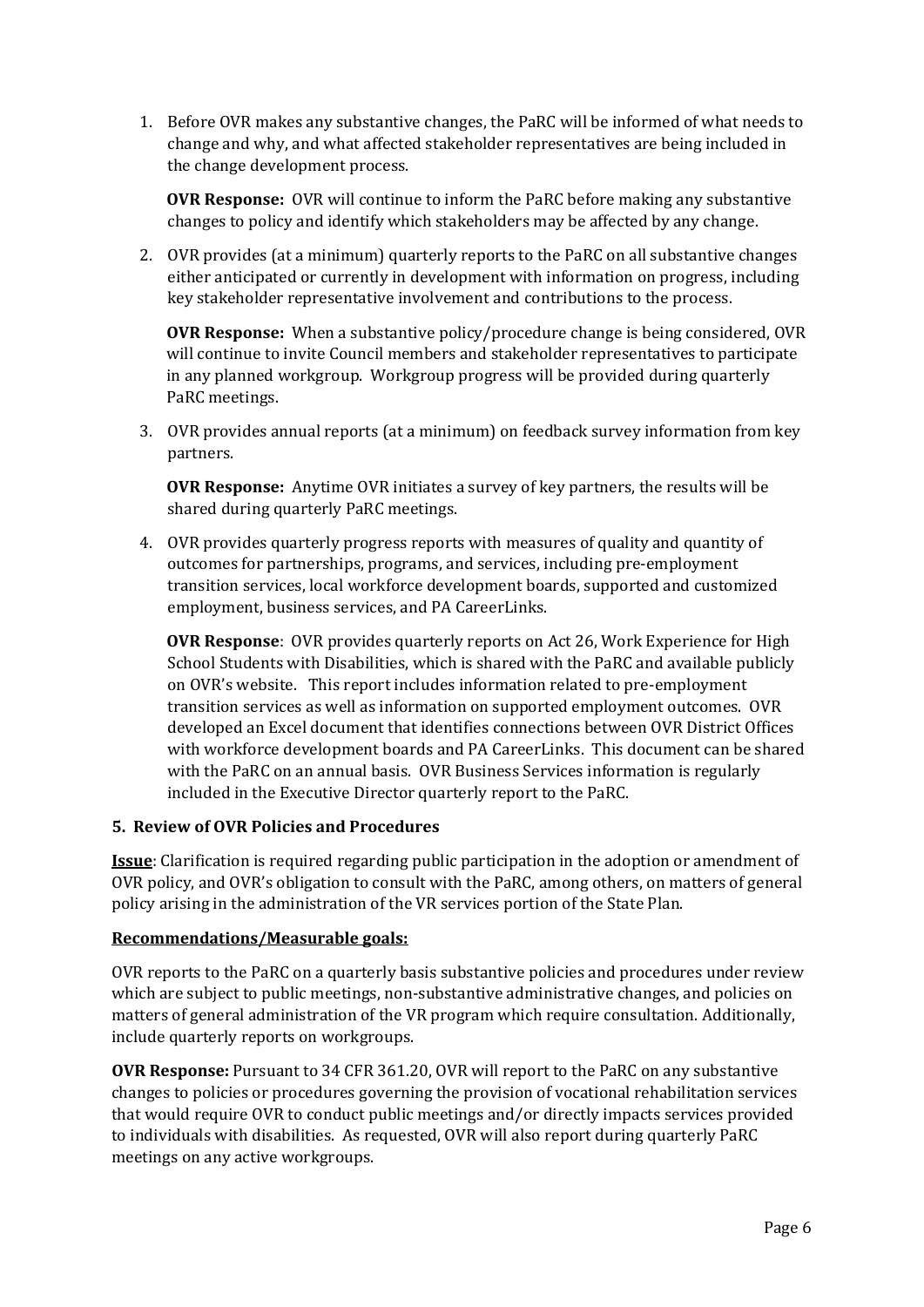1. Before OVR makes any substantive changes, the PaRC will be informed of what needs to change and why, and what affected stakeholder representatives are being included in the change development process.

   **OVR Response:** OVR will continue to inform the PaRC before making any substantive changes to policy and identify which stakeholders may be affected by any change.

2. OVR provides (at a minimum) quarterly reports to the PaRC on all substantive changes either anticipated or currently in development with information on progress, including key stakeholder representative involvement and contributions to the process.

   **OVR Response:** When a substantive policy/procedure change is being considered, OVR will continue to invite Council members and stakeholder representatives to participate in any planned workgroup. Workgroup progress will be provided during quarterly PaRC meetings.

3. OVR provides annual reports (at a minimum) on feedback survey information from key partners.

   **OVR Response:** Anytime OVR initiates a survey of key partners, the results will be shared during quarterly PaRC meetings.

4. OVR provides quarterly progress reports with measures of quality and quantity of outcomes for partnerships, programs, and services, including pre-employment transition services, local workforce development boards, supported and customized employment, business services, and PA CareerLinks.

   **OVR Response**: OVR provides quarterly reports on Act 26, Work Experience for High School Students with Disabilities, which is shared with the PaRC and available publicly on OVR's website. This report includes information related to pre-employment transition services as well as information on supported employment outcomes. OVR developed an Excel document that identifies connections between OVR District Offices with workforce development boards and PA CareerLinks. This document can be shared with the PaRC on an annual basis. OVR Business Services information is regularly included in the Executive Director quarterly report to the PaRC.

### 5. Review of OVR Policies and Procedures

**Issue**: Clarification is required regarding public participation in the adoption or amendment of OVR policy, and OVR's obligation to consult with the PaRC, among others, on matters of general policy arising in the administration of the VR services portion of the State Plan.

**Recommendations/Measurable goals:**

OVR reports to the PaRC on a quarterly basis substantive policies and procedures under review which are subject to public meetings, non-substantive administrative changes, and policies on matters of general administration of the VR program which require consultation. Additionally, include quarterly reports on workgroups.

**OVR Response:** Pursuant to 34 CFR 361.20, OVR will report to the PaRC on any substantive changes to policies or procedures governing the provision of vocational rehabilitation services that would require OVR to conduct public meetings and/or directly impacts services provided to individuals with disabilities. As requested, OVR will also report during quarterly PaRC meetings on any active workgroups.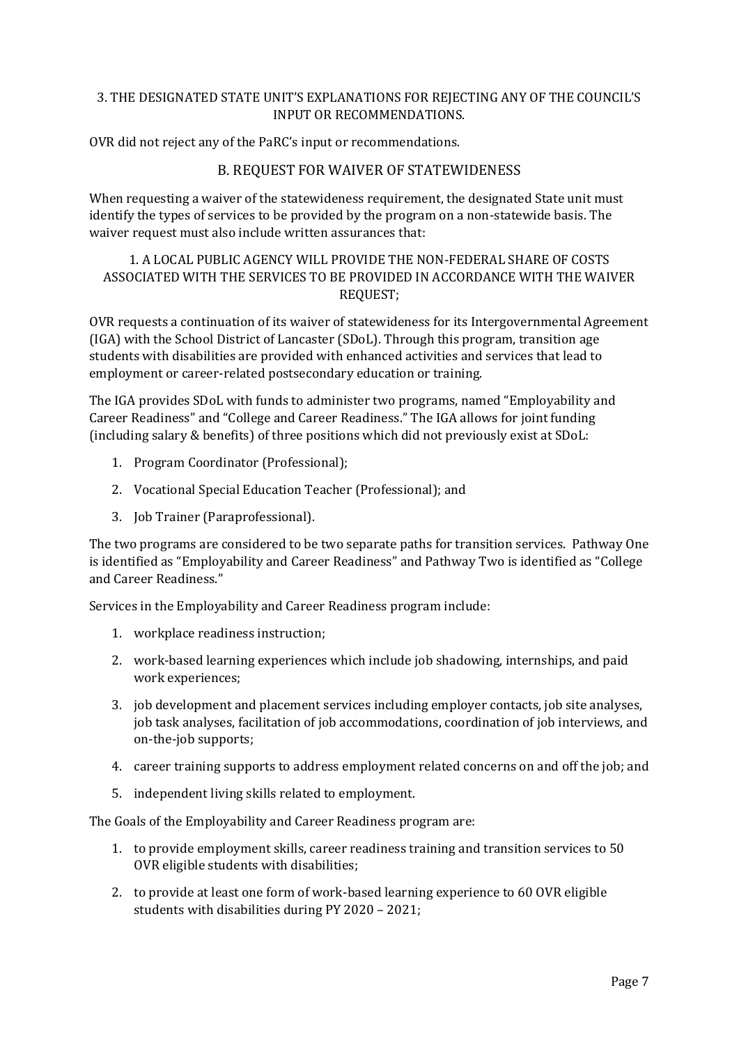### 3. THE DESIGNATED STATE UNIT'S EXPLANATIONS FOR REJECTING ANY OF THE COUNCIL'S INPUT OR RECOMMENDATIONS.

OVR did not reject any of the PaRC's input or recommendations.

## B. REQUEST FOR WAIVER OF STATEWIDENESS

When requesting a waiver of the statewideness requirement, the designated State unit must identify the types of services to be provided by the program on a non-statewide basis. The waiver request must also include written assurances that:

### 1. A LOCAL PUBLIC AGENCY WILL PROVIDE THE NON-FEDERAL SHARE OF COSTS ASSOCIATED WITH THE SERVICES TO BE PROVIDED IN ACCORDANCE WITH THE WAIVER REQUEST;

OVR requests a continuation of its waiver of statewideness for its Intergovernmental Agreement (IGA) with the School District of Lancaster (SDoL). Through this program, transition age students with disabilities are provided with enhanced activities and services that lead to employment or career-related postsecondary education or training.

The IGA provides SDoL with funds to administer two programs, named "Employability and Career Readiness" and "College and Career Readiness." The IGA allows for joint funding (including salary & benefits) of three positions which did not previously exist at SDoL:

1. Program Coordinator (Professional);
2. Vocational Special Education Teacher (Professional); and
3. Job Trainer (Paraprofessional).

The two programs are considered to be two separate paths for transition services. Pathway One is identified as "Employability and Career Readiness" and Pathway Two is identified as "College and Career Readiness."

Services in the Employability and Career Readiness program include:

1. workplace readiness instruction;
2. work-based learning experiences which include job shadowing, internships, and paid work experiences;
3. job development and placement services including employer contacts, job site analyses, job task analyses, facilitation of job accommodations, coordination of job interviews, and on-the-job supports;
4. career training supports to address employment related concerns on and off the job; and
5. independent living skills related to employment.

The Goals of the Employability and Career Readiness program are:

1. to provide employment skills, career readiness training and transition services to 50 OVR eligible students with disabilities;
2. to provide at least one form of work-based learning experience to 60 OVR eligible students with disabilities during PY 2020 – 2021;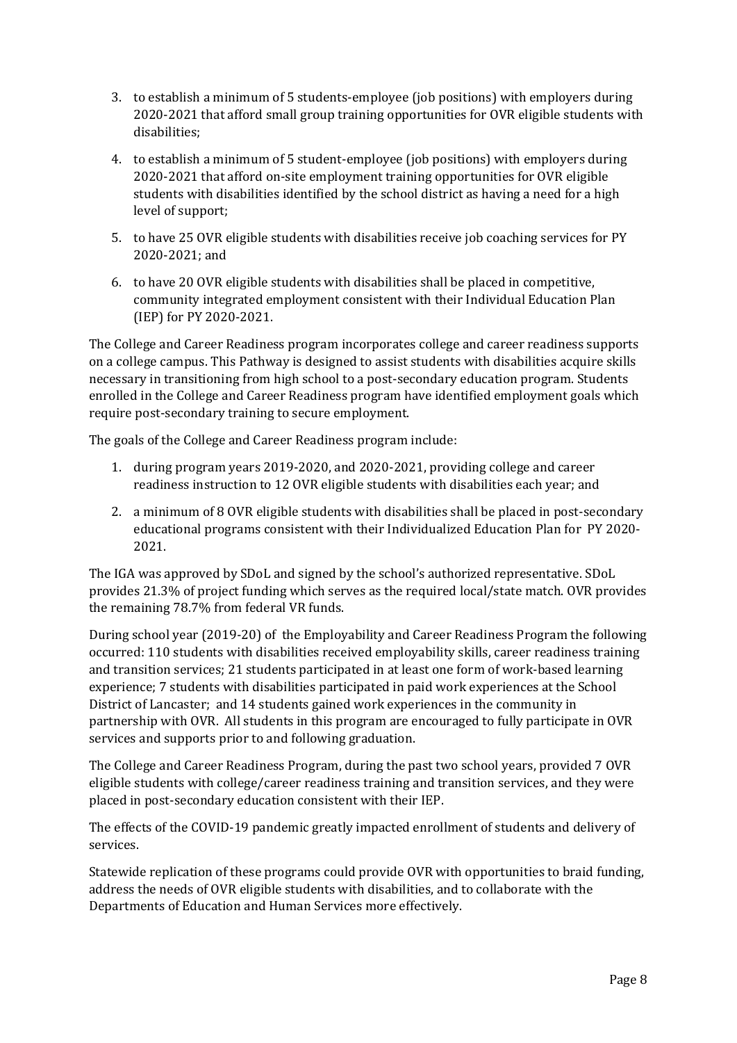3. to establish a minimum of 5 students-employee (job positions) with employers during 2020-2021 that afford small group training opportunities for OVR eligible students with disabilities;

4. to establish a minimum of 5 student-employee (job positions) with employers during 2020-2021 that afford on-site employment training opportunities for OVR eligible students with disabilities identified by the school district as having a need for a high level of support;

5. to have 25 OVR eligible students with disabilities receive job coaching services for PY 2020-2021; and

6. to have 20 OVR eligible students with disabilities shall be placed in competitive, community integrated employment consistent with their Individual Education Plan (IEP) for PY 2020-2021.

The College and Career Readiness program incorporates college and career readiness supports on a college campus. This Pathway is designed to assist students with disabilities acquire skills necessary in transitioning from high school to a post-secondary education program. Students enrolled in the College and Career Readiness program have identified employment goals which require post-secondary training to secure employment.

The goals of the College and Career Readiness program include:

1. during program years 2019-2020, and 2020-2021, providing college and career readiness instruction to 12 OVR eligible students with disabilities each year; and

2. a minimum of 8 OVR eligible students with disabilities shall be placed in post-secondary educational programs consistent with their Individualized Education Plan for PY 2020-2021.

The IGA was approved by SDoL and signed by the school's authorized representative. SDoL provides 21.3% of project funding which serves as the required local/state match. OVR provides the remaining 78.7% from federal VR funds.

During school year (2019-20) of the Employability and Career Readiness Program the following occurred: 110 students with disabilities received employability skills, career readiness training and transition services; 21 students participated in at least one form of work-based learning experience; 7 students with disabilities participated in paid work experiences at the School District of Lancaster; and 14 students gained work experiences in the community in partnership with OVR. All students in this program are encouraged to fully participate in OVR services and supports prior to and following graduation.

The College and Career Readiness Program, during the past two school years, provided 7 OVR eligible students with college/career readiness training and transition services, and they were placed in post-secondary education consistent with their IEP.

The effects of the COVID-19 pandemic greatly impacted enrollment of students and delivery of services.

Statewide replication of these programs could provide OVR with opportunities to braid funding, address the needs of OVR eligible students with disabilities, and to collaborate with the Departments of Education and Human Services more effectively.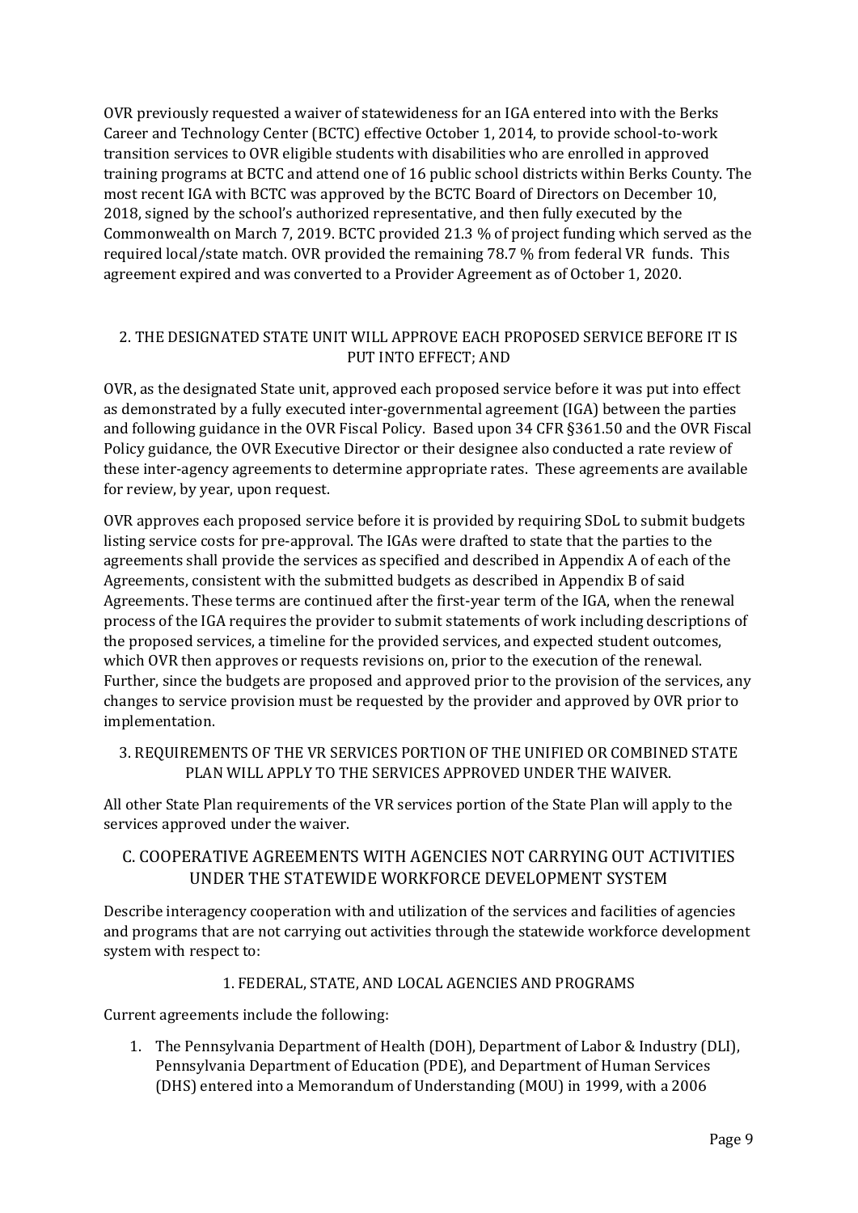OVR previously requested a waiver of statewideness for an IGA entered into with the Berks Career and Technology Center (BCTC) effective October 1, 2014, to provide school-to-work transition services to OVR eligible students with disabilities who are enrolled in approved training programs at BCTC and attend one of 16 public school districts within Berks County. The most recent IGA with BCTC was approved by the BCTC Board of Directors on December 10, 2018, signed by the school's authorized representative, and then fully executed by the Commonwealth on March 7, 2019. BCTC provided 21.3 % of project funding which served as the required local/state match. OVR provided the remaining 78.7 % from federal VR funds. This agreement expired and was converted to a Provider Agreement as of October 1, 2020.

### 2. THE DESIGNATED STATE UNIT WILL APPROVE EACH PROPOSED SERVICE BEFORE IT IS PUT INTO EFFECT; AND

OVR, as the designated State unit, approved each proposed service before it was put into effect as demonstrated by a fully executed inter-governmental agreement (IGA) between the parties and following guidance in the OVR Fiscal Policy. Based upon 34 CFR §361.50 and the OVR Fiscal Policy guidance, the OVR Executive Director or their designee also conducted a rate review of these inter-agency agreements to determine appropriate rates. These agreements are available for review, by year, upon request.

OVR approves each proposed service before it is provided by requiring SDoL to submit budgets listing service costs for pre-approval. The IGAs were drafted to state that the parties to the agreements shall provide the services as specified and described in Appendix A of each of the Agreements, consistent with the submitted budgets as described in Appendix B of said Agreements. These terms are continued after the first-year term of the IGA, when the renewal process of the IGA requires the provider to submit statements of work including descriptions of the proposed services, a timeline for the provided services, and expected student outcomes, which OVR then approves or requests revisions on, prior to the execution of the renewal. Further, since the budgets are proposed and approved prior to the provision of the services, any changes to service provision must be requested by the provider and approved by OVR prior to implementation.

### 3. REQUIREMENTS OF THE VR SERVICES PORTION OF THE UNIFIED OR COMBINED STATE PLAN WILL APPLY TO THE SERVICES APPROVED UNDER THE WAIVER.

All other State Plan requirements of the VR services portion of the State Plan will apply to the services approved under the waiver.

## C. COOPERATIVE AGREEMENTS WITH AGENCIES NOT CARRYING OUT ACTIVITIES UNDER THE STATEWIDE WORKFORCE DEVELOPMENT SYSTEM

Describe interagency cooperation with and utilization of the services and facilities of agencies and programs that are not carrying out activities through the statewide workforce development system with respect to:

### 1. FEDERAL, STATE, AND LOCAL AGENCIES AND PROGRAMS

Current agreements include the following:

1. The Pennsylvania Department of Health (DOH), Department of Labor & Industry (DLI), Pennsylvania Department of Education (PDE), and Department of Human Services (DHS) entered into a Memorandum of Understanding (MOU) in 1999, with a 2006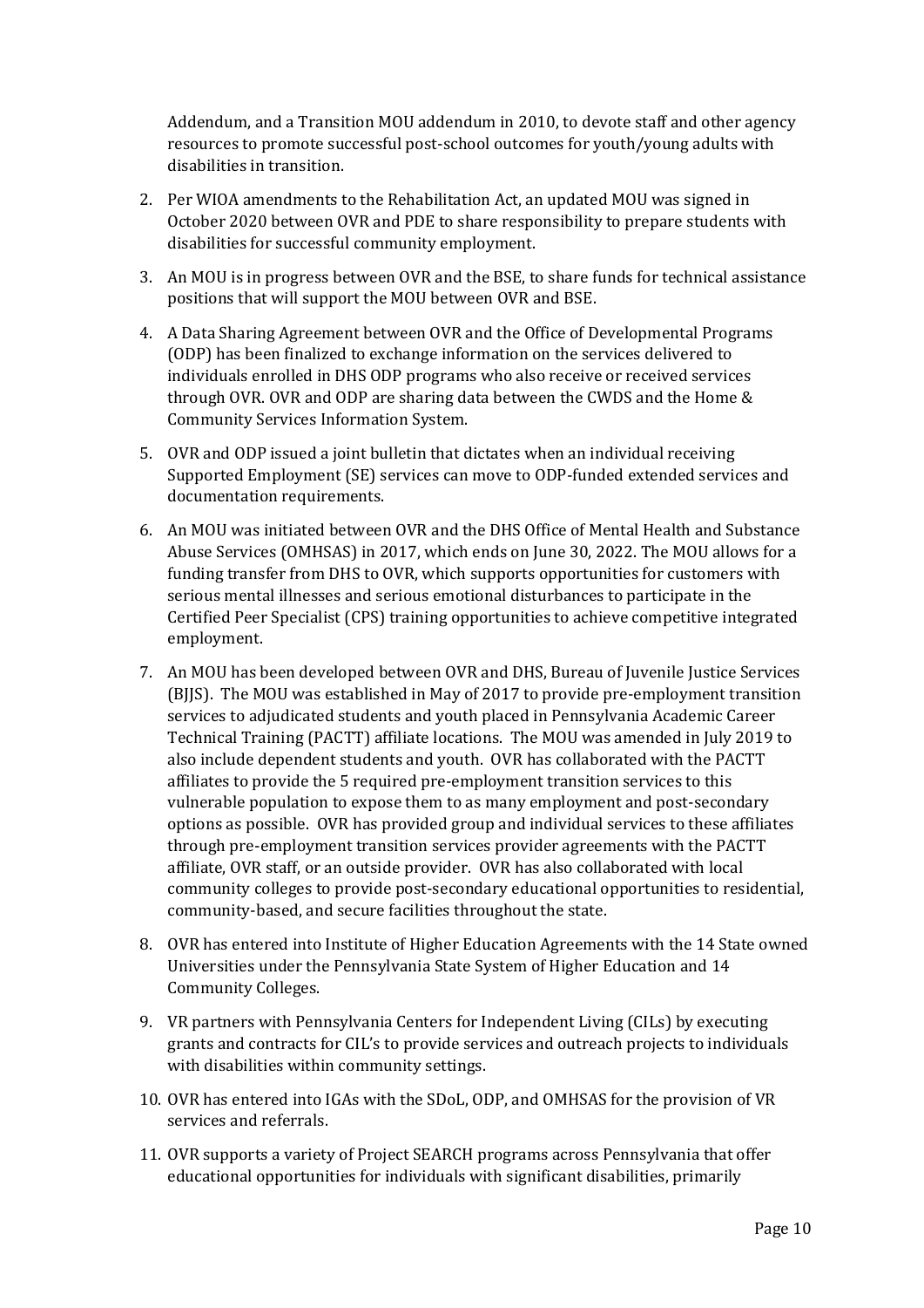Addendum, and a Transition MOU addendum in 2010, to devote staff and other agency resources to promote successful post-school outcomes for youth/young adults with disabilities in transition.

2. Per WIOA amendments to the Rehabilitation Act, an updated MOU was signed in October 2020 between OVR and PDE to share responsibility to prepare students with disabilities for successful community employment.
3. An MOU is in progress between OVR and the BSE, to share funds for technical assistance positions that will support the MOU between OVR and BSE.
4. A Data Sharing Agreement between OVR and the Office of Developmental Programs (ODP) has been finalized to exchange information on the services delivered to individuals enrolled in DHS ODP programs who also receive or received services through OVR. OVR and ODP are sharing data between the CWDS and the Home & Community Services Information System.
5. OVR and ODP issued a joint bulletin that dictates when an individual receiving Supported Employment (SE) services can move to ODP-funded extended services and documentation requirements.
6. An MOU was initiated between OVR and the DHS Office of Mental Health and Substance Abuse Services (OMHSAS) in 2017, which ends on June 30, 2022. The MOU allows for a funding transfer from DHS to OVR, which supports opportunities for customers with serious mental illnesses and serious emotional disturbances to participate in the Certified Peer Specialist (CPS) training opportunities to achieve competitive integrated employment.
7. An MOU has been developed between OVR and DHS, Bureau of Juvenile Justice Services (BJJS). The MOU was established in May of 2017 to provide pre-employment transition services to adjudicated students and youth placed in Pennsylvania Academic Career Technical Training (PACTT) affiliate locations. The MOU was amended in July 2019 to also include dependent students and youth. OVR has collaborated with the PACTT affiliates to provide the 5 required pre-employment transition services to this vulnerable population to expose them to as many employment and post-secondary options as possible. OVR has provided group and individual services to these affiliates through pre-employment transition services provider agreements with the PACTT affiliate, OVR staff, or an outside provider. OVR has also collaborated with local community colleges to provide post-secondary educational opportunities to residential, community-based, and secure facilities throughout the state.
8. OVR has entered into Institute of Higher Education Agreements with the 14 State owned Universities under the Pennsylvania State System of Higher Education and 14 Community Colleges.
9. VR partners with Pennsylvania Centers for Independent Living (CILs) by executing grants and contracts for CIL's to provide services and outreach projects to individuals with disabilities within community settings.
10. OVR has entered into IGAs with the SDoL, ODP, and OMHSAS for the provision of VR services and referrals.
11. OVR supports a variety of Project SEARCH programs across Pennsylvania that offer educational opportunities for individuals with significant disabilities, primarily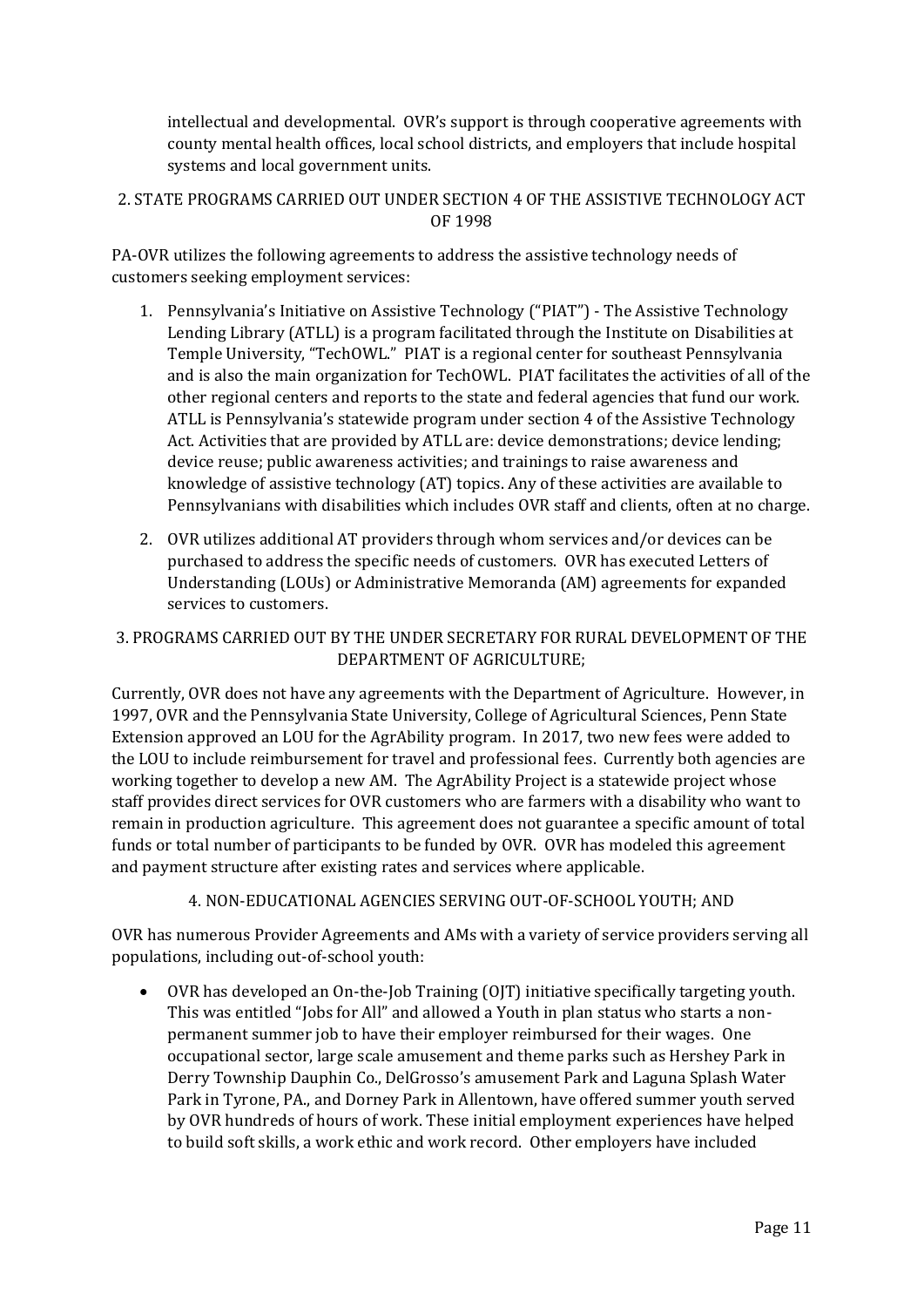intellectual and developmental. OVR's support is through cooperative agreements with county mental health offices, local school districts, and employers that include hospital systems and local government units.

### 2. STATE PROGRAMS CARRIED OUT UNDER SECTION 4 OF THE ASSISTIVE TECHNOLOGY ACT OF 1998

PA-OVR utilizes the following agreements to address the assistive technology needs of customers seeking employment services:

1. Pennsylvania's Initiative on Assistive Technology ("PIAT") - The Assistive Technology Lending Library (ATLL) is a program facilitated through the Institute on Disabilities at Temple University, "TechOWL." PIAT is a regional center for southeast Pennsylvania and is also the main organization for TechOWL. PIAT facilitates the activities of all of the other regional centers and reports to the state and federal agencies that fund our work. ATLL is Pennsylvania's statewide program under section 4 of the Assistive Technology Act. Activities that are provided by ATLL are: device demonstrations; device lending; device reuse; public awareness activities; and trainings to raise awareness and knowledge of assistive technology (AT) topics. Any of these activities are available to Pennsylvanians with disabilities which includes OVR staff and clients, often at no charge.
2. OVR utilizes additional AT providers through whom services and/or devices can be purchased to address the specific needs of customers. OVR has executed Letters of Understanding (LOUs) or Administrative Memoranda (AM) agreements for expanded services to customers.

### 3. PROGRAMS CARRIED OUT BY THE UNDER SECRETARY FOR RURAL DEVELOPMENT OF THE DEPARTMENT OF AGRICULTURE;

Currently, OVR does not have any agreements with the Department of Agriculture. However, in 1997, OVR and the Pennsylvania State University, College of Agricultural Sciences, Penn State Extension approved an LOU for the AgrAbility program. In 2017, two new fees were added to the LOU to include reimbursement for travel and professional fees. Currently both agencies are working together to develop a new AM. The AgrAbility Project is a statewide project whose staff provides direct services for OVR customers who are farmers with a disability who want to remain in production agriculture. This agreement does not guarantee a specific amount of total funds or total number of participants to be funded by OVR. OVR has modeled this agreement and payment structure after existing rates and services where applicable.

### 4. NON-EDUCATIONAL AGENCIES SERVING OUT-OF-SCHOOL YOUTH; AND

OVR has numerous Provider Agreements and AMs with a variety of service providers serving all populations, including out-of-school youth:

- OVR has developed an On-the-Job Training (OJT) initiative specifically targeting youth. This was entitled "Jobs for All" and allowed a Youth in plan status who starts a non-permanent summer job to have their employer reimbursed for their wages. One occupational sector, large scale amusement and theme parks such as Hershey Park in Derry Township Dauphin Co., DelGrosso's amusement Park and Laguna Splash Water Park in Tyrone, PA., and Dorney Park in Allentown, have offered summer youth served by OVR hundreds of hours of work. These initial employment experiences have helped to build soft skills, a work ethic and work record. Other employers have included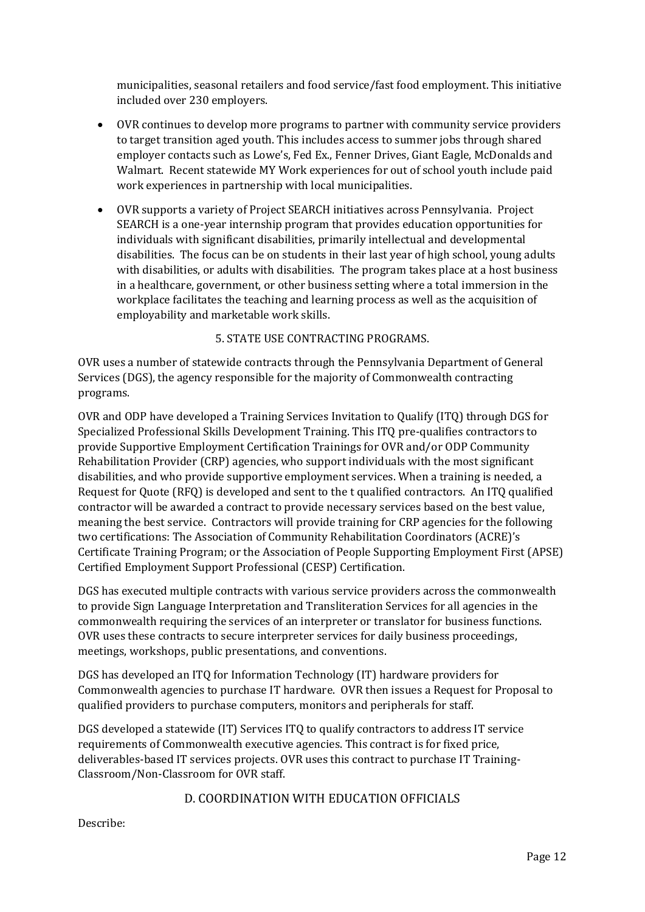municipalities, seasonal retailers and food service/fast food employment. This initiative included over 230 employers.

- OVR continues to develop more programs to partner with community service providers to target transition aged youth. This includes access to summer jobs through shared employer contacts such as Lowe's, Fed Ex., Fenner Drives, Giant Eagle, McDonalds and Walmart. Recent statewide MY Work experiences for out of school youth include paid work experiences in partnership with local municipalities.
- OVR supports a variety of Project SEARCH initiatives across Pennsylvania. Project SEARCH is a one-year internship program that provides education opportunities for individuals with significant disabilities, primarily intellectual and developmental disabilities. The focus can be on students in their last year of high school, young adults with disabilities, or adults with disabilities. The program takes place at a host business in a healthcare, government, or other business setting where a total immersion in the workplace facilitates the teaching and learning process as well as the acquisition of employability and marketable work skills.

### 5. STATE USE CONTRACTING PROGRAMS.

OVR uses a number of statewide contracts through the Pennsylvania Department of General Services (DGS), the agency responsible for the majority of Commonwealth contracting programs.

OVR and ODP have developed a Training Services Invitation to Qualify (ITQ) through DGS for Specialized Professional Skills Development Training. This ITQ pre-qualifies contractors to provide Supportive Employment Certification Trainings for OVR and/or ODP Community Rehabilitation Provider (CRP) agencies, who support individuals with the most significant disabilities, and who provide supportive employment services. When a training is needed, a Request for Quote (RFQ) is developed and sent to the t qualified contractors. An ITQ qualified contractor will be awarded a contract to provide necessary services based on the best value, meaning the best service. Contractors will provide training for CRP agencies for the following two certifications: The Association of Community Rehabilitation Coordinators (ACRE)'s Certificate Training Program; or the Association of People Supporting Employment First (APSE) Certified Employment Support Professional (CESP) Certification.

DGS has executed multiple contracts with various service providers across the commonwealth to provide Sign Language Interpretation and Transliteration Services for all agencies in the commonwealth requiring the services of an interpreter or translator for business functions. OVR uses these contracts to secure interpreter services for daily business proceedings, meetings, workshops, public presentations, and conventions.

DGS has developed an ITQ for Information Technology (IT) hardware providers for Commonwealth agencies to purchase IT hardware. OVR then issues a Request for Proposal to qualified providers to purchase computers, monitors and peripherals for staff.

DGS developed a statewide (IT) Services ITQ to qualify contractors to address IT service requirements of Commonwealth executive agencies. This contract is for fixed price, deliverables-based IT services projects. OVR uses this contract to purchase IT Training-Classroom/Non-Classroom for OVR staff.

## D. COORDINATION WITH EDUCATION OFFICIALS

Describe: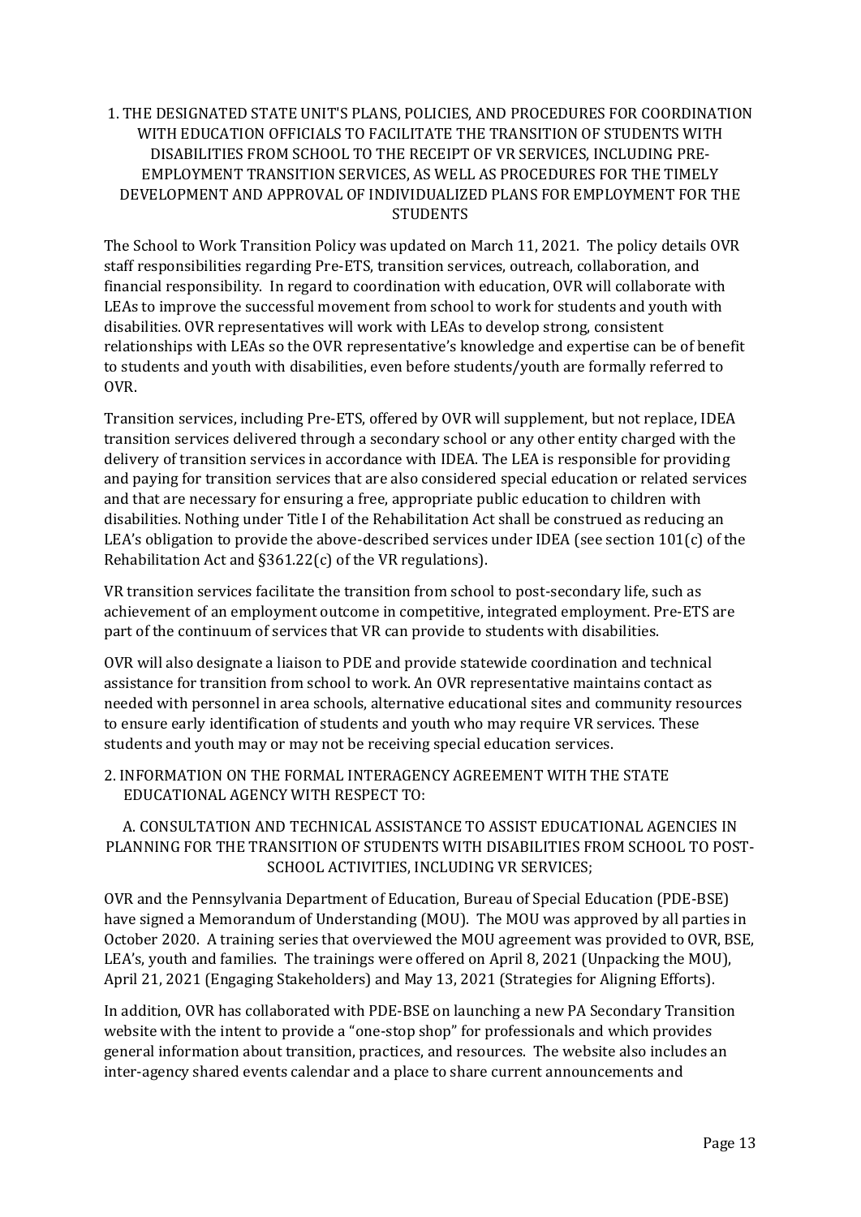### 1. THE DESIGNATED STATE UNIT'S PLANS, POLICIES, AND PROCEDURES FOR COORDINATION WITH EDUCATION OFFICIALS TO FACILITATE THE TRANSITION OF STUDENTS WITH DISABILITIES FROM SCHOOL TO THE RECEIPT OF VR SERVICES, INCLUDING PRE-EMPLOYMENT TRANSITION SERVICES, AS WELL AS PROCEDURES FOR THE TIMELY DEVELOPMENT AND APPROVAL OF INDIVIDUALIZED PLANS FOR EMPLOYMENT FOR THE STUDENTS

The School to Work Transition Policy was updated on March 11, 2021. The policy details OVR staff responsibilities regarding Pre-ETS, transition services, outreach, collaboration, and financial responsibility. In regard to coordination with education, OVR will collaborate with LEAs to improve the successful movement from school to work for students and youth with disabilities. OVR representatives will work with LEAs to develop strong, consistent relationships with LEAs so the OVR representative's knowledge and expertise can be of benefit to students and youth with disabilities, even before students/youth are formally referred to OVR.

Transition services, including Pre-ETS, offered by OVR will supplement, but not replace, IDEA transition services delivered through a secondary school or any other entity charged with the delivery of transition services in accordance with IDEA. The LEA is responsible for providing and paying for transition services that are also considered special education or related services and that are necessary for ensuring a free, appropriate public education to children with disabilities. Nothing under Title I of the Rehabilitation Act shall be construed as reducing an LEA's obligation to provide the above-described services under IDEA (see section 101(c) of the Rehabilitation Act and §361.22(c) of the VR regulations).

VR transition services facilitate the transition from school to post-secondary life, such as achievement of an employment outcome in competitive, integrated employment. Pre-ETS are part of the continuum of services that VR can provide to students with disabilities.

OVR will also designate a liaison to PDE and provide statewide coordination and technical assistance for transition from school to work. An OVR representative maintains contact as needed with personnel in area schools, alternative educational sites and community resources to ensure early identification of students and youth who may require VR services. These students and youth may or may not be receiving special education services.

### 2. INFORMATION ON THE FORMAL INTERAGENCY AGREEMENT WITH THE STATE EDUCATIONAL AGENCY WITH RESPECT TO:

#### A. CONSULTATION AND TECHNICAL ASSISTANCE TO ASSIST EDUCATIONAL AGENCIES IN PLANNING FOR THE TRANSITION OF STUDENTS WITH DISABILITIES FROM SCHOOL TO POST-SCHOOL ACTIVITIES, INCLUDING VR SERVICES;

OVR and the Pennsylvania Department of Education, Bureau of Special Education (PDE-BSE) have signed a Memorandum of Understanding (MOU). The MOU was approved by all parties in October 2020. A training series that overviewed the MOU agreement was provided to OVR, BSE, LEA's, youth and families. The trainings were offered on April 8, 2021 (Unpacking the MOU), April 21, 2021 (Engaging Stakeholders) and May 13, 2021 (Strategies for Aligning Efforts).

In addition, OVR has collaborated with PDE-BSE on launching a new PA Secondary Transition website with the intent to provide a "one-stop shop" for professionals and which provides general information about transition, practices, and resources. The website also includes an inter-agency shared events calendar and a place to share current announcements and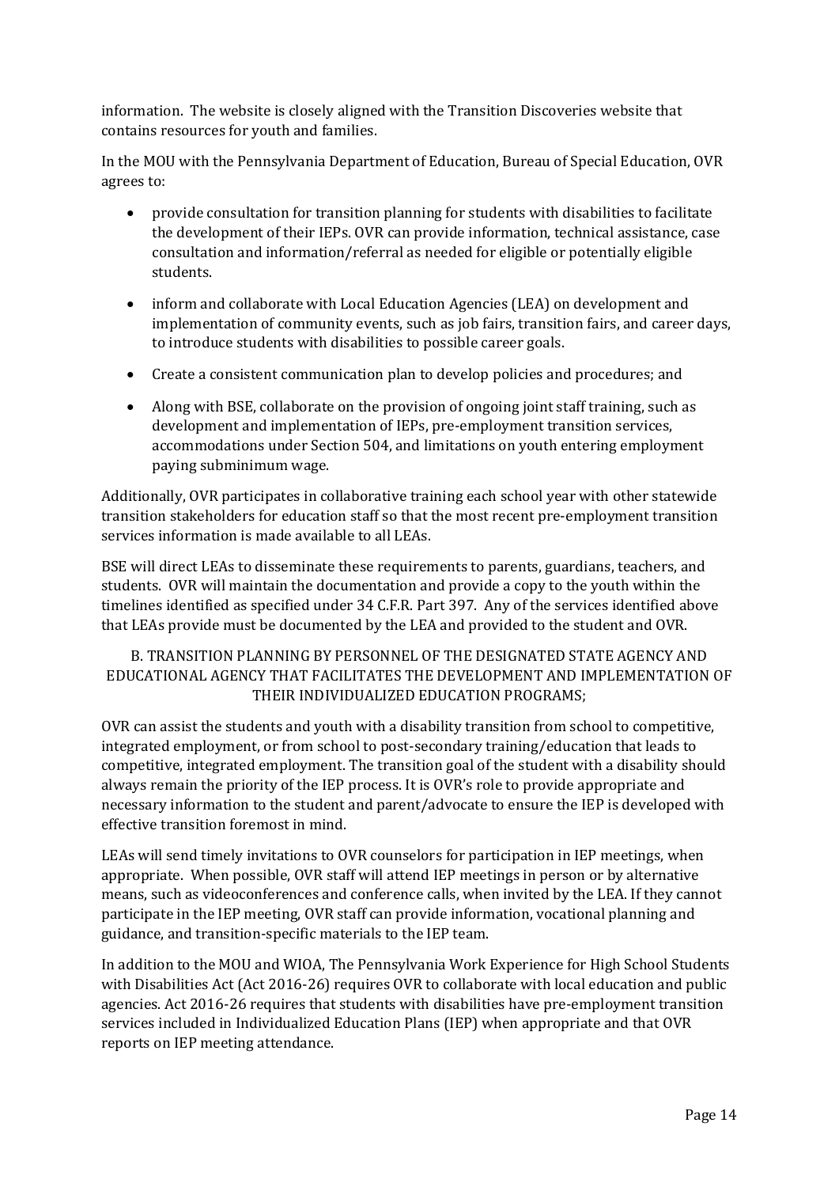information. The website is closely aligned with the Transition Discoveries website that contains resources for youth and families.

In the MOU with the Pennsylvania Department of Education, Bureau of Special Education, OVR agrees to:

- provide consultation for transition planning for students with disabilities to facilitate the development of their IEPs. OVR can provide information, technical assistance, case consultation and information/referral as needed for eligible or potentially eligible students.
- inform and collaborate with Local Education Agencies (LEA) on development and implementation of community events, such as job fairs, transition fairs, and career days, to introduce students with disabilities to possible career goals.
- Create a consistent communication plan to develop policies and procedures; and
- Along with BSE, collaborate on the provision of ongoing joint staff training, such as development and implementation of IEPs, pre-employment transition services, accommodations under Section 504, and limitations on youth entering employment paying subminimum wage.

Additionally, OVR participates in collaborative training each school year with other statewide transition stakeholders for education staff so that the most recent pre-employment transition services information is made available to all LEAs.

BSE will direct LEAs to disseminate these requirements to parents, guardians, teachers, and students. OVR will maintain the documentation and provide a copy to the youth within the timelines identified as specified under 34 C.F.R. Part 397. Any of the services identified above that LEAs provide must be documented by the LEA and provided to the student and OVR.

### B. TRANSITION PLANNING BY PERSONNEL OF THE DESIGNATED STATE AGENCY AND EDUCATIONAL AGENCY THAT FACILITATES THE DEVELOPMENT AND IMPLEMENTATION OF THEIR INDIVIDUALIZED EDUCATION PROGRAMS;

OVR can assist the students and youth with a disability transition from school to competitive, integrated employment, or from school to post-secondary training/education that leads to competitive, integrated employment. The transition goal of the student with a disability should always remain the priority of the IEP process. It is OVR's role to provide appropriate and necessary information to the student and parent/advocate to ensure the IEP is developed with effective transition foremost in mind.

LEAs will send timely invitations to OVR counselors for participation in IEP meetings, when appropriate. When possible, OVR staff will attend IEP meetings in person or by alternative means, such as videoconferences and conference calls, when invited by the LEA. If they cannot participate in the IEP meeting, OVR staff can provide information, vocational planning and guidance, and transition-specific materials to the IEP team.

In addition to the MOU and WIOA, The Pennsylvania Work Experience for High School Students with Disabilities Act (Act 2016-26) requires OVR to collaborate with local education and public agencies. Act 2016-26 requires that students with disabilities have pre-employment transition services included in Individualized Education Plans (IEP) when appropriate and that OVR reports on IEP meeting attendance.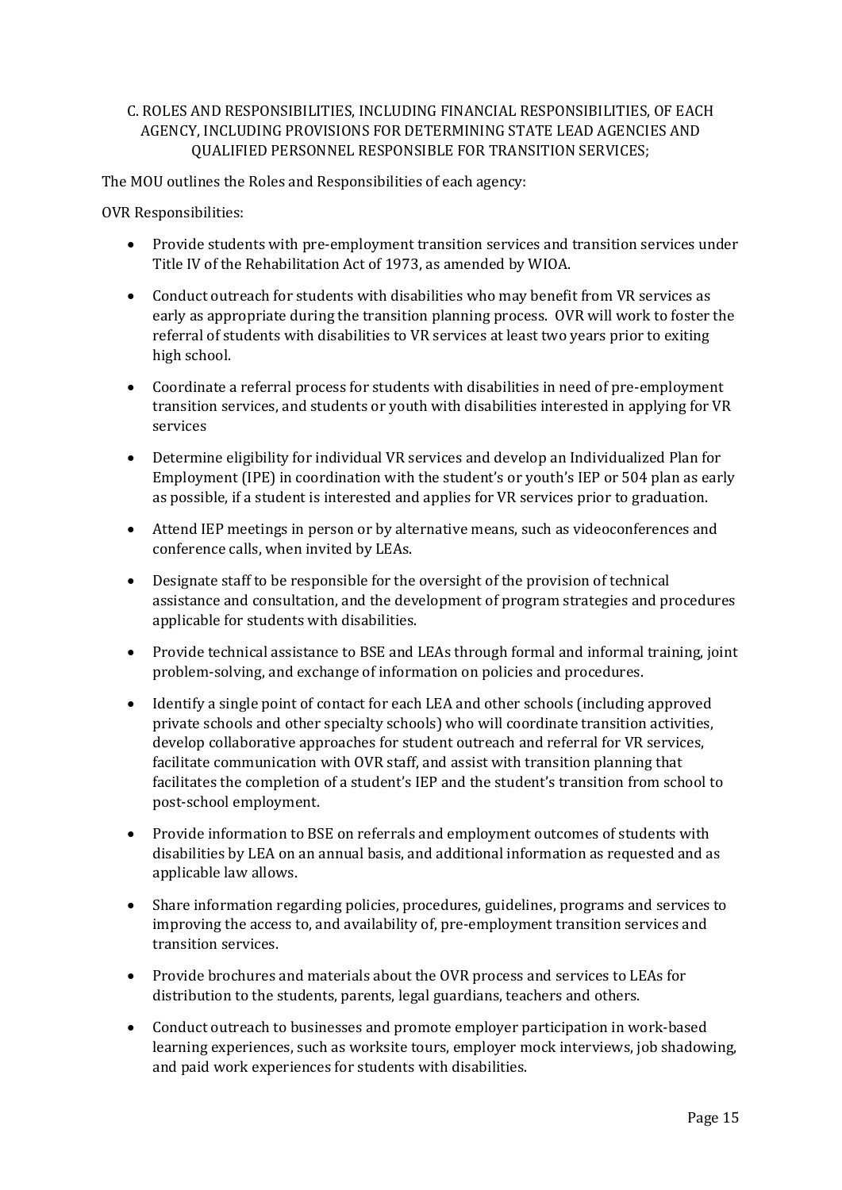### C. ROLES AND RESPONSIBILITIES, INCLUDING FINANCIAL RESPONSIBILITIES, OF EACH AGENCY, INCLUDING PROVISIONS FOR DETERMINING STATE LEAD AGENCIES AND QUALIFIED PERSONNEL RESPONSIBLE FOR TRANSITION SERVICES;

The MOU outlines the Roles and Responsibilities of each agency:

OVR Responsibilities:

- Provide students with pre-employment transition services and transition services under Title IV of the Rehabilitation Act of 1973, as amended by WIOA.
- Conduct outreach for students with disabilities who may benefit from VR services as early as appropriate during the transition planning process. OVR will work to foster the referral of students with disabilities to VR services at least two years prior to exiting high school.
- Coordinate a referral process for students with disabilities in need of pre-employment transition services, and students or youth with disabilities interested in applying for VR services
- Determine eligibility for individual VR services and develop an Individualized Plan for Employment (IPE) in coordination with the student's or youth's IEP or 504 plan as early as possible, if a student is interested and applies for VR services prior to graduation.
- Attend IEP meetings in person or by alternative means, such as videoconferences and conference calls, when invited by LEAs.
- Designate staff to be responsible for the oversight of the provision of technical assistance and consultation, and the development of program strategies and procedures applicable for students with disabilities.
- Provide technical assistance to BSE and LEAs through formal and informal training, joint problem-solving, and exchange of information on policies and procedures.
- Identify a single point of contact for each LEA and other schools (including approved private schools and other specialty schools) who will coordinate transition activities, develop collaborative approaches for student outreach and referral for VR services, facilitate communication with OVR staff, and assist with transition planning that facilitates the completion of a student's IEP and the student's transition from school to post-school employment.
- Provide information to BSE on referrals and employment outcomes of students with disabilities by LEA on an annual basis, and additional information as requested and as applicable law allows.
- Share information regarding policies, procedures, guidelines, programs and services to improving the access to, and availability of, pre-employment transition services and transition services.
- Provide brochures and materials about the OVR process and services to LEAs for distribution to the students, parents, legal guardians, teachers and others.
- Conduct outreach to businesses and promote employer participation in work-based learning experiences, such as worksite tours, employer mock interviews, job shadowing, and paid work experiences for students with disabilities.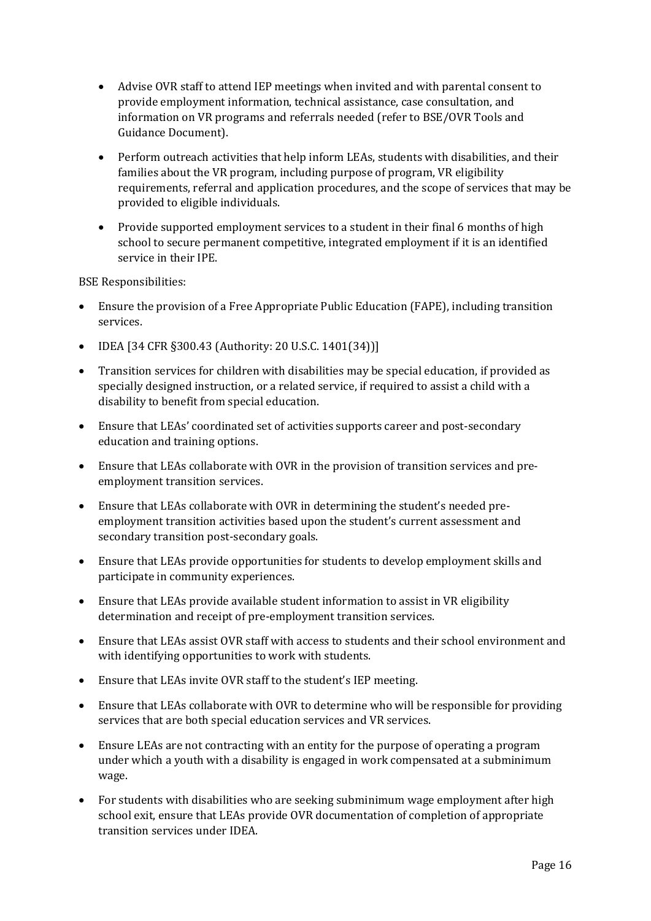- Advise OVR staff to attend IEP meetings when invited and with parental consent to provide employment information, technical assistance, case consultation, and information on VR programs and referrals needed (refer to BSE/OVR Tools and Guidance Document).
- Perform outreach activities that help inform LEAs, students with disabilities, and their families about the VR program, including purpose of program, VR eligibility requirements, referral and application procedures, and the scope of services that may be provided to eligible individuals.
- Provide supported employment services to a student in their final 6 months of high school to secure permanent competitive, integrated employment if it is an identified service in their IPE.

BSE Responsibilities:

- Ensure the provision of a Free Appropriate Public Education (FAPE), including transition services.
- IDEA [34 CFR §300.43 (Authority: 20 U.S.C. 1401(34))]
- Transition services for children with disabilities may be special education, if provided as specially designed instruction, or a related service, if required to assist a child with a disability to benefit from special education.
- Ensure that LEAs' coordinated set of activities supports career and post-secondary education and training options.
- Ensure that LEAs collaborate with OVR in the provision of transition services and pre-employment transition services.
- Ensure that LEAs collaborate with OVR in determining the student's needed pre-employment transition activities based upon the student's current assessment and secondary transition post-secondary goals.
- Ensure that LEAs provide opportunities for students to develop employment skills and participate in community experiences.
- Ensure that LEAs provide available student information to assist in VR eligibility determination and receipt of pre-employment transition services.
- Ensure that LEAs assist OVR staff with access to students and their school environment and with identifying opportunities to work with students.
- Ensure that LEAs invite OVR staff to the student's IEP meeting.
- Ensure that LEAs collaborate with OVR to determine who will be responsible for providing services that are both special education services and VR services.
- Ensure LEAs are not contracting with an entity for the purpose of operating a program under which a youth with a disability is engaged in work compensated at a subminimum wage.
- For students with disabilities who are seeking subminimum wage employment after high school exit, ensure that LEAs provide OVR documentation of completion of appropriate transition services under IDEA.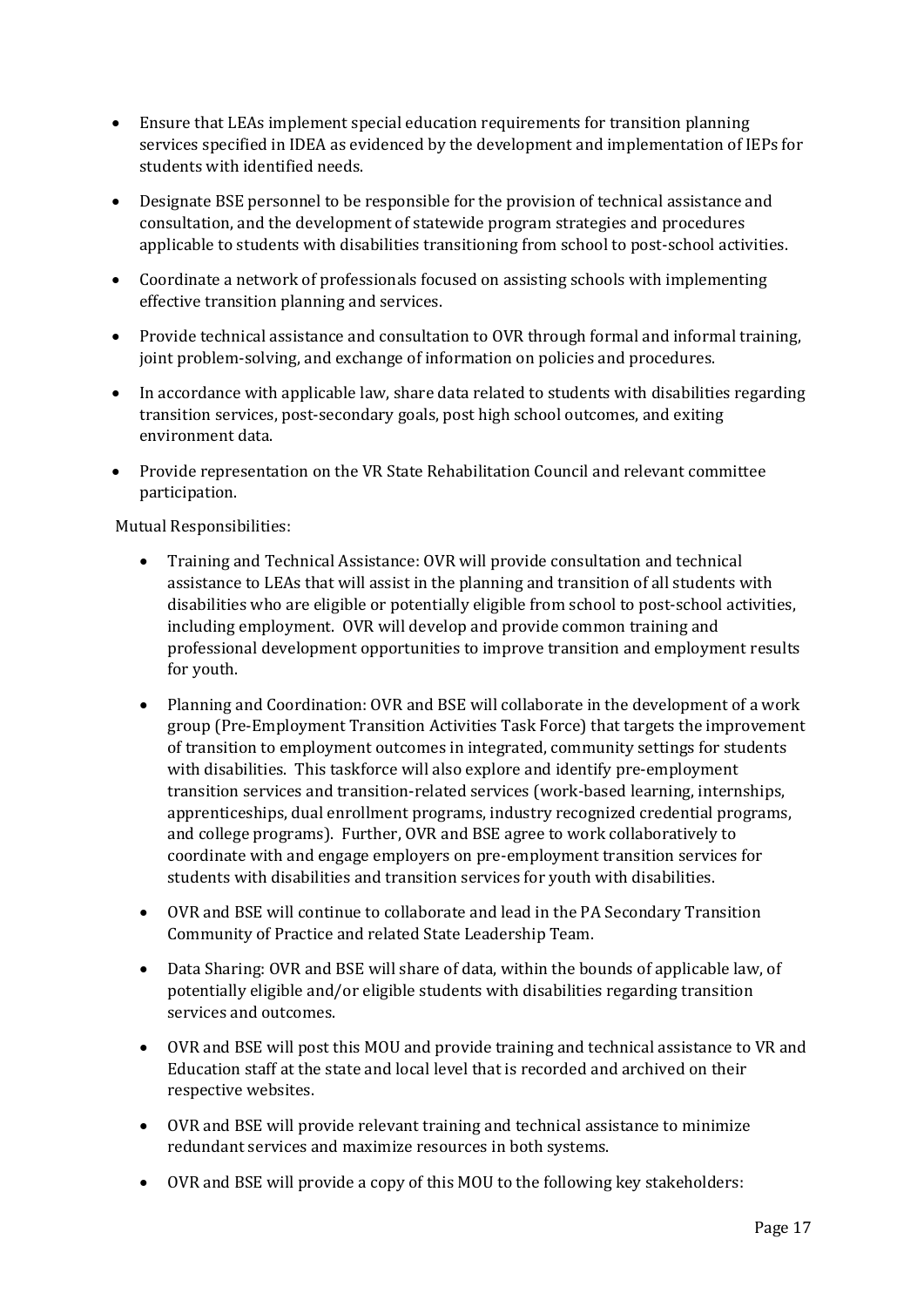- Ensure that LEAs implement special education requirements for transition planning services specified in IDEA as evidenced by the development and implementation of IEPs for students with identified needs.
- Designate BSE personnel to be responsible for the provision of technical assistance and consultation, and the development of statewide program strategies and procedures applicable to students with disabilities transitioning from school to post-school activities.
- Coordinate a network of professionals focused on assisting schools with implementing effective transition planning and services.
- Provide technical assistance and consultation to OVR through formal and informal training, joint problem-solving, and exchange of information on policies and procedures.
- In accordance with applicable law, share data related to students with disabilities regarding transition services, post-secondary goals, post high school outcomes, and exiting environment data.
- Provide representation on the VR State Rehabilitation Council and relevant committee participation.

Mutual Responsibilities:

- Training and Technical Assistance: OVR will provide consultation and technical assistance to LEAs that will assist in the planning and transition of all students with disabilities who are eligible or potentially eligible from school to post-school activities, including employment. OVR will develop and provide common training and professional development opportunities to improve transition and employment results for youth.
- Planning and Coordination: OVR and BSE will collaborate in the development of a work group (Pre-Employment Transition Activities Task Force) that targets the improvement of transition to employment outcomes in integrated, community settings for students with disabilities. This taskforce will also explore and identify pre-employment transition services and transition-related services (work-based learning, internships, apprenticeships, dual enrollment programs, industry recognized credential programs, and college programs). Further, OVR and BSE agree to work collaboratively to coordinate with and engage employers on pre-employment transition services for students with disabilities and transition services for youth with disabilities.
- OVR and BSE will continue to collaborate and lead in the PA Secondary Transition Community of Practice and related State Leadership Team.
- Data Sharing: OVR and BSE will share of data, within the bounds of applicable law, of potentially eligible and/or eligible students with disabilities regarding transition services and outcomes.
- OVR and BSE will post this MOU and provide training and technical assistance to VR and Education staff at the state and local level that is recorded and archived on their respective websites.
- OVR and BSE will provide relevant training and technical assistance to minimize redundant services and maximize resources in both systems.
- OVR and BSE will provide a copy of this MOU to the following key stakeholders: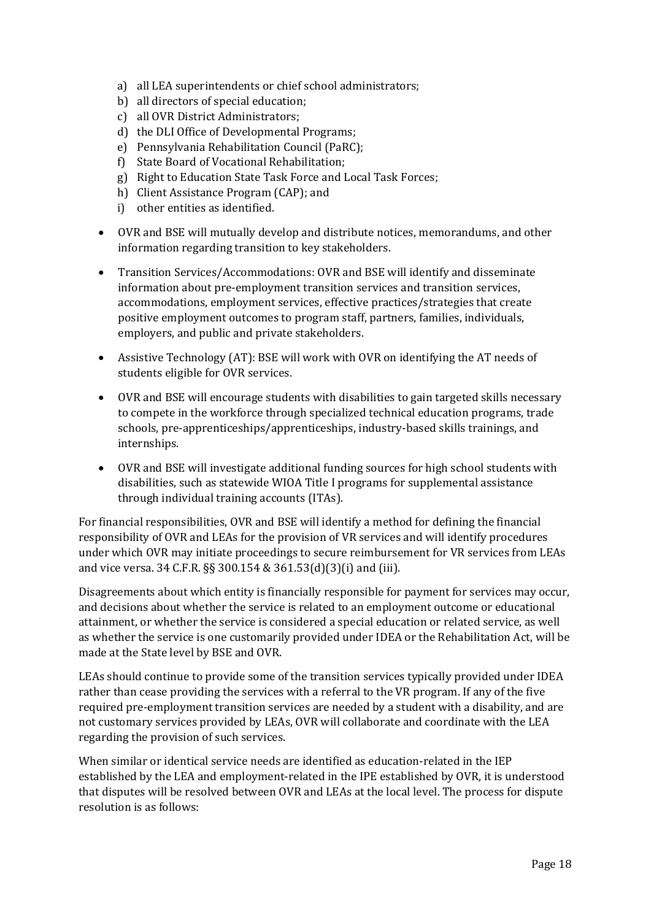a) all LEA superintendents or chief school administrators;
b) all directors of special education;
c) all OVR District Administrators;
d) the DLI Office of Developmental Programs;
e) Pennsylvania Rehabilitation Council (PaRC);
f) State Board of Vocational Rehabilitation;
g) Right to Education State Task Force and Local Task Forces;
h) Client Assistance Program (CAP); and
i) other entities as identified.

- OVR and BSE will mutually develop and distribute notices, memorandums, and other information regarding transition to key stakeholders.
- Transition Services/Accommodations: OVR and BSE will identify and disseminate information about pre-employment transition services and transition services, accommodations, employment services, effective practices/strategies that create positive employment outcomes to program staff, partners, families, individuals, employers, and public and private stakeholders.
- Assistive Technology (AT): BSE will work with OVR on identifying the AT needs of students eligible for OVR services.
- OVR and BSE will encourage students with disabilities to gain targeted skills necessary to compete in the workforce through specialized technical education programs, trade schools, pre-apprenticeships/apprenticeships, industry-based skills trainings, and internships.
- OVR and BSE will investigate additional funding sources for high school students with disabilities, such as statewide WIOA Title I programs for supplemental assistance through individual training accounts (ITAs).

For financial responsibilities, OVR and BSE will identify a method for defining the financial responsibility of OVR and LEAs for the provision of VR services and will identify procedures under which OVR may initiate proceedings to secure reimbursement for VR services from LEAs and vice versa. 34 C.F.R. §§ 300.154 & 361.53(d)(3)(i) and (iii).

Disagreements about which entity is financially responsible for payment for services may occur, and decisions about whether the service is related to an employment outcome or educational attainment, or whether the service is considered a special education or related service, as well as whether the service is one customarily provided under IDEA or the Rehabilitation Act, will be made at the State level by BSE and OVR.

LEAs should continue to provide some of the transition services typically provided under IDEA rather than cease providing the services with a referral to the VR program. If any of the five required pre-employment transition services are needed by a student with a disability, and are not customary services provided by LEAs, OVR will collaborate and coordinate with the LEA regarding the provision of such services.

When similar or identical service needs are identified as education-related in the IEP established by the LEA and employment-related in the IPE established by OVR, it is understood that disputes will be resolved between OVR and LEAs at the local level. The process for dispute resolution is as follows: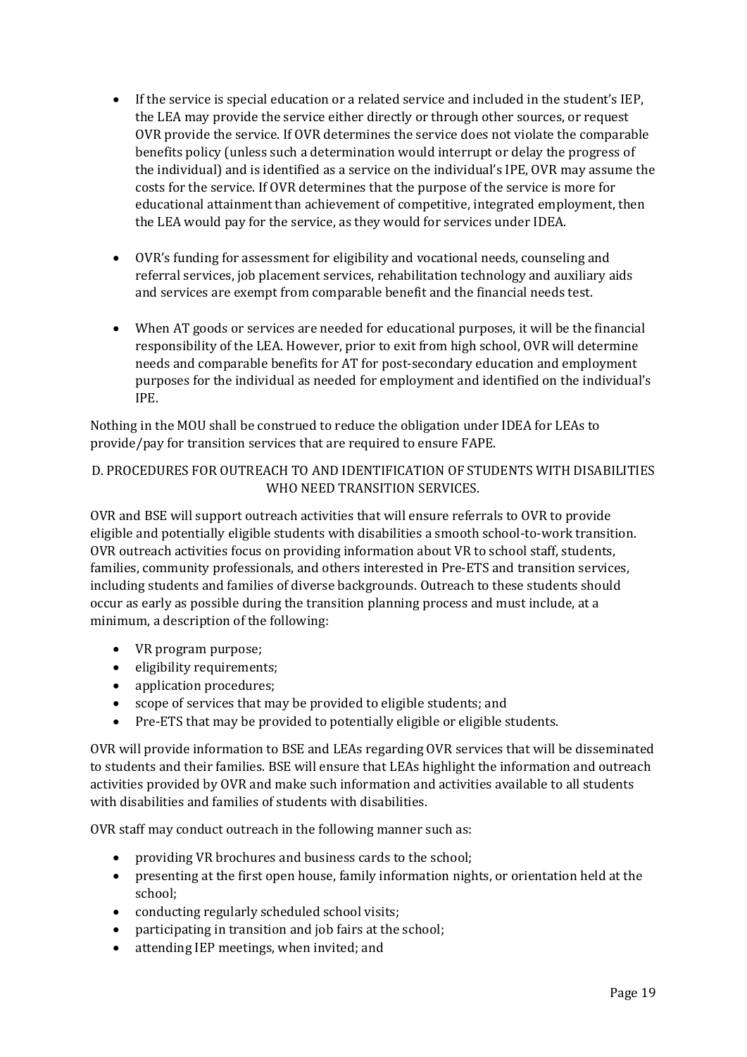- If the service is special education or a related service and included in the student's IEP, the LEA may provide the service either directly or through other sources, or request OVR provide the service. If OVR determines the service does not violate the comparable benefits policy (unless such a determination would interrupt or delay the progress of the individual) and is identified as a service on the individual's IPE, OVR may assume the costs for the service. If OVR determines that the purpose of the service is more for educational attainment than achievement of competitive, integrated employment, then the LEA would pay for the service, as they would for services under IDEA.

- OVR's funding for assessment for eligibility and vocational needs, counseling and referral services, job placement services, rehabilitation technology and auxiliary aids and services are exempt from comparable benefit and the financial needs test.

- When AT goods or services are needed for educational purposes, it will be the financial responsibility of the LEA. However, prior to exit from high school, OVR will determine needs and comparable benefits for AT for post-secondary education and employment purposes for the individual as needed for employment and identified on the individual's IPE.

Nothing in the MOU shall be construed to reduce the obligation under IDEA for LEAs to provide/pay for transition services that are required to ensure FAPE.

## D. PROCEDURES FOR OUTREACH TO AND IDENTIFICATION OF STUDENTS WITH DISABILITIES WHO NEED TRANSITION SERVICES.

OVR and BSE will support outreach activities that will ensure referrals to OVR to provide eligible and potentially eligible students with disabilities a smooth school-to-work transition. OVR outreach activities focus on providing information about VR to school staff, students, families, community professionals, and others interested in Pre-ETS and transition services, including students and families of diverse backgrounds. Outreach to these students should occur as early as possible during the transition planning process and must include, at a minimum, a description of the following:

- VR program purpose;
- eligibility requirements;
- application procedures;
- scope of services that may be provided to eligible students; and
- Pre-ETS that may be provided to potentially eligible or eligible students.

OVR will provide information to BSE and LEAs regarding OVR services that will be disseminated to students and their families. BSE will ensure that LEAs highlight the information and outreach activities provided by OVR and make such information and activities available to all students with disabilities and families of students with disabilities.

OVR staff may conduct outreach in the following manner such as:

- providing VR brochures and business cards to the school;
- presenting at the first open house, family information nights, or orientation held at the school;
- conducting regularly scheduled school visits;
- participating in transition and job fairs at the school;
- attending IEP meetings, when invited; and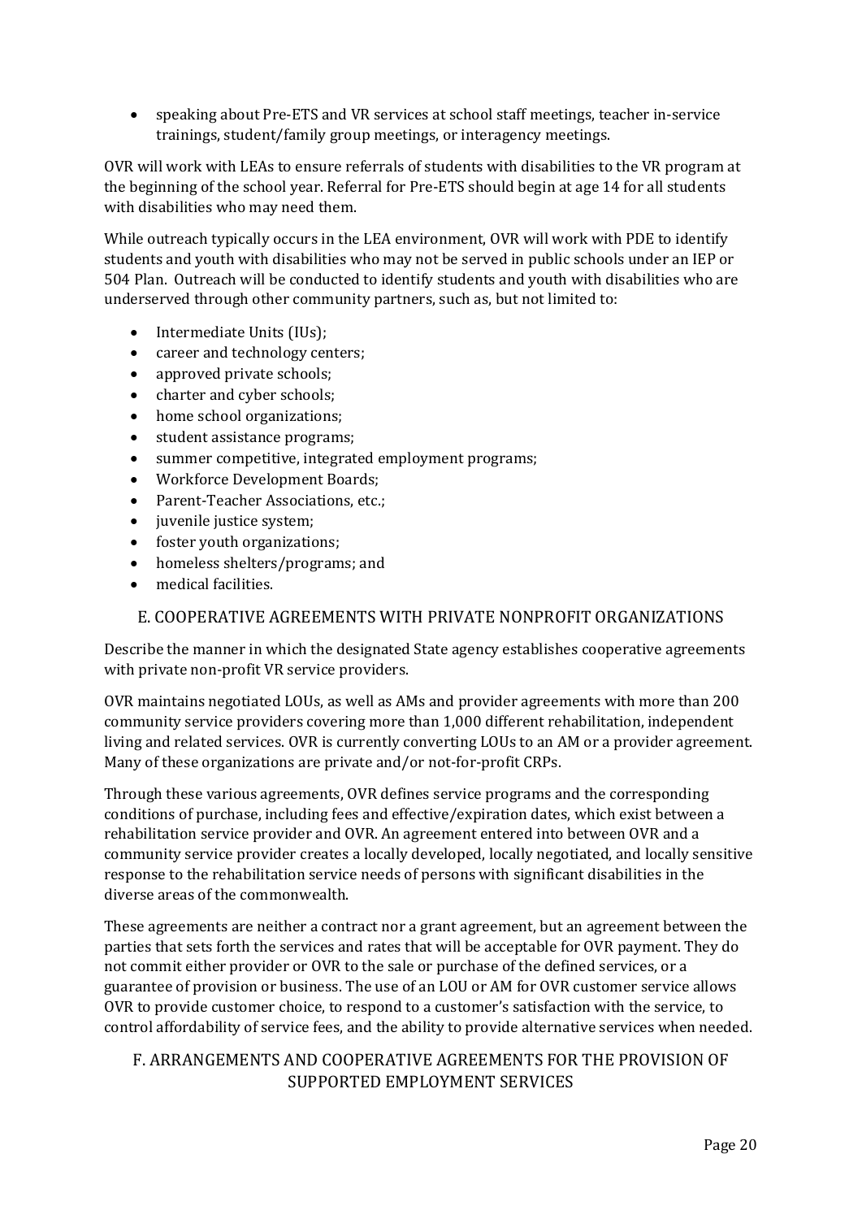- speaking about Pre-ETS and VR services at school staff meetings, teacher in-service trainings, student/family group meetings, or interagency meetings.

OVR will work with LEAs to ensure referrals of students with disabilities to the VR program at the beginning of the school year. Referral for Pre-ETS should begin at age 14 for all students with disabilities who may need them.

While outreach typically occurs in the LEA environment, OVR will work with PDE to identify students and youth with disabilities who may not be served in public schools under an IEP or 504 Plan. Outreach will be conducted to identify students and youth with disabilities who are underserved through other community partners, such as, but not limited to:

- Intermediate Units (IUs);
- career and technology centers;
- approved private schools;
- charter and cyber schools;
- home school organizations;
- student assistance programs;
- summer competitive, integrated employment programs;
- Workforce Development Boards;
- Parent-Teacher Associations, etc.;
- juvenile justice system;
- foster youth organizations;
- homeless shelters/programs; and
- medical facilities.

## E. COOPERATIVE AGREEMENTS WITH PRIVATE NONPROFIT ORGANIZATIONS

Describe the manner in which the designated State agency establishes cooperative agreements with private non-profit VR service providers.

OVR maintains negotiated LOUs, as well as AMs and provider agreements with more than 200 community service providers covering more than 1,000 different rehabilitation, independent living and related services. OVR is currently converting LOUs to an AM or a provider agreement. Many of these organizations are private and/or not-for-profit CRPs.

Through these various agreements, OVR defines service programs and the corresponding conditions of purchase, including fees and effective/expiration dates, which exist between a rehabilitation service provider and OVR. An agreement entered into between OVR and a community service provider creates a locally developed, locally negotiated, and locally sensitive response to the rehabilitation service needs of persons with significant disabilities in the diverse areas of the commonwealth.

These agreements are neither a contract nor a grant agreement, but an agreement between the parties that sets forth the services and rates that will be acceptable for OVR payment. They do not commit either provider or OVR to the sale or purchase of the defined services, or a guarantee of provision or business. The use of an LOU or AM for OVR customer service allows OVR to provide customer choice, to respond to a customer's satisfaction with the service, to control affordability of service fees, and the ability to provide alternative services when needed.

## F. ARRANGEMENTS AND COOPERATIVE AGREEMENTS FOR THE PROVISION OF SUPPORTED EMPLOYMENT SERVICES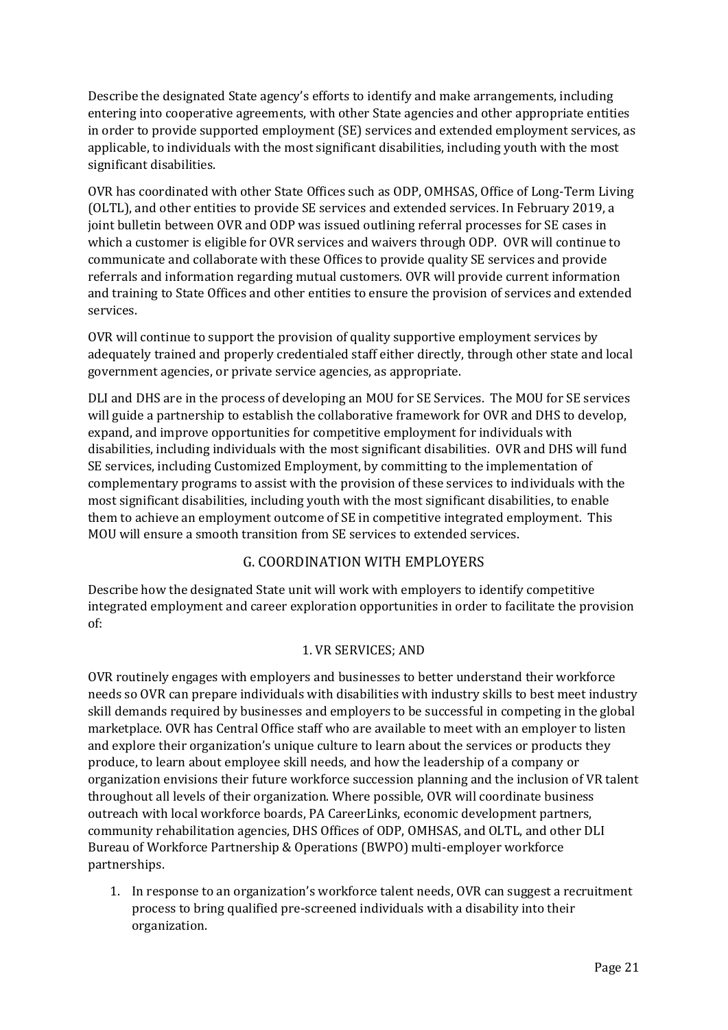Describe the designated State agency's efforts to identify and make arrangements, including entering into cooperative agreements, with other State agencies and other appropriate entities in order to provide supported employment (SE) services and extended employment services, as applicable, to individuals with the most significant disabilities, including youth with the most significant disabilities.

OVR has coordinated with other State Offices such as ODP, OMHSAS, Office of Long-Term Living (OLTL), and other entities to provide SE services and extended services. In February 2019, a joint bulletin between OVR and ODP was issued outlining referral processes for SE cases in which a customer is eligible for OVR services and waivers through ODP. OVR will continue to communicate and collaborate with these Offices to provide quality SE services and provide referrals and information regarding mutual customers. OVR will provide current information and training to State Offices and other entities to ensure the provision of services and extended services.

OVR will continue to support the provision of quality supportive employment services by adequately trained and properly credentialed staff either directly, through other state and local government agencies, or private service agencies, as appropriate.

DLI and DHS are in the process of developing an MOU for SE Services. The MOU for SE services will guide a partnership to establish the collaborative framework for OVR and DHS to develop, expand, and improve opportunities for competitive employment for individuals with disabilities, including individuals with the most significant disabilities. OVR and DHS will fund SE services, including Customized Employment, by committing to the implementation of complementary programs to assist with the provision of these services to individuals with the most significant disabilities, including youth with the most significant disabilities, to enable them to achieve an employment outcome of SE in competitive integrated employment. This MOU will ensure a smooth transition from SE services to extended services.

## G. COORDINATION WITH EMPLOYERS

Describe how the designated State unit will work with employers to identify competitive integrated employment and career exploration opportunities in order to facilitate the provision of:

### 1. VR SERVICES; AND

OVR routinely engages with employers and businesses to better understand their workforce needs so OVR can prepare individuals with disabilities with industry skills to best meet industry skill demands required by businesses and employers to be successful in competing in the global marketplace. OVR has Central Office staff who are available to meet with an employer to listen and explore their organization's unique culture to learn about the services or products they produce, to learn about employee skill needs, and how the leadership of a company or organization envisions their future workforce succession planning and the inclusion of VR talent throughout all levels of their organization. Where possible, OVR will coordinate business outreach with local workforce boards, PA CareerLinks, economic development partners, community rehabilitation agencies, DHS Offices of ODP, OMHSAS, and OLTL, and other DLI Bureau of Workforce Partnership & Operations (BWPO) multi-employer workforce partnerships.

1. In response to an organization's workforce talent needs, OVR can suggest a recruitment process to bring qualified pre-screened individuals with a disability into their organization.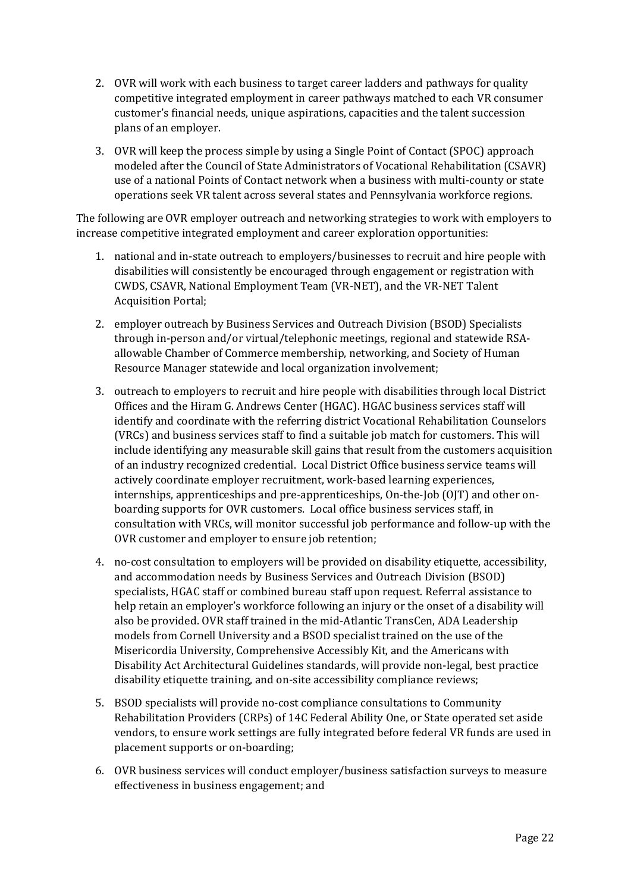2. OVR will work with each business to target career ladders and pathways for quality competitive integrated employment in career pathways matched to each VR consumer customer's financial needs, unique aspirations, capacities and the talent succession plans of an employer.
3. OVR will keep the process simple by using a Single Point of Contact (SPOC) approach modeled after the Council of State Administrators of Vocational Rehabilitation (CSAVR) use of a national Points of Contact network when a business with multi-county or state operations seek VR talent across several states and Pennsylvania workforce regions.

The following are OVR employer outreach and networking strategies to work with employers to increase competitive integrated employment and career exploration opportunities:

1. national and in-state outreach to employers/businesses to recruit and hire people with disabilities will consistently be encouraged through engagement or registration with CWDS, CSAVR, National Employment Team (VR-NET), and the VR-NET Talent Acquisition Portal;
2. employer outreach by Business Services and Outreach Division (BSOD) Specialists through in-person and/or virtual/telephonic meetings, regional and statewide RSA-allowable Chamber of Commerce membership, networking, and Society of Human Resource Manager statewide and local organization involvement;
3. outreach to employers to recruit and hire people with disabilities through local District Offices and the Hiram G. Andrews Center (HGAC). HGAC business services staff will identify and coordinate with the referring district Vocational Rehabilitation Counselors (VRCs) and business services staff to find a suitable job match for customers. This will include identifying any measurable skill gains that result from the customers acquisition of an industry recognized credential. Local District Office business service teams will actively coordinate employer recruitment, work-based learning experiences, internships, apprenticeships and pre-apprenticeships, On-the-Job (OJT) and other on-boarding supports for OVR customers. Local office business services staff, in consultation with VRCs, will monitor successful job performance and follow-up with the OVR customer and employer to ensure job retention;
4. no-cost consultation to employers will be provided on disability etiquette, accessibility, and accommodation needs by Business Services and Outreach Division (BSOD) specialists, HGAC staff or combined bureau staff upon request. Referral assistance to help retain an employer's workforce following an injury or the onset of a disability will also be provided. OVR staff trained in the mid-Atlantic TransCen, ADA Leadership models from Cornell University and a BSOD specialist trained on the use of the Misericordia University, Comprehensive Accessibly Kit, and the Americans with Disability Act Architectural Guidelines standards, will provide non-legal, best practice disability etiquette training, and on-site accessibility compliance reviews;
5. BSOD specialists will provide no-cost compliance consultations to Community Rehabilitation Providers (CRPs) of 14C Federal Ability One, or State operated set aside vendors, to ensure work settings are fully integrated before federal VR funds are used in placement supports or on-boarding;
6. OVR business services will conduct employer/business satisfaction surveys to measure effectiveness in business engagement; and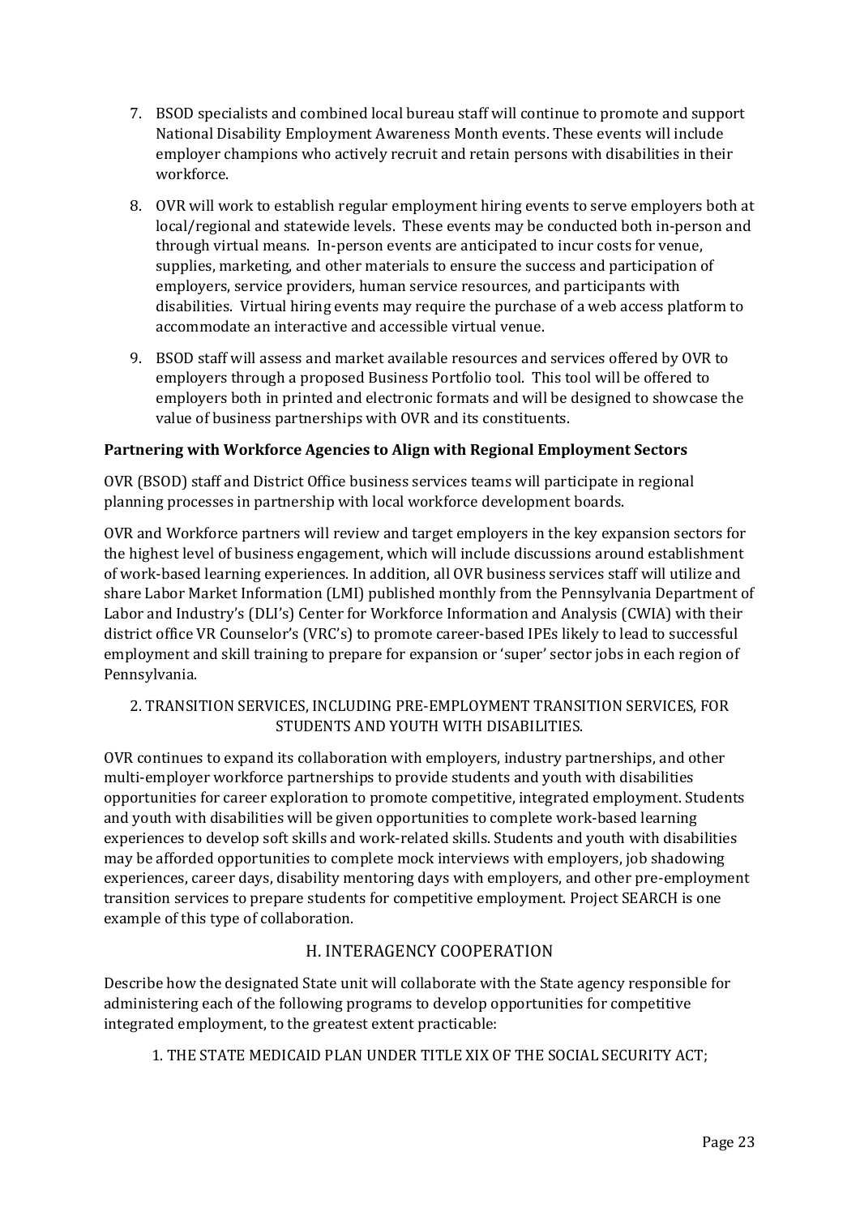7. BSOD specialists and combined local bureau staff will continue to promote and support National Disability Employment Awareness Month events. These events will include employer champions who actively recruit and retain persons with disabilities in their workforce.
8. OVR will work to establish regular employment hiring events to serve employers both at local/regional and statewide levels. These events may be conducted both in-person and through virtual means. In-person events are anticipated to incur costs for venue, supplies, marketing, and other materials to ensure the success and participation of employers, service providers, human service resources, and participants with disabilities. Virtual hiring events may require the purchase of a web access platform to accommodate an interactive and accessible virtual venue.
9. BSOD staff will assess and market available resources and services offered by OVR to employers through a proposed Business Portfolio tool. This tool will be offered to employers both in printed and electronic formats and will be designed to showcase the value of business partnerships with OVR and its constituents.

**Partnering with Workforce Agencies to Align with Regional Employment Sectors**

OVR (BSOD) staff and District Office business services teams will participate in regional planning processes in partnership with local workforce development boards.

OVR and Workforce partners will review and target employers in the key expansion sectors for the highest level of business engagement, which will include discussions around establishment of work-based learning experiences. In addition, all OVR business services staff will utilize and share Labor Market Information (LMI) published monthly from the Pennsylvania Department of Labor and Industry's (DLI's) Center for Workforce Information and Analysis (CWIA) with their district office VR Counselor's (VRC's) to promote career-based IPEs likely to lead to successful employment and skill training to prepare for expansion or 'super' sector jobs in each region of Pennsylvania.

## 2. TRANSITION SERVICES, INCLUDING PRE-EMPLOYMENT TRANSITION SERVICES, FOR STUDENTS AND YOUTH WITH DISABILITIES.

OVR continues to expand its collaboration with employers, industry partnerships, and other multi-employer workforce partnerships to provide students and youth with disabilities opportunities for career exploration to promote competitive, integrated employment. Students and youth with disabilities will be given opportunities to complete work-based learning experiences to develop soft skills and work-related skills. Students and youth with disabilities may be afforded opportunities to complete mock interviews with employers, job shadowing experiences, career days, disability mentoring days with employers, and other pre-employment transition services to prepare students for competitive employment. Project SEARCH is one example of this type of collaboration.

# H. INTERAGENCY COOPERATION

Describe how the designated State unit will collaborate with the State agency responsible for administering each of the following programs to develop opportunities for competitive integrated employment, to the greatest extent practicable:

1. THE STATE MEDICAID PLAN UNDER TITLE XIX OF THE SOCIAL SECURITY ACT;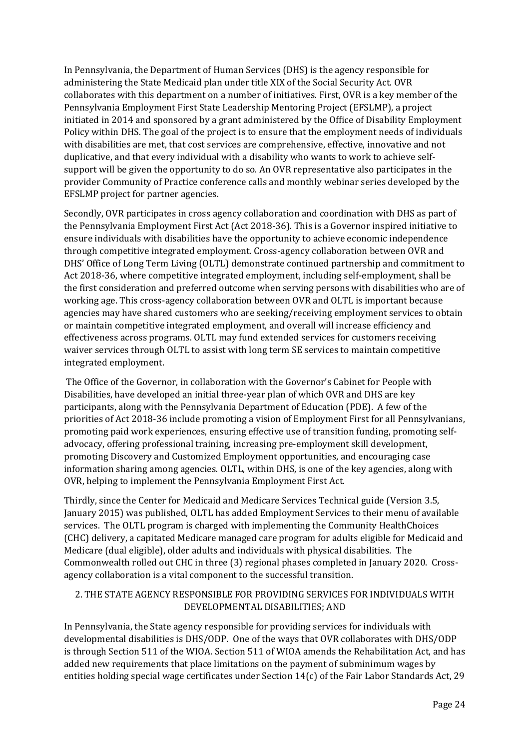In Pennsylvania, the Department of Human Services (DHS) is the agency responsible for administering the State Medicaid plan under title XIX of the Social Security Act. OVR collaborates with this department on a number of initiatives. First, OVR is a key member of the Pennsylvania Employment First State Leadership Mentoring Project (EFSLMP), a project initiated in 2014 and sponsored by a grant administered by the Office of Disability Employment Policy within DHS. The goal of the project is to ensure that the employment needs of individuals with disabilities are met, that cost services are comprehensive, effective, innovative and not duplicative, and that every individual with a disability who wants to work to achieve self-support will be given the opportunity to do so. An OVR representative also participates in the provider Community of Practice conference calls and monthly webinar series developed by the EFSLMP project for partner agencies.

Secondly, OVR participates in cross agency collaboration and coordination with DHS as part of the Pennsylvania Employment First Act (Act 2018-36). This is a Governor inspired initiative to ensure individuals with disabilities have the opportunity to achieve economic independence through competitive integrated employment. Cross-agency collaboration between OVR and DHS' Office of Long Term Living (OLTL) demonstrate continued partnership and commitment to Act 2018-36, where competitive integrated employment, including self-employment, shall be the first consideration and preferred outcome when serving persons with disabilities who are of working age. This cross-agency collaboration between OVR and OLTL is important because agencies may have shared customers who are seeking/receiving employment services to obtain or maintain competitive integrated employment, and overall will increase efficiency and effectiveness across programs. OLTL may fund extended services for customers receiving waiver services through OLTL to assist with long term SE services to maintain competitive integrated employment.

The Office of the Governor, in collaboration with the Governor's Cabinet for People with Disabilities, have developed an initial three-year plan of which OVR and DHS are key participants, along with the Pennsylvania Department of Education (PDE). A few of the priorities of Act 2018-36 include promoting a vision of Employment First for all Pennsylvanians, promoting paid work experiences, ensuring effective use of transition funding, promoting self-advocacy, offering professional training, increasing pre-employment skill development, promoting Discovery and Customized Employment opportunities, and encouraging case information sharing among agencies. OLTL, within DHS, is one of the key agencies, along with OVR, helping to implement the Pennsylvania Employment First Act.

Thirdly, since the Center for Medicaid and Medicare Services Technical guide (Version 3.5, January 2015) was published, OLTL has added Employment Services to their menu of available services. The OLTL program is charged with implementing the Community HealthChoices (CHC) delivery, a capitated Medicare managed care program for adults eligible for Medicaid and Medicare (dual eligible), older adults and individuals with physical disabilities. The Commonwealth rolled out CHC in three (3) regional phases completed in January 2020. Cross-agency collaboration is a vital component to the successful transition.

## 2. THE STATE AGENCY RESPONSIBLE FOR PROVIDING SERVICES FOR INDIVIDUALS WITH DEVELOPMENTAL DISABILITIES; AND

In Pennsylvania, the State agency responsible for providing services for individuals with developmental disabilities is DHS/ODP. One of the ways that OVR collaborates with DHS/ODP is through Section 511 of the WIOA. Section 511 of WIOA amends the Rehabilitation Act, and has added new requirements that place limitations on the payment of subminimum wages by entities holding special wage certificates under Section 14(c) of the Fair Labor Standards Act, 29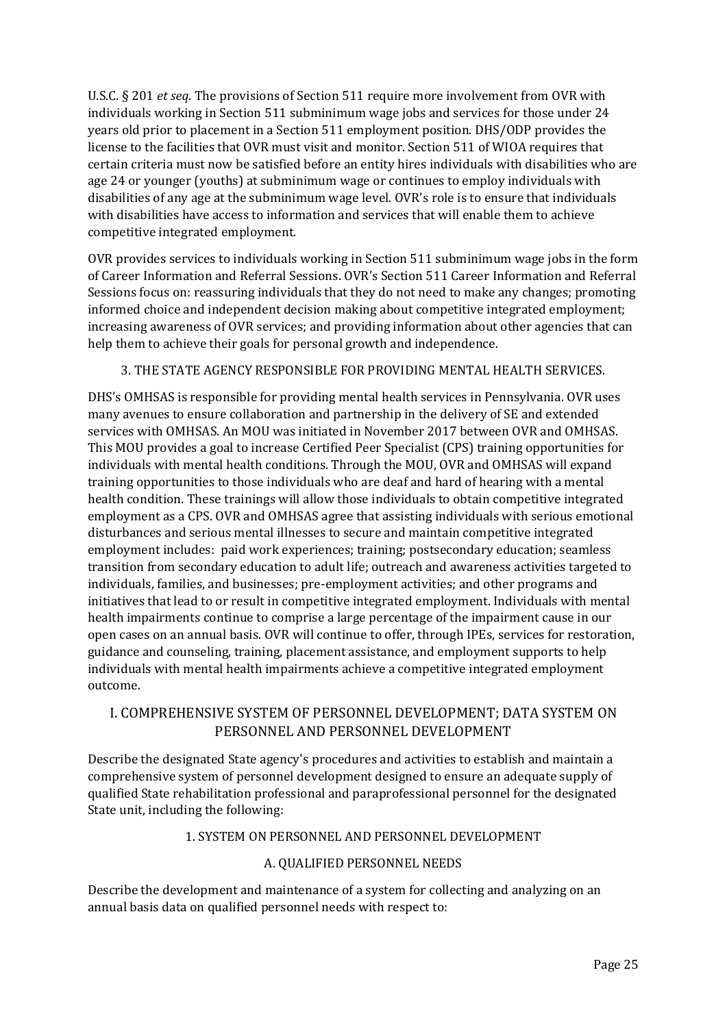U.S.C. § 201 *et seq*. The provisions of Section 511 require more involvement from OVR with individuals working in Section 511 subminimum wage jobs and services for those under 24 years old prior to placement in a Section 511 employment position. DHS/ODP provides the license to the facilities that OVR must visit and monitor. Section 511 of WIOA requires that certain criteria must now be satisfied before an entity hires individuals with disabilities who are age 24 or younger (youths) at subminimum wage or continues to employ individuals with disabilities of any age at the subminimum wage level. OVR's role is to ensure that individuals with disabilities have access to information and services that will enable them to achieve competitive integrated employment.

OVR provides services to individuals working in Section 511 subminimum wage jobs in the form of Career Information and Referral Sessions. OVR's Section 511 Career Information and Referral Sessions focus on: reassuring individuals that they do not need to make any changes; promoting informed choice and independent decision making about competitive integrated employment; increasing awareness of OVR services; and providing information about other agencies that can help them to achieve their goals for personal growth and independence.

3. THE STATE AGENCY RESPONSIBLE FOR PROVIDING MENTAL HEALTH SERVICES.

DHS's OMHSAS is responsible for providing mental health services in Pennsylvania. OVR uses many avenues to ensure collaboration and partnership in the delivery of SE and extended services with OMHSAS. An MOU was initiated in November 2017 between OVR and OMHSAS. This MOU provides a goal to increase Certified Peer Specialist (CPS) training opportunities for individuals with mental health conditions. Through the MOU, OVR and OMHSAS will expand training opportunities to those individuals who are deaf and hard of hearing with a mental health condition. These trainings will allow those individuals to obtain competitive integrated employment as a CPS. OVR and OMHSAS agree that assisting individuals with serious emotional disturbances and serious mental illnesses to secure and maintain competitive integrated employment includes: paid work experiences; training; postsecondary education; seamless transition from secondary education to adult life; outreach and awareness activities targeted to individuals, families, and businesses; pre-employment activities; and other programs and initiatives that lead to or result in competitive integrated employment. Individuals with mental health impairments continue to comprise a large percentage of the impairment cause in our open cases on an annual basis. OVR will continue to offer, through IPEs, services for restoration, guidance and counseling, training, placement assistance, and employment supports to help individuals with mental health impairments achieve a competitive integrated employment outcome.

## I. COMPREHENSIVE SYSTEM OF PERSONNEL DEVELOPMENT; DATA SYSTEM ON PERSONNEL AND PERSONNEL DEVELOPMENT

Describe the designated State agency's procedures and activities to establish and maintain a comprehensive system of personnel development designed to ensure an adequate supply of qualified State rehabilitation professional and paraprofessional personnel for the designated State unit, including the following:

### 1. SYSTEM ON PERSONNEL AND PERSONNEL DEVELOPMENT

### A. QUALIFIED PERSONNEL NEEDS

Describe the development and maintenance of a system for collecting and analyzing on an annual basis data on qualified personnel needs with respect to: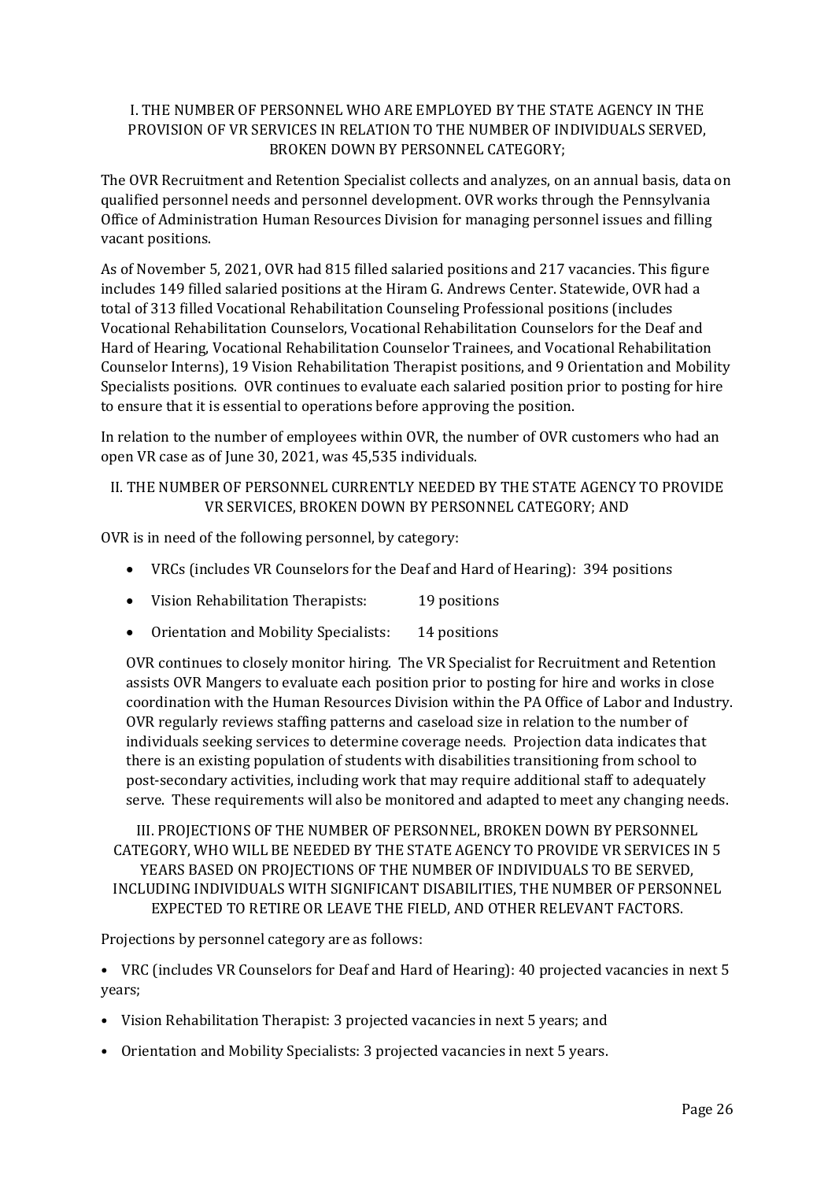### I. THE NUMBER OF PERSONNEL WHO ARE EMPLOYED BY THE STATE AGENCY IN THE PROVISION OF VR SERVICES IN RELATION TO THE NUMBER OF INDIVIDUALS SERVED, BROKEN DOWN BY PERSONNEL CATEGORY;

The OVR Recruitment and Retention Specialist collects and analyzes, on an annual basis, data on qualified personnel needs and personnel development. OVR works through the Pennsylvania Office of Administration Human Resources Division for managing personnel issues and filling vacant positions.

As of November 5, 2021, OVR had 815 filled salaried positions and 217 vacancies. This figure includes 149 filled salaried positions at the Hiram G. Andrews Center. Statewide, OVR had a total of 313 filled Vocational Rehabilitation Counseling Professional positions (includes Vocational Rehabilitation Counselors, Vocational Rehabilitation Counselors for the Deaf and Hard of Hearing, Vocational Rehabilitation Counselor Trainees, and Vocational Rehabilitation Counselor Interns), 19 Vision Rehabilitation Therapist positions, and 9 Orientation and Mobility Specialists positions. OVR continues to evaluate each salaried position prior to posting for hire to ensure that it is essential to operations before approving the position.

In relation to the number of employees within OVR, the number of OVR customers who had an open VR case as of June 30, 2021, was 45,535 individuals.

### II. THE NUMBER OF PERSONNEL CURRENTLY NEEDED BY THE STATE AGENCY TO PROVIDE VR SERVICES, BROKEN DOWN BY PERSONNEL CATEGORY; AND

OVR is in need of the following personnel, by category:

- VRCs (includes VR Counselors for the Deaf and Hard of Hearing): 394 positions
- Vision Rehabilitation Therapists: 19 positions
- Orientation and Mobility Specialists: 14 positions

OVR continues to closely monitor hiring. The VR Specialist for Recruitment and Retention assists OVR Mangers to evaluate each position prior to posting for hire and works in close coordination with the Human Resources Division within the PA Office of Labor and Industry. OVR regularly reviews staffing patterns and caseload size in relation to the number of individuals seeking services to determine coverage needs. Projection data indicates that there is an existing population of students with disabilities transitioning from school to post-secondary activities, including work that may require additional staff to adequately serve. These requirements will also be monitored and adapted to meet any changing needs.

### III. PROJECTIONS OF THE NUMBER OF PERSONNEL, BROKEN DOWN BY PERSONNEL CATEGORY, WHO WILL BE NEEDED BY THE STATE AGENCY TO PROVIDE VR SERVICES IN 5 YEARS BASED ON PROJECTIONS OF THE NUMBER OF INDIVIDUALS TO BE SERVED, INCLUDING INDIVIDUALS WITH SIGNIFICANT DISABILITIES, THE NUMBER OF PERSONNEL EXPECTED TO RETIRE OR LEAVE THE FIELD, AND OTHER RELEVANT FACTORS.

Projections by personnel category are as follows:

- VRC (includes VR Counselors for Deaf and Hard of Hearing): 40 projected vacancies in next 5 years;
- Vision Rehabilitation Therapist: 3 projected vacancies in next 5 years; and
- Orientation and Mobility Specialists: 3 projected vacancies in next 5 years.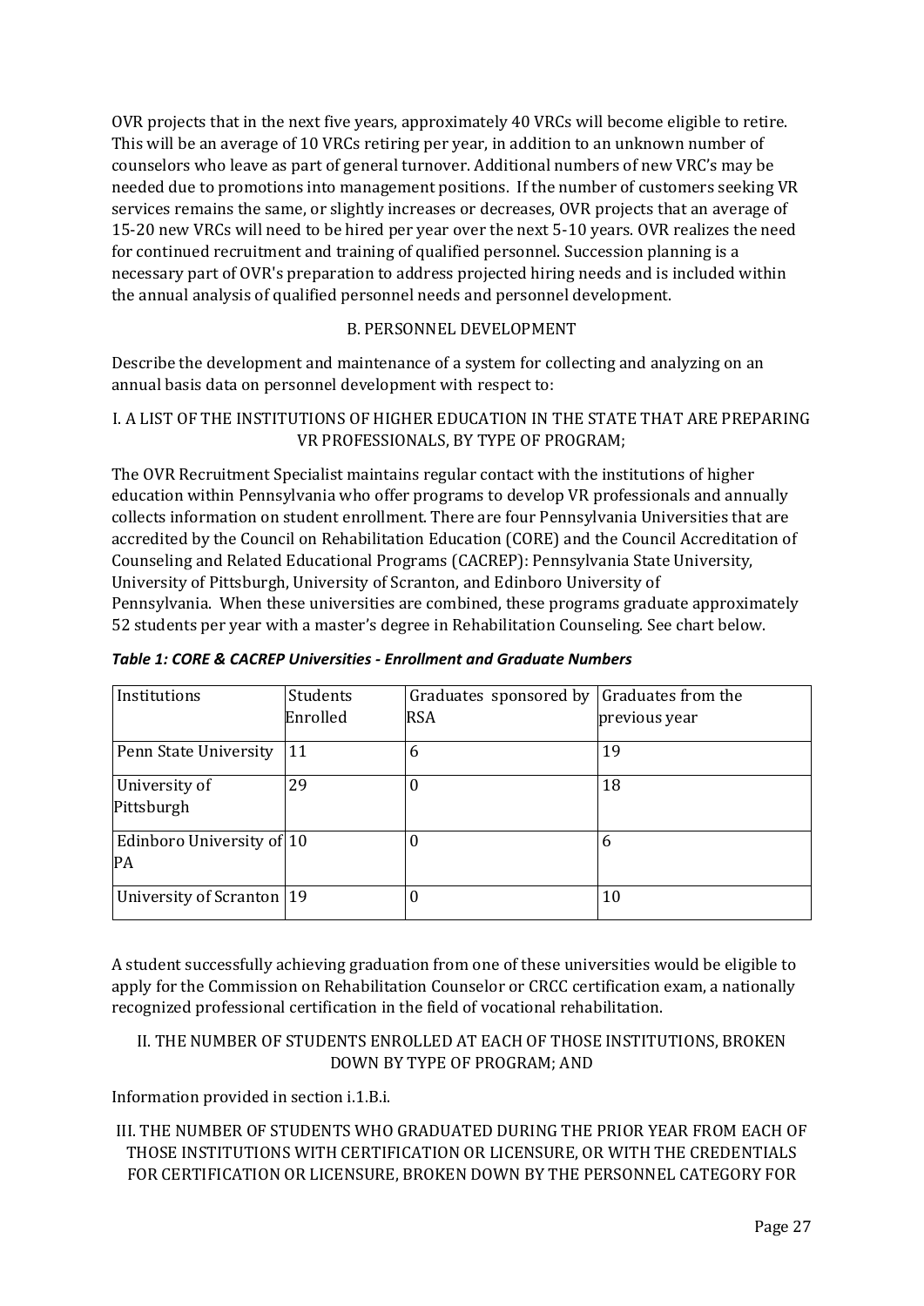OVR projects that in the next five years, approximately 40 VRCs will become eligible to retire. This will be an average of 10 VRCs retiring per year, in addition to an unknown number of counselors who leave as part of general turnover. Additional numbers of new VRC's may be needed due to promotions into management positions. If the number of customers seeking VR services remains the same, or slightly increases or decreases, OVR projects that an average of 15-20 new VRCs will need to be hired per year over the next 5-10 years. OVR realizes the need for continued recruitment and training of qualified personnel. Succession planning is a necessary part of OVR's preparation to address projected hiring needs and is included within the annual analysis of qualified personnel needs and personnel development.

## B. PERSONNEL DEVELOPMENT

Describe the development and maintenance of a system for collecting and analyzing on an annual basis data on personnel development with respect to:

### I. A LIST OF THE INSTITUTIONS OF HIGHER EDUCATION IN THE STATE THAT ARE PREPARING VR PROFESSIONALS, BY TYPE OF PROGRAM;

The OVR Recruitment Specialist maintains regular contact with the institutions of higher education within Pennsylvania who offer programs to develop VR professionals and annually collects information on student enrollment. There are four Pennsylvania Universities that are accredited by the Council on Rehabilitation Education (CORE) and the Council Accreditation of Counseling and Related Educational Programs (CACREP): Pennsylvania State University, University of Pittsburgh, University of Scranton, and Edinboro University of Pennsylvania. When these universities are combined, these programs graduate approximately 52 students per year with a master's degree in Rehabilitation Counseling. See chart below.

***Table 1: CORE & CACREP Universities - Enrollment and Graduate Numbers***

| Institutions | Students Enrolled | Graduates sponsored by RSA | Graduates from the previous year |
|---|---|---|---|
| Penn State University | 11 | 6 | 19 |
| University of Pittsburgh | 29 | 0 | 18 |
| Edinboro University of PA | 10 | 0 | 6 |
| University of Scranton | 19 | 0 | 10 |

A student successfully achieving graduation from one of these universities would be eligible to apply for the Commission on Rehabilitation Counselor or CRCC certification exam, a nationally recognized professional certification in the field of vocational rehabilitation.

### II. THE NUMBER OF STUDENTS ENROLLED AT EACH OF THOSE INSTITUTIONS, BROKEN DOWN BY TYPE OF PROGRAM; AND

Information provided in section i.1.B.i.

### III. THE NUMBER OF STUDENTS WHO GRADUATED DURING THE PRIOR YEAR FROM EACH OF THOSE INSTITUTIONS WITH CERTIFICATION OR LICENSURE, OR WITH THE CREDENTIALS FOR CERTIFICATION OR LICENSURE, BROKEN DOWN BY THE PERSONNEL CATEGORY FOR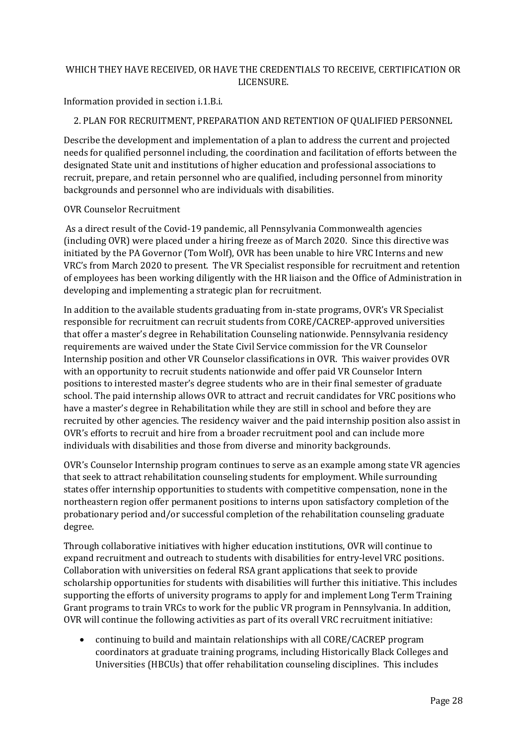WHICH THEY HAVE RECEIVED, OR HAVE THE CREDENTIALS TO RECEIVE, CERTIFICATION OR LICENSURE.

Information provided in section i.1.B.i.

2. PLAN FOR RECRUITMENT, PREPARATION AND RETENTION OF QUALIFIED PERSONNEL

Describe the development and implementation of a plan to address the current and projected needs for qualified personnel including, the coordination and facilitation of efforts between the designated State unit and institutions of higher education and professional associations to recruit, prepare, and retain personnel who are qualified, including personnel from minority backgrounds and personnel who are individuals with disabilities.

OVR Counselor Recruitment

As a direct result of the Covid-19 pandemic, all Pennsylvania Commonwealth agencies (including OVR) were placed under a hiring freeze as of March 2020. Since this directive was initiated by the PA Governor (Tom Wolf), OVR has been unable to hire VRC Interns and new VRC's from March 2020 to present. The VR Specialist responsible for recruitment and retention of employees has been working diligently with the HR liaison and the Office of Administration in developing and implementing a strategic plan for recruitment.

In addition to the available students graduating from in-state programs, OVR's VR Specialist responsible for recruitment can recruit students from CORE/CACREP-approved universities that offer a master's degree in Rehabilitation Counseling nationwide. Pennsylvania residency requirements are waived under the State Civil Service commission for the VR Counselor Internship position and other VR Counselor classifications in OVR. This waiver provides OVR with an opportunity to recruit students nationwide and offer paid VR Counselor Intern positions to interested master's degree students who are in their final semester of graduate school. The paid internship allows OVR to attract and recruit candidates for VRC positions who have a master's degree in Rehabilitation while they are still in school and before they are recruited by other agencies. The residency waiver and the paid internship position also assist in OVR's efforts to recruit and hire from a broader recruitment pool and can include more individuals with disabilities and those from diverse and minority backgrounds.

OVR's Counselor Internship program continues to serve as an example among state VR agencies that seek to attract rehabilitation counseling students for employment. While surrounding states offer internship opportunities to students with competitive compensation, none in the northeastern region offer permanent positions to interns upon satisfactory completion of the probationary period and/or successful completion of the rehabilitation counseling graduate degree.

Through collaborative initiatives with higher education institutions, OVR will continue to expand recruitment and outreach to students with disabilities for entry-level VRC positions. Collaboration with universities on federal RSA grant applications that seek to provide scholarship opportunities for students with disabilities will further this initiative. This includes supporting the efforts of university programs to apply for and implement Long Term Training Grant programs to train VRCs to work for the public VR program in Pennsylvania. In addition, OVR will continue the following activities as part of its overall VRC recruitment initiative:

- continuing to build and maintain relationships with all CORE/CACREP program coordinators at graduate training programs, including Historically Black Colleges and Universities (HBCUs) that offer rehabilitation counseling disciplines. This includes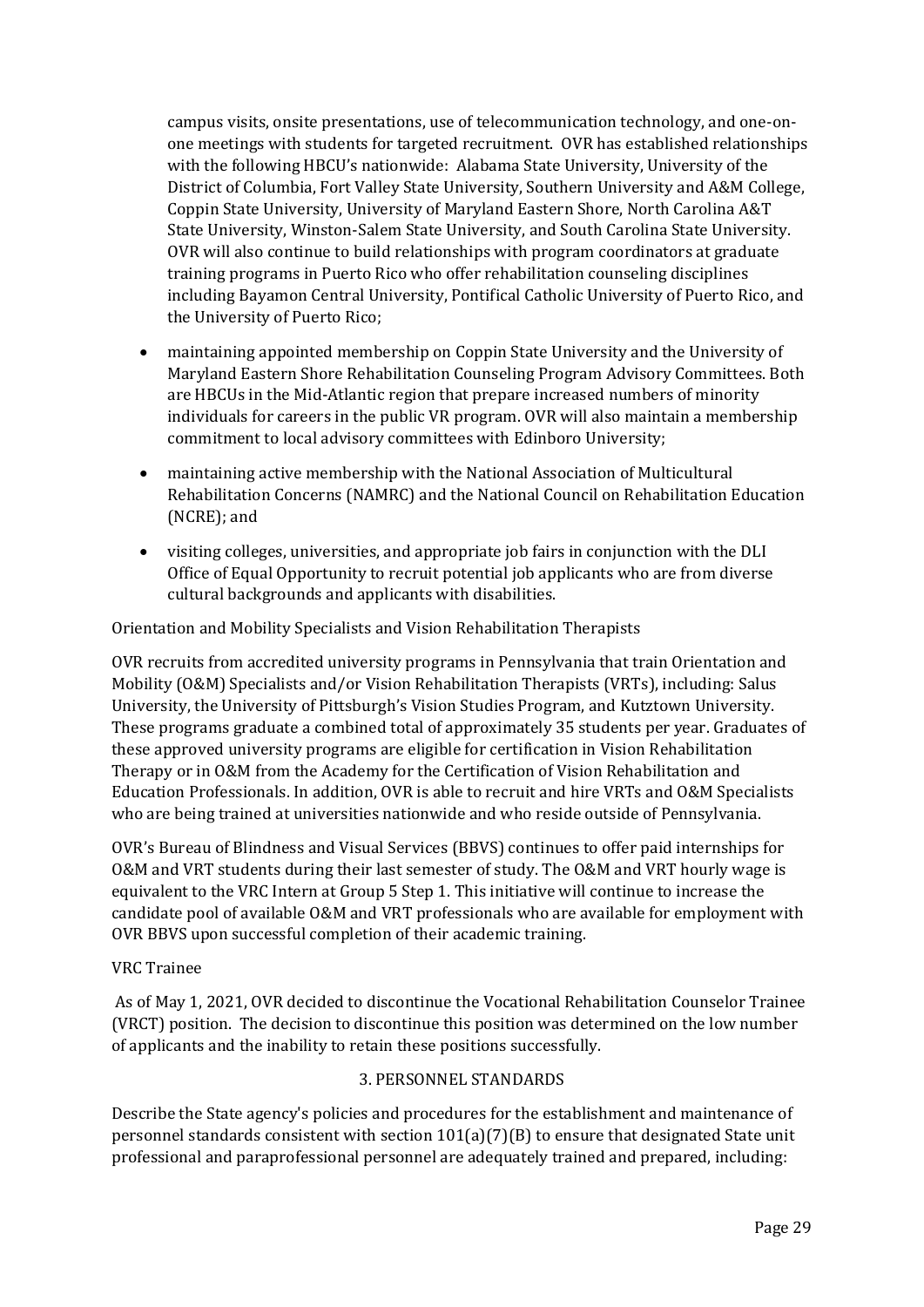campus visits, onsite presentations, use of telecommunication technology, and one-on-one meetings with students for targeted recruitment. OVR has established relationships with the following HBCU's nationwide: Alabama State University, University of the District of Columbia, Fort Valley State University, Southern University and A&M College, Coppin State University, University of Maryland Eastern Shore, North Carolina A&T State University, Winston-Salem State University, and South Carolina State University. OVR will also continue to build relationships with program coordinators at graduate training programs in Puerto Rico who offer rehabilitation counseling disciplines including Bayamon Central University, Pontifical Catholic University of Puerto Rico, and the University of Puerto Rico;

- maintaining appointed membership on Coppin State University and the University of Maryland Eastern Shore Rehabilitation Counseling Program Advisory Committees. Both are HBCUs in the Mid-Atlantic region that prepare increased numbers of minority individuals for careers in the public VR program. OVR will also maintain a membership commitment to local advisory committees with Edinboro University;
- maintaining active membership with the National Association of Multicultural Rehabilitation Concerns (NAMRC) and the National Council on Rehabilitation Education (NCRE); and
- visiting colleges, universities, and appropriate job fairs in conjunction with the DLI Office of Equal Opportunity to recruit potential job applicants who are from diverse cultural backgrounds and applicants with disabilities.

Orientation and Mobility Specialists and Vision Rehabilitation Therapists

OVR recruits from accredited university programs in Pennsylvania that train Orientation and Mobility (O&M) Specialists and/or Vision Rehabilitation Therapists (VRTs), including: Salus University, the University of Pittsburgh's Vision Studies Program, and Kutztown University. These programs graduate a combined total of approximately 35 students per year. Graduates of these approved university programs are eligible for certification in Vision Rehabilitation Therapy or in O&M from the Academy for the Certification of Vision Rehabilitation and Education Professionals. In addition, OVR is able to recruit and hire VRTs and O&M Specialists who are being trained at universities nationwide and who reside outside of Pennsylvania.

OVR's Bureau of Blindness and Visual Services (BBVS) continues to offer paid internships for O&M and VRT students during their last semester of study. The O&M and VRT hourly wage is equivalent to the VRC Intern at Group 5 Step 1. This initiative will continue to increase the candidate pool of available O&M and VRT professionals who are available for employment with OVR BBVS upon successful completion of their academic training.

VRC Trainee

As of May 1, 2021, OVR decided to discontinue the Vocational Rehabilitation Counselor Trainee (VRCT) position. The decision to discontinue this position was determined on the low number of applicants and the inability to retain these positions successfully.

## 3. PERSONNEL STANDARDS

Describe the State agency's policies and procedures for the establishment and maintenance of personnel standards consistent with section 101(a)(7)(B) to ensure that designated State unit professional and paraprofessional personnel are adequately trained and prepared, including: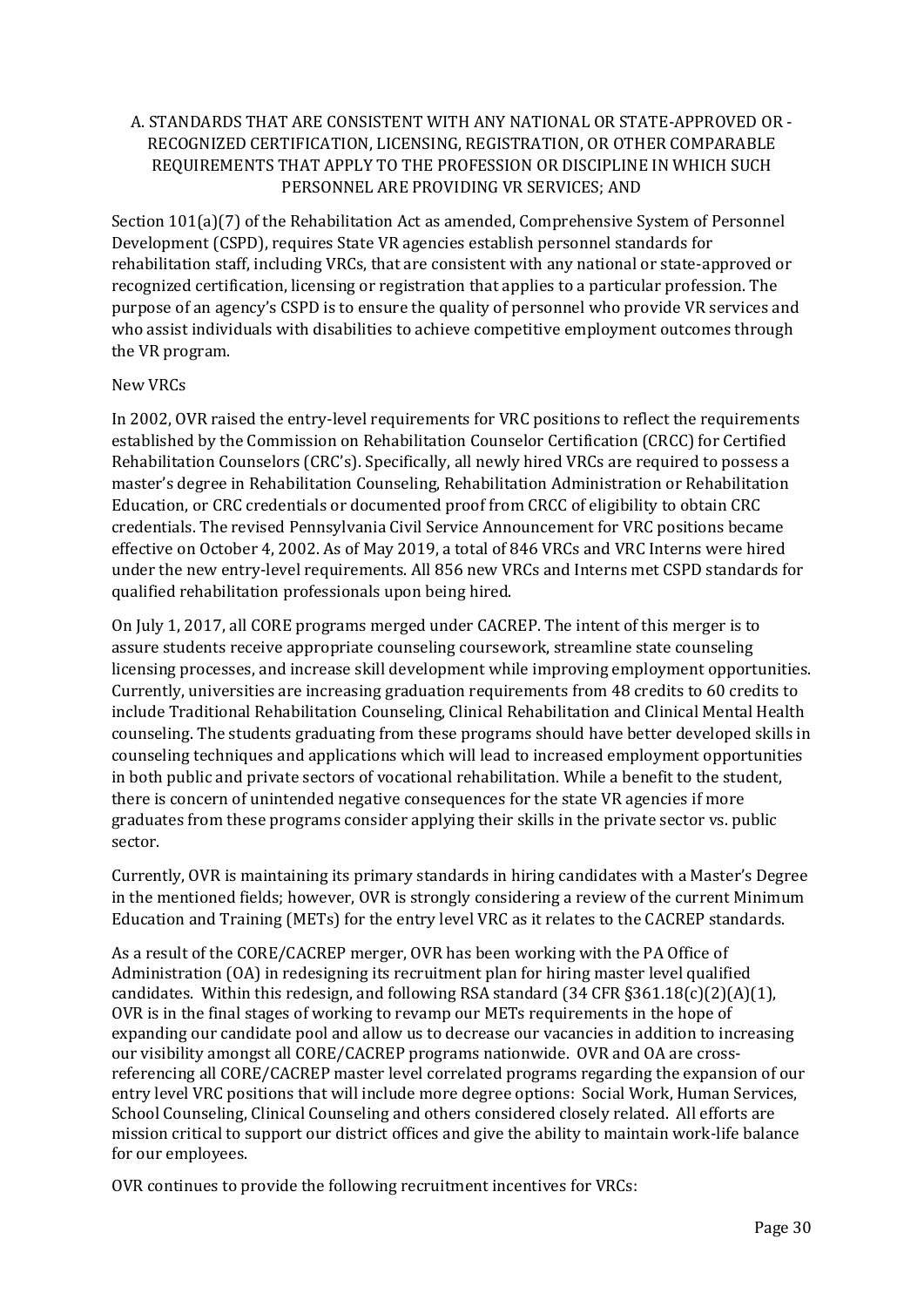### A. STANDARDS THAT ARE CONSISTENT WITH ANY NATIONAL OR STATE-APPROVED OR -RECOGNIZED CERTIFICATION, LICENSING, REGISTRATION, OR OTHER COMPARABLE REQUIREMENTS THAT APPLY TO THE PROFESSION OR DISCIPLINE IN WHICH SUCH PERSONNEL ARE PROVIDING VR SERVICES; AND

Section 101(a)(7) of the Rehabilitation Act as amended, Comprehensive System of Personnel Development (CSPD), requires State VR agencies establish personnel standards for rehabilitation staff, including VRCs, that are consistent with any national or state-approved or recognized certification, licensing or registration that applies to a particular profession. The purpose of an agency's CSPD is to ensure the quality of personnel who provide VR services and who assist individuals with disabilities to achieve competitive employment outcomes through the VR program.

New VRCs

In 2002, OVR raised the entry-level requirements for VRC positions to reflect the requirements established by the Commission on Rehabilitation Counselor Certification (CRCC) for Certified Rehabilitation Counselors (CRC's). Specifically, all newly hired VRCs are required to possess a master's degree in Rehabilitation Counseling, Rehabilitation Administration or Rehabilitation Education, or CRC credentials or documented proof from CRCC of eligibility to obtain CRC credentials. The revised Pennsylvania Civil Service Announcement for VRC positions became effective on October 4, 2002. As of May 2019, a total of 846 VRCs and VRC Interns were hired under the new entry-level requirements. All 856 new VRCs and Interns met CSPD standards for qualified rehabilitation professionals upon being hired.

On July 1, 2017, all CORE programs merged under CACREP. The intent of this merger is to assure students receive appropriate counseling coursework, streamline state counseling licensing processes, and increase skill development while improving employment opportunities. Currently, universities are increasing graduation requirements from 48 credits to 60 credits to include Traditional Rehabilitation Counseling, Clinical Rehabilitation and Clinical Mental Health counseling. The students graduating from these programs should have better developed skills in counseling techniques and applications which will lead to increased employment opportunities in both public and private sectors of vocational rehabilitation. While a benefit to the student, there is concern of unintended negative consequences for the state VR agencies if more graduates from these programs consider applying their skills in the private sector vs. public sector.

Currently, OVR is maintaining its primary standards in hiring candidates with a Master's Degree in the mentioned fields; however, OVR is strongly considering a review of the current Minimum Education and Training (METs) for the entry level VRC as it relates to the CACREP standards.

As a result of the CORE/CACREP merger, OVR has been working with the PA Office of Administration (OA) in redesigning its recruitment plan for hiring master level qualified candidates. Within this redesign, and following RSA standard (34 CFR §361.18(c)(2)(A)(1), OVR is in the final stages of working to revamp our METs requirements in the hope of expanding our candidate pool and allow us to decrease our vacancies in addition to increasing our visibility amongst all CORE/CACREP programs nationwide. OVR and OA are cross-referencing all CORE/CACREP master level correlated programs regarding the expansion of our entry level VRC positions that will include more degree options: Social Work, Human Services, School Counseling, Clinical Counseling and others considered closely related. All efforts are mission critical to support our district offices and give the ability to maintain work-life balance for our employees.

OVR continues to provide the following recruitment incentives for VRCs: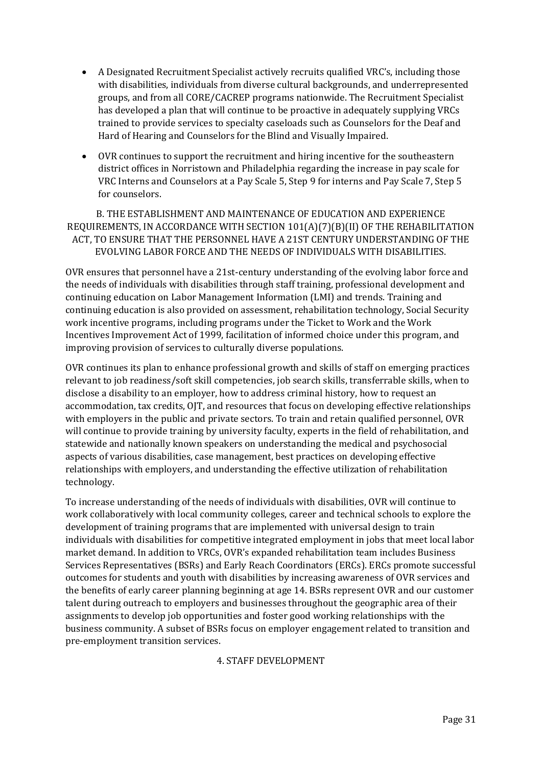- A Designated Recruitment Specialist actively recruits qualified VRC's, including those with disabilities, individuals from diverse cultural backgrounds, and underrepresented groups, and from all CORE/CACREP programs nationwide. The Recruitment Specialist has developed a plan that will continue to be proactive in adequately supplying VRCs trained to provide services to specialty caseloads such as Counselors for the Deaf and Hard of Hearing and Counselors for the Blind and Visually Impaired.
- OVR continues to support the recruitment and hiring incentive for the southeastern district offices in Norristown and Philadelphia regarding the increase in pay scale for VRC Interns and Counselors at a Pay Scale 5, Step 9 for interns and Pay Scale 7, Step 5 for counselors.

### B. THE ESTABLISHMENT AND MAINTENANCE OF EDUCATION AND EXPERIENCE REQUIREMENTS, IN ACCORDANCE WITH SECTION 101(A)(7)(B)(II) OF THE REHABILITATION ACT, TO ENSURE THAT THE PERSONNEL HAVE A 21ST CENTURY UNDERSTANDING OF THE EVOLVING LABOR FORCE AND THE NEEDS OF INDIVIDUALS WITH DISABILITIES.

OVR ensures that personnel have a 21st-century understanding of the evolving labor force and the needs of individuals with disabilities through staff training, professional development and continuing education on Labor Management Information (LMI) and trends. Training and continuing education is also provided on assessment, rehabilitation technology, Social Security work incentive programs, including programs under the Ticket to Work and the Work Incentives Improvement Act of 1999, facilitation of informed choice under this program, and improving provision of services to culturally diverse populations.

OVR continues its plan to enhance professional growth and skills of staff on emerging practices relevant to job readiness/soft skill competencies, job search skills, transferrable skills, when to disclose a disability to an employer, how to address criminal history, how to request an accommodation, tax credits, OJT, and resources that focus on developing effective relationships with employers in the public and private sectors. To train and retain qualified personnel, OVR will continue to provide training by university faculty, experts in the field of rehabilitation, and statewide and nationally known speakers on understanding the medical and psychosocial aspects of various disabilities, case management, best practices on developing effective relationships with employers, and understanding the effective utilization of rehabilitation technology.

To increase understanding of the needs of individuals with disabilities, OVR will continue to work collaboratively with local community colleges, career and technical schools to explore the development of training programs that are implemented with universal design to train individuals with disabilities for competitive integrated employment in jobs that meet local labor market demand. In addition to VRCs, OVR's expanded rehabilitation team includes Business Services Representatives (BSRs) and Early Reach Coordinators (ERCs). ERCs promote successful outcomes for students and youth with disabilities by increasing awareness of OVR services and the benefits of early career planning beginning at age 14. BSRs represent OVR and our customer talent during outreach to employers and businesses throughout the geographic area of their assignments to develop job opportunities and foster good working relationships with the business community. A subset of BSRs focus on employer engagement related to transition and pre-employment transition services.

## 4. STAFF DEVELOPMENT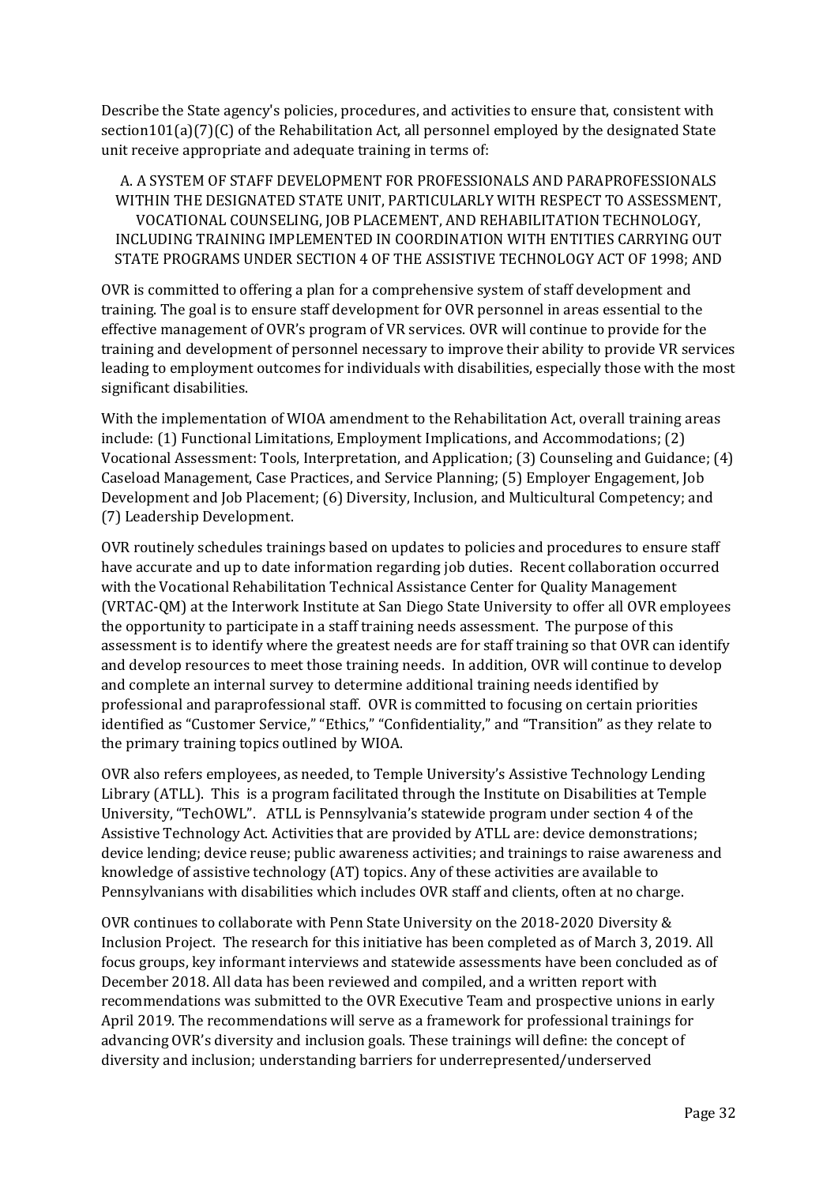Describe the State agency's policies, procedures, and activities to ensure that, consistent with section101(a)(7)(C) of the Rehabilitation Act, all personnel employed by the designated State unit receive appropriate and adequate training in terms of:

A. A SYSTEM OF STAFF DEVELOPMENT FOR PROFESSIONALS AND PARAPROFESSIONALS WITHIN THE DESIGNATED STATE UNIT, PARTICULARLY WITH RESPECT TO ASSESSMENT, VOCATIONAL COUNSELING, JOB PLACEMENT, AND REHABILITATION TECHNOLOGY, INCLUDING TRAINING IMPLEMENTED IN COORDINATION WITH ENTITIES CARRYING OUT STATE PROGRAMS UNDER SECTION 4 OF THE ASSISTIVE TECHNOLOGY ACT OF 1998; AND

OVR is committed to offering a plan for a comprehensive system of staff development and training. The goal is to ensure staff development for OVR personnel in areas essential to the effective management of OVR's program of VR services. OVR will continue to provide for the training and development of personnel necessary to improve their ability to provide VR services leading to employment outcomes for individuals with disabilities, especially those with the most significant disabilities.

With the implementation of WIOA amendment to the Rehabilitation Act, overall training areas include: (1) Functional Limitations, Employment Implications, and Accommodations; (2) Vocational Assessment: Tools, Interpretation, and Application; (3) Counseling and Guidance; (4) Caseload Management, Case Practices, and Service Planning; (5) Employer Engagement, Job Development and Job Placement; (6) Diversity, Inclusion, and Multicultural Competency; and (7) Leadership Development.

OVR routinely schedules trainings based on updates to policies and procedures to ensure staff have accurate and up to date information regarding job duties. Recent collaboration occurred with the Vocational Rehabilitation Technical Assistance Center for Quality Management (VRTAC-QM) at the Interwork Institute at San Diego State University to offer all OVR employees the opportunity to participate in a staff training needs assessment. The purpose of this assessment is to identify where the greatest needs are for staff training so that OVR can identify and develop resources to meet those training needs. In addition, OVR will continue to develop and complete an internal survey to determine additional training needs identified by professional and paraprofessional staff. OVR is committed to focusing on certain priorities identified as "Customer Service," "Ethics," "Confidentiality," and "Transition" as they relate to the primary training topics outlined by WIOA.

OVR also refers employees, as needed, to Temple University's Assistive Technology Lending Library (ATLL). This is a program facilitated through the Institute on Disabilities at Temple University, "TechOWL". ATLL is Pennsylvania's statewide program under section 4 of the Assistive Technology Act. Activities that are provided by ATLL are: device demonstrations; device lending; device reuse; public awareness activities; and trainings to raise awareness and knowledge of assistive technology (AT) topics. Any of these activities are available to Pennsylvanians with disabilities which includes OVR staff and clients, often at no charge.

OVR continues to collaborate with Penn State University on the 2018-2020 Diversity & Inclusion Project. The research for this initiative has been completed as of March 3, 2019. All focus groups, key informant interviews and statewide assessments have been concluded as of December 2018. All data has been reviewed and compiled, and a written report with recommendations was submitted to the OVR Executive Team and prospective unions in early April 2019. The recommendations will serve as a framework for professional trainings for advancing OVR's diversity and inclusion goals. These trainings will define: the concept of diversity and inclusion; understanding barriers for underrepresented/underserved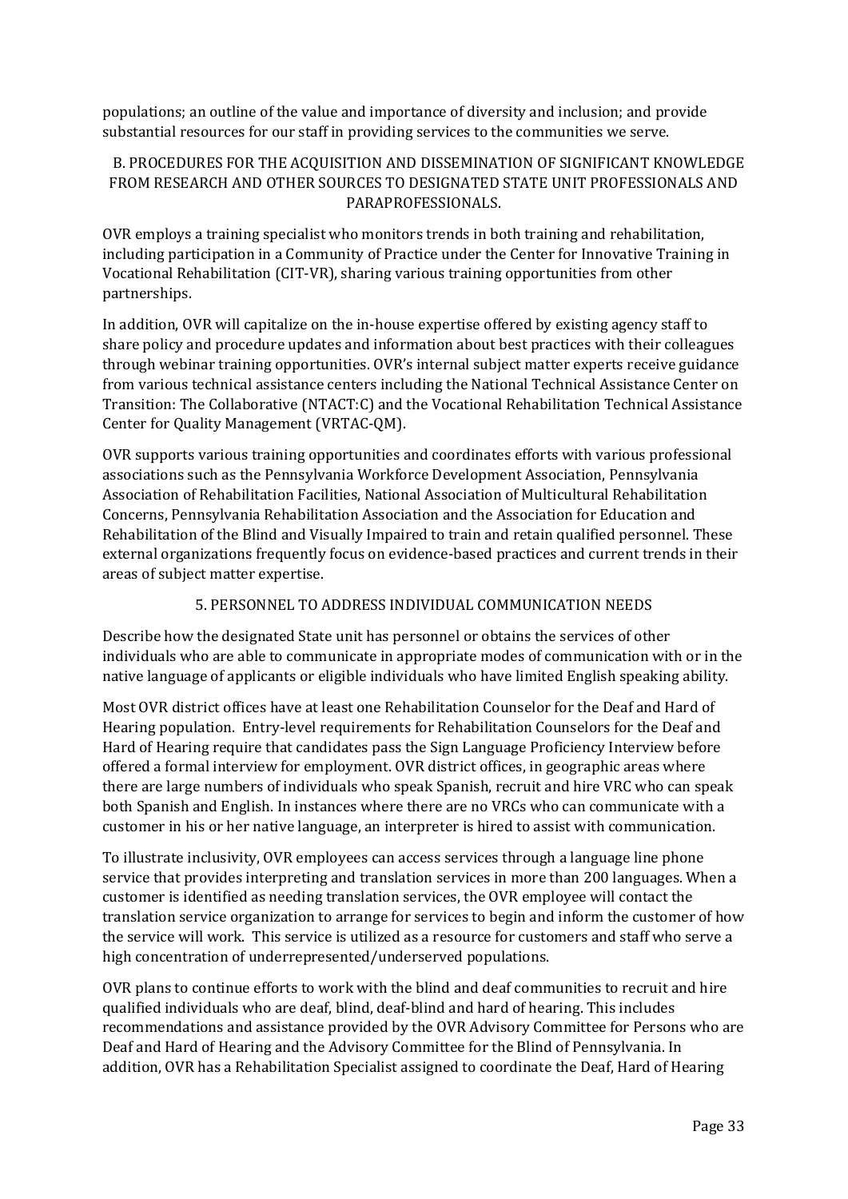populations; an outline of the value and importance of diversity and inclusion; and provide substantial resources for our staff in providing services to the communities we serve.

## B. PROCEDURES FOR THE ACQUISITION AND DISSEMINATION OF SIGNIFICANT KNOWLEDGE FROM RESEARCH AND OTHER SOURCES TO DESIGNATED STATE UNIT PROFESSIONALS AND PARAPROFESSIONALS.

OVR employs a training specialist who monitors trends in both training and rehabilitation, including participation in a Community of Practice under the Center for Innovative Training in Vocational Rehabilitation (CIT-VR), sharing various training opportunities from other partnerships.

In addition, OVR will capitalize on the in-house expertise offered by existing agency staff to share policy and procedure updates and information about best practices with their colleagues through webinar training opportunities. OVR's internal subject matter experts receive guidance from various technical assistance centers including the National Technical Assistance Center on Transition: The Collaborative (NTACT:C) and the Vocational Rehabilitation Technical Assistance Center for Quality Management (VRTAC-QM).

OVR supports various training opportunities and coordinates efforts with various professional associations such as the Pennsylvania Workforce Development Association, Pennsylvania Association of Rehabilitation Facilities, National Association of Multicultural Rehabilitation Concerns, Pennsylvania Rehabilitation Association and the Association for Education and Rehabilitation of the Blind and Visually Impaired to train and retain qualified personnel. These external organizations frequently focus on evidence-based practices and current trends in their areas of subject matter expertise.

## 5. PERSONNEL TO ADDRESS INDIVIDUAL COMMUNICATION NEEDS

Describe how the designated State unit has personnel or obtains the services of other individuals who are able to communicate in appropriate modes of communication with or in the native language of applicants or eligible individuals who have limited English speaking ability.

Most OVR district offices have at least one Rehabilitation Counselor for the Deaf and Hard of Hearing population. Entry-level requirements for Rehabilitation Counselors for the Deaf and Hard of Hearing require that candidates pass the Sign Language Proficiency Interview before offered a formal interview for employment. OVR district offices, in geographic areas where there are large numbers of individuals who speak Spanish, recruit and hire VRC who can speak both Spanish and English. In instances where there are no VRCs who can communicate with a customer in his or her native language, an interpreter is hired to assist with communication.

To illustrate inclusivity, OVR employees can access services through a language line phone service that provides interpreting and translation services in more than 200 languages. When a customer is identified as needing translation services, the OVR employee will contact the translation service organization to arrange for services to begin and inform the customer of how the service will work. This service is utilized as a resource for customers and staff who serve a high concentration of underrepresented/underserved populations.

OVR plans to continue efforts to work with the blind and deaf communities to recruit and hire qualified individuals who are deaf, blind, deaf-blind and hard of hearing. This includes recommendations and assistance provided by the OVR Advisory Committee for Persons who are Deaf and Hard of Hearing and the Advisory Committee for the Blind of Pennsylvania. In addition, OVR has a Rehabilitation Specialist assigned to coordinate the Deaf, Hard of Hearing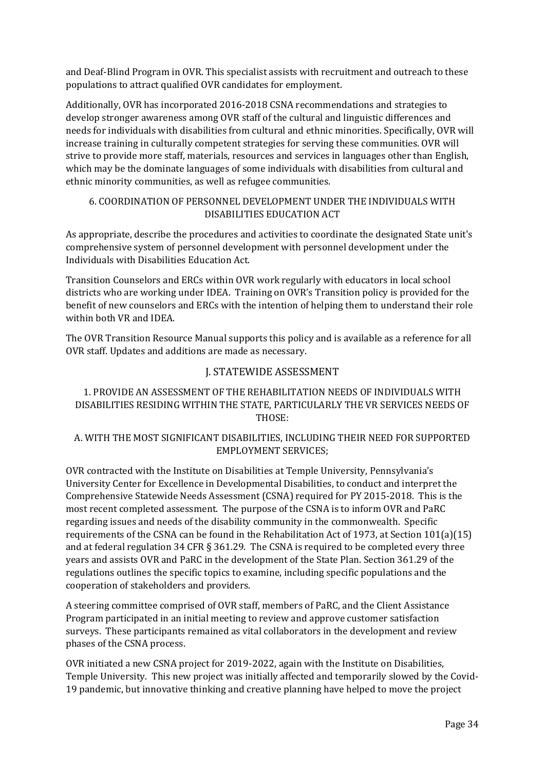and Deaf-Blind Program in OVR. This specialist assists with recruitment and outreach to these populations to attract qualified OVR candidates for employment.

Additionally, OVR has incorporated 2016-2018 CSNA recommendations and strategies to develop stronger awareness among OVR staff of the cultural and linguistic differences and needs for individuals with disabilities from cultural and ethnic minorities. Specifically, OVR will increase training in culturally competent strategies for serving these communities. OVR will strive to provide more staff, materials, resources and services in languages other than English, which may be the dominate languages of some individuals with disabilities from cultural and ethnic minority communities, as well as refugee communities.

### 6. COORDINATION OF PERSONNEL DEVELOPMENT UNDER THE INDIVIDUALS WITH DISABILITIES EDUCATION ACT

As appropriate, describe the procedures and activities to coordinate the designated State unit's comprehensive system of personnel development with personnel development under the Individuals with Disabilities Education Act.

Transition Counselors and ERCs within OVR work regularly with educators in local school districts who are working under IDEA. Training on OVR's Transition policy is provided for the benefit of new counselors and ERCs with the intention of helping them to understand their role within both VR and IDEA.

The OVR Transition Resource Manual supports this policy and is available as a reference for all OVR staff. Updates and additions are made as necessary.

## J. STATEWIDE ASSESSMENT

### 1. PROVIDE AN ASSESSMENT OF THE REHABILITATION NEEDS OF INDIVIDUALS WITH DISABILITIES RESIDING WITHIN THE STATE, PARTICULARLY THE VR SERVICES NEEDS OF THOSE:

### A. WITH THE MOST SIGNIFICANT DISABILITIES, INCLUDING THEIR NEED FOR SUPPORTED EMPLOYMENT SERVICES;

OVR contracted with the Institute on Disabilities at Temple University, Pennsylvania's University Center for Excellence in Developmental Disabilities, to conduct and interpret the Comprehensive Statewide Needs Assessment (CSNA) required for PY 2015-2018. This is the most recent completed assessment. The purpose of the CSNA is to inform OVR and PaRC regarding issues and needs of the disability community in the commonwealth. Specific requirements of the CSNA can be found in the Rehabilitation Act of 1973, at Section 101(a)(15) and at federal regulation 34 CFR § 361.29. The CSNA is required to be completed every three years and assists OVR and PaRC in the development of the State Plan. Section 361.29 of the regulations outlines the specific topics to examine, including specific populations and the cooperation of stakeholders and providers.

A steering committee comprised of OVR staff, members of PaRC, and the Client Assistance Program participated in an initial meeting to review and approve customer satisfaction surveys. These participants remained as vital collaborators in the development and review phases of the CSNA process.

OVR initiated a new CSNA project for 2019-2022, again with the Institute on Disabilities, Temple University. This new project was initially affected and temporarily slowed by the Covid-19 pandemic, but innovative thinking and creative planning have helped to move the project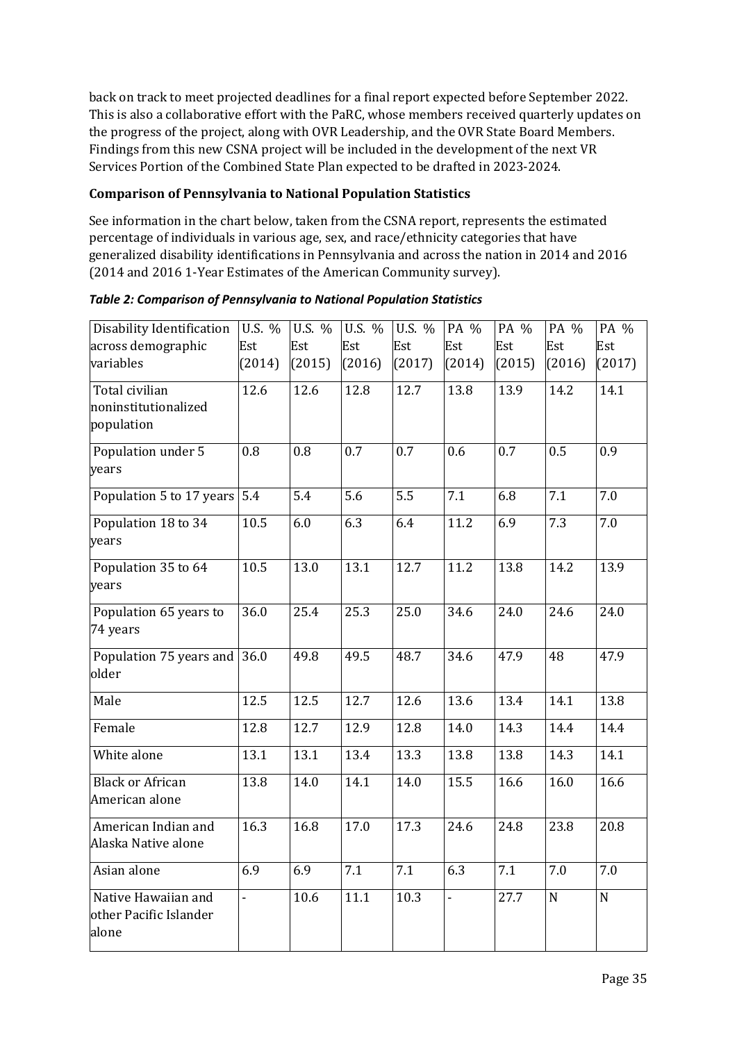back on track to meet projected deadlines for a final report expected before September 2022. This is also a collaborative effort with the PaRC, whose members received quarterly updates on the progress of the project, along with OVR Leadership, and the OVR State Board Members. Findings from this new CSNA project will be included in the development of the next VR Services Portion of the Combined State Plan expected to be drafted in 2023-2024.

**Comparison of Pennsylvania to National Population Statistics**

See information in the chart below, taken from the CSNA report, represents the estimated percentage of individuals in various age, sex, and race/ethnicity categories that have generalized disability identifications in Pennsylvania and across the nation in 2014 and 2016 (2014 and 2016 1-Year Estimates of the American Community survey).

***Table 2: Comparison of Pennsylvania to National Population Statistics***

| Disability Identification across demographic variables | U.S. % Est (2014) | U.S. % Est (2015) | U.S. % Est (2016) | U.S. % Est (2017) | PA % Est (2014) | PA % Est (2015) | PA % Est (2016) | PA % Est (2017) |
|---|---|---|---|---|---|---|---|---|
| Total civilian noninstitutionalized population | 12.6 | 12.6 | 12.8 | 12.7 | 13.8 | 13.9 | 14.2 | 14.1 |
| Population under 5 years | 0.8 | 0.8 | 0.7 | 0.7 | 0.6 | 0.7 | 0.5 | 0.9 |
| Population 5 to 17 years | 5.4 | 5.4 | 5.6 | 5.5 | 7.1 | 6.8 | 7.1 | 7.0 |
| Population 18 to 34 years | 10.5 | 6.0 | 6.3 | 6.4 | 11.2 | 6.9 | 7.3 | 7.0 |
| Population 35 to 64 years | 10.5 | 13.0 | 13.1 | 12.7 | 11.2 | 13.8 | 14.2 | 13.9 |
| Population 65 years to 74 years | 36.0 | 25.4 | 25.3 | 25.0 | 34.6 | 24.0 | 24.6 | 24.0 |
| Population 75 years and older | 36.0 | 49.8 | 49.5 | 48.7 | 34.6 | 47.9 | 48 | 47.9 |
| Male | 12.5 | 12.5 | 12.7 | 12.6 | 13.6 | 13.4 | 14.1 | 13.8 |
| Female | 12.8 | 12.7 | 12.9 | 12.8 | 14.0 | 14.3 | 14.4 | 14.4 |
| White alone | 13.1 | 13.1 | 13.4 | 13.3 | 13.8 | 13.8 | 14.3 | 14.1 |
| Black or African American alone | 13.8 | 14.0 | 14.1 | 14.0 | 15.5 | 16.6 | 16.0 | 16.6 |
| American Indian and Alaska Native alone | 16.3 | 16.8 | 17.0 | 17.3 | 24.6 | 24.8 | 23.8 | 20.8 |
| Asian alone | 6.9 | 6.9 | 7.1 | 7.1 | 6.3 | 7.1 | 7.0 | 7.0 |
| Native Hawaiian and other Pacific Islander alone | - | 10.6 | 11.1 | 10.3 | - | 27.7 | N | N |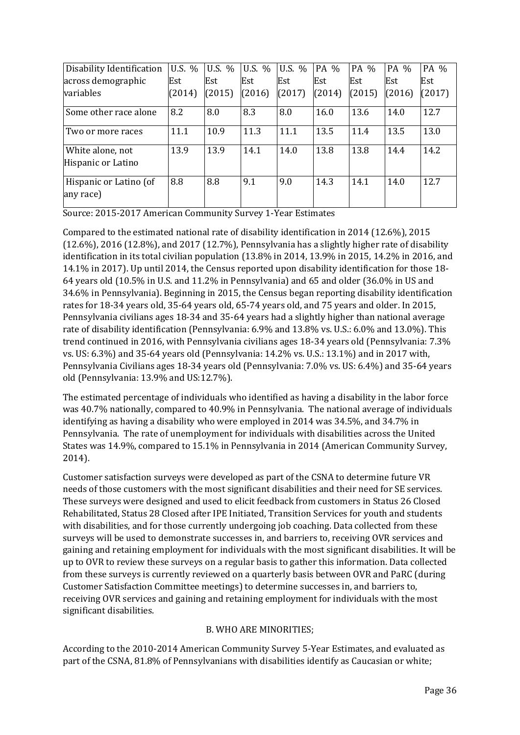| Disability Identification across demographic variables | U.S. % Est (2014) | U.S. % Est (2015) | U.S. % Est (2016) | U.S. % Est (2017) | PA % Est (2014) | PA % Est (2015) | PA % Est (2016) | PA % Est (2017) |
|---|---|---|---|---|---|---|---|---|
| Some other race alone | 8.2 | 8.0 | 8.3 | 8.0 | 16.0 | 13.6 | 14.0 | 12.7 |
| Two or more races | 11.1 | 10.9 | 11.3 | 11.1 | 13.5 | 11.4 | 13.5 | 13.0 |
| White alone, not Hispanic or Latino | 13.9 | 13.9 | 14.1 | 14.0 | 13.8 | 13.8 | 14.4 | 14.2 |
| Hispanic or Latino (of any race) | 8.8 | 8.8 | 9.1 | 9.0 | 14.3 | 14.1 | 14.0 | 12.7 |

Source: 2015-2017 American Community Survey 1-Year Estimates

Compared to the estimated national rate of disability identification in 2014 (12.6%), 2015 (12.6%), 2016 (12.8%), and 2017 (12.7%), Pennsylvania has a slightly higher rate of disability identification in its total civilian population (13.8% in 2014, 13.9% in 2015, 14.2% in 2016, and 14.1% in 2017). Up until 2014, the Census reported upon disability identification for those 18-64 years old (10.5% in U.S. and 11.2% in Pennsylvania) and 65 and older (36.0% in US and 34.6% in Pennsylvania). Beginning in 2015, the Census began reporting disability identification rates for 18-34 years old, 35-64 years old, 65-74 years old, and 75 years and older. In 2015, Pennsylvania civilians ages 18-34 and 35-64 years had a slightly higher than national average rate of disability identification (Pennsylvania: 6.9% and 13.8% vs. U.S.: 6.0% and 13.0%). This trend continued in 2016, with Pennsylvania civilians ages 18-34 years old (Pennsylvania: 7.3% vs. US: 6.3%) and 35-64 years old (Pennsylvania: 14.2% vs. U.S.: 13.1%) and in 2017 with, Pennsylvania Civilians ages 18-34 years old (Pennsylvania: 7.0% vs. US: 6.4%) and 35-64 years old (Pennsylvania: 13.9% and US:12.7%).

The estimated percentage of individuals who identified as having a disability in the labor force was 40.7% nationally, compared to 40.9% in Pennsylvania. The national average of individuals identifying as having a disability who were employed in 2014 was 34.5%, and 34.7% in Pennsylvania. The rate of unemployment for individuals with disabilities across the United States was 14.9%, compared to 15.1% in Pennsylvania in 2014 (American Community Survey, 2014).

Customer satisfaction surveys were developed as part of the CSNA to determine future VR needs of those customers with the most significant disabilities and their need for SE services. These surveys were designed and used to elicit feedback from customers in Status 26 Closed Rehabilitated, Status 28 Closed after IPE Initiated, Transition Services for youth and students with disabilities, and for those currently undergoing job coaching. Data collected from these surveys will be used to demonstrate successes in, and barriers to, receiving OVR services and gaining and retaining employment for individuals with the most significant disabilities. It will be up to OVR to review these surveys on a regular basis to gather this information. Data collected from these surveys is currently reviewed on a quarterly basis between OVR and PaRC (during Customer Satisfaction Committee meetings) to determine successes in, and barriers to, receiving OVR services and gaining and retaining employment for individuals with the most significant disabilities.

B. WHO ARE MINORITIES;

According to the 2010-2014 American Community Survey 5-Year Estimates, and evaluated as part of the CSNA, 81.8% of Pennsylvanians with disabilities identify as Caucasian or white;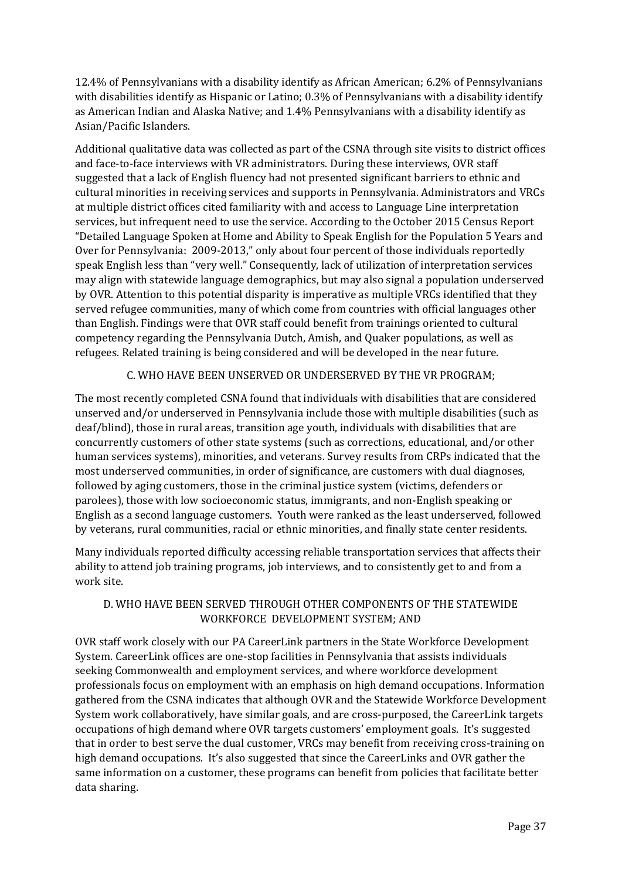12.4% of Pennsylvanians with a disability identify as African American; 6.2% of Pennsylvanians with disabilities identify as Hispanic or Latino; 0.3% of Pennsylvanians with a disability identify as American Indian and Alaska Native; and 1.4% Pennsylvanians with a disability identify as Asian/Pacific Islanders.

Additional qualitative data was collected as part of the CSNA through site visits to district offices and face-to-face interviews with VR administrators. During these interviews, OVR staff suggested that a lack of English fluency had not presented significant barriers to ethnic and cultural minorities in receiving services and supports in Pennsylvania. Administrators and VRCs at multiple district offices cited familiarity with and access to Language Line interpretation services, but infrequent need to use the service. According to the October 2015 Census Report "Detailed Language Spoken at Home and Ability to Speak English for the Population 5 Years and Over for Pennsylvania: 2009-2013," only about four percent of those individuals reportedly speak English less than "very well." Consequently, lack of utilization of interpretation services may align with statewide language demographics, but may also signal a population underserved by OVR. Attention to this potential disparity is imperative as multiple VRCs identified that they served refugee communities, many of which come from countries with official languages other than English. Findings were that OVR staff could benefit from trainings oriented to cultural competency regarding the Pennsylvania Dutch, Amish, and Quaker populations, as well as refugees. Related training is being considered and will be developed in the near future.

### C. WHO HAVE BEEN UNSERVED OR UNDERSERVED BY THE VR PROGRAM;

The most recently completed CSNA found that individuals with disabilities that are considered unserved and/or underserved in Pennsylvania include those with multiple disabilities (such as deaf/blind), those in rural areas, transition age youth, individuals with disabilities that are concurrently customers of other state systems (such as corrections, educational, and/or other human services systems), minorities, and veterans. Survey results from CRPs indicated that the most underserved communities, in order of significance, are customers with dual diagnoses, followed by aging customers, those in the criminal justice system (victims, defenders or parolees), those with low socioeconomic status, immigrants, and non-English speaking or English as a second language customers. Youth were ranked as the least underserved, followed by veterans, rural communities, racial or ethnic minorities, and finally state center residents.

Many individuals reported difficulty accessing reliable transportation services that affects their ability to attend job training programs, job interviews, and to consistently get to and from a work site.

### D. WHO HAVE BEEN SERVED THROUGH OTHER COMPONENTS OF THE STATEWIDE WORKFORCE DEVELOPMENT SYSTEM; AND

OVR staff work closely with our PA CareerLink partners in the State Workforce Development System. CareerLink offices are one-stop facilities in Pennsylvania that assists individuals seeking Commonwealth and employment services, and where workforce development professionals focus on employment with an emphasis on high demand occupations. Information gathered from the CSNA indicates that although OVR and the Statewide Workforce Development System work collaboratively, have similar goals, and are cross-purposed, the CareerLink targets occupations of high demand where OVR targets customers' employment goals. It's suggested that in order to best serve the dual customer, VRCs may benefit from receiving cross-training on high demand occupations. It's also suggested that since the CareerLinks and OVR gather the same information on a customer, these programs can benefit from policies that facilitate better data sharing.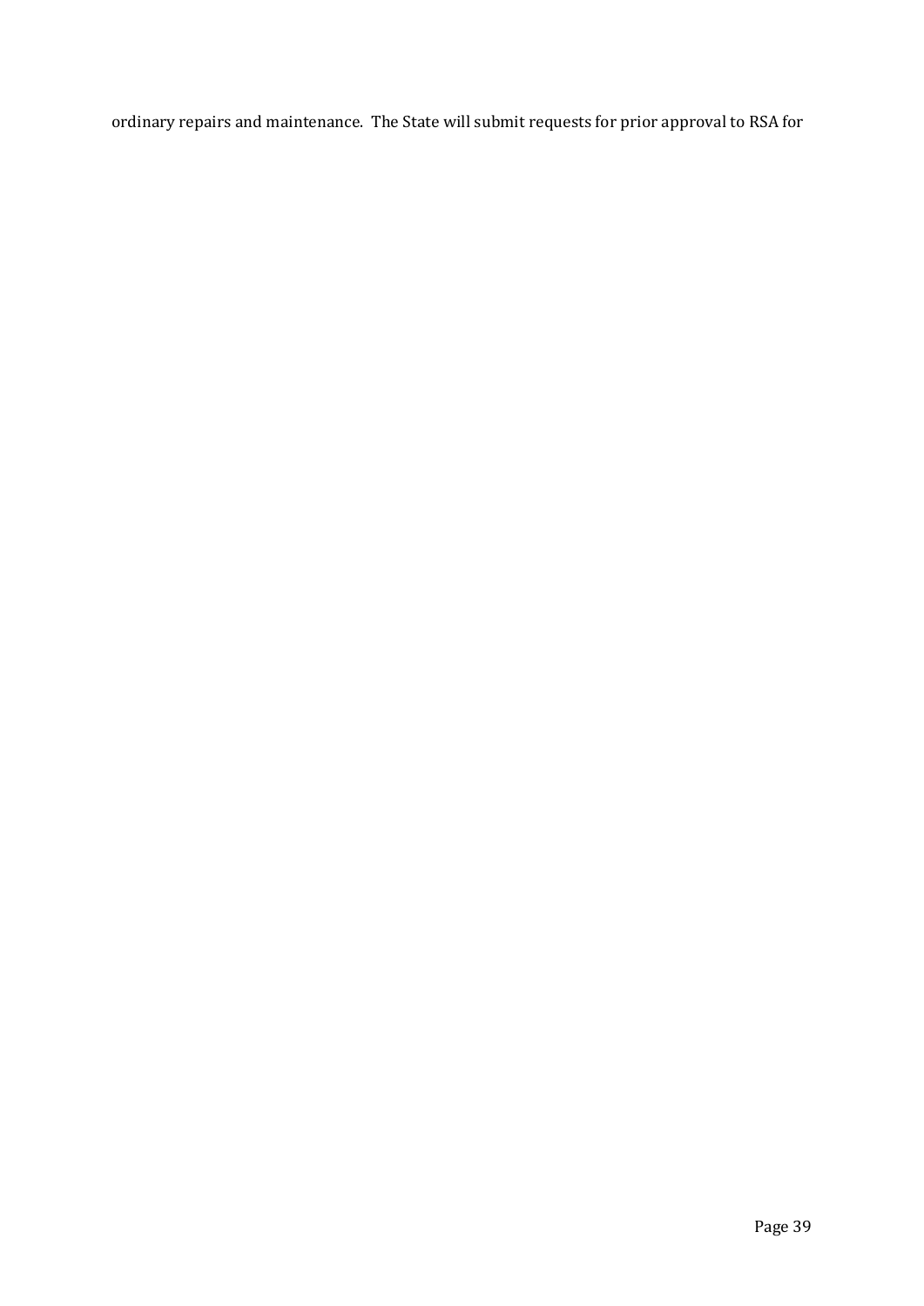ordinary repairs and maintenance. The State will submit requests for prior approval to RSA for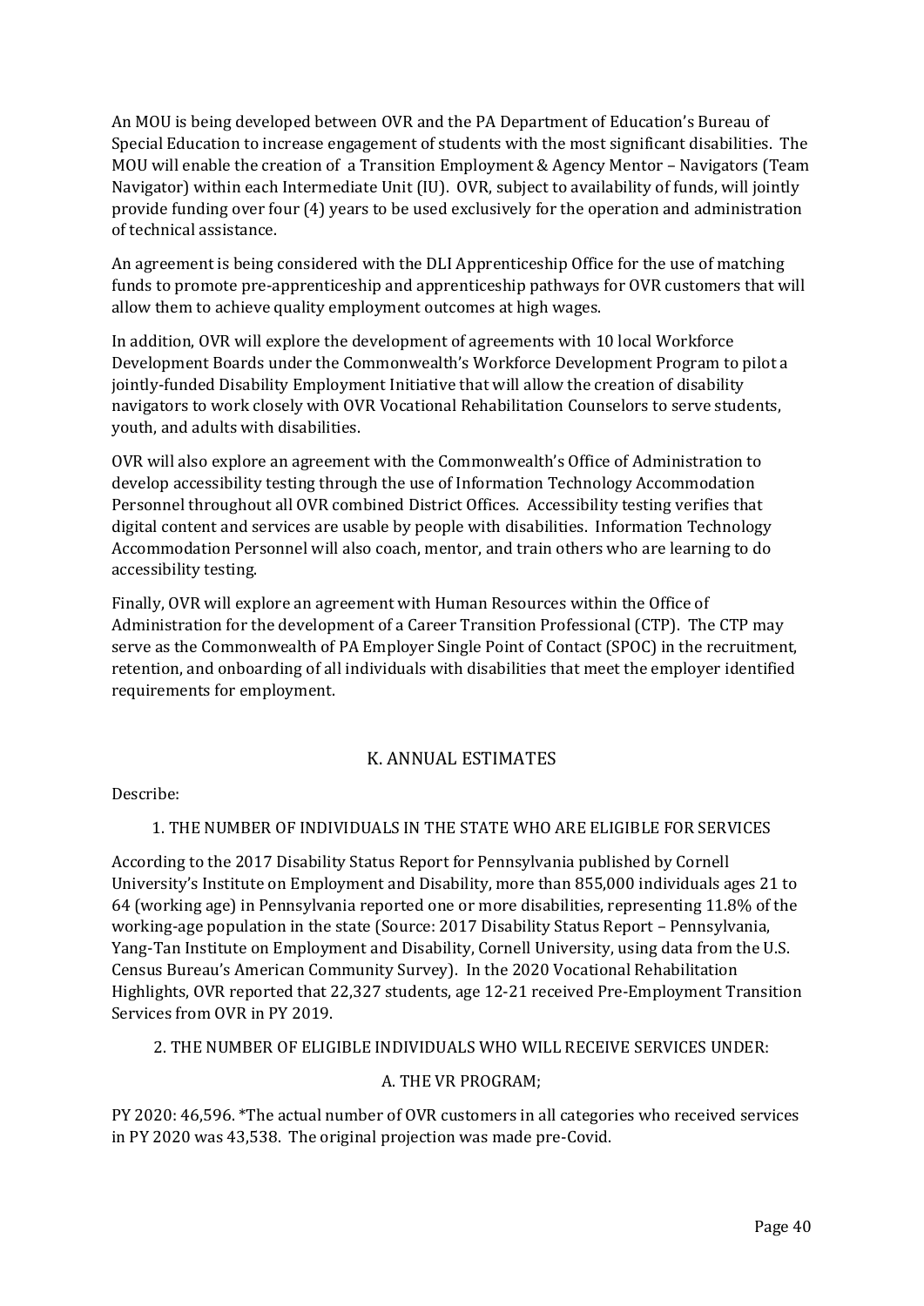An MOU is being developed between OVR and the PA Department of Education's Bureau of Special Education to increase engagement of students with the most significant disabilities. The MOU will enable the creation of a Transition Employment & Agency Mentor – Navigators (Team Navigator) within each Intermediate Unit (IU). OVR, subject to availability of funds, will jointly provide funding over four (4) years to be used exclusively for the operation and administration of technical assistance.

An agreement is being considered with the DLI Apprenticeship Office for the use of matching funds to promote pre-apprenticeship and apprenticeship pathways for OVR customers that will allow them to achieve quality employment outcomes at high wages.

In addition, OVR will explore the development of agreements with 10 local Workforce Development Boards under the Commonwealth's Workforce Development Program to pilot a jointly-funded Disability Employment Initiative that will allow the creation of disability navigators to work closely with OVR Vocational Rehabilitation Counselors to serve students, youth, and adults with disabilities.

OVR will also explore an agreement with the Commonwealth's Office of Administration to develop accessibility testing through the use of Information Technology Accommodation Personnel throughout all OVR combined District Offices. Accessibility testing verifies that digital content and services are usable by people with disabilities. Information Technology Accommodation Personnel will also coach, mentor, and train others who are learning to do accessibility testing.

Finally, OVR will explore an agreement with Human Resources within the Office of Administration for the development of a Career Transition Professional (CTP). The CTP may serve as the Commonwealth of PA Employer Single Point of Contact (SPOC) in the recruitment, retention, and onboarding of all individuals with disabilities that meet the employer identified requirements for employment.

## K. ANNUAL ESTIMATES

Describe:

### 1. THE NUMBER OF INDIVIDUALS IN THE STATE WHO ARE ELIGIBLE FOR SERVICES

According to the 2017 Disability Status Report for Pennsylvania published by Cornell University's Institute on Employment and Disability, more than 855,000 individuals ages 21 to 64 (working age) in Pennsylvania reported one or more disabilities, representing 11.8% of the working-age population in the state (Source: 2017 Disability Status Report – Pennsylvania, Yang-Tan Institute on Employment and Disability, Cornell University, using data from the U.S. Census Bureau's American Community Survey). In the 2020 Vocational Rehabilitation Highlights, OVR reported that 22,327 students, age 12-21 received Pre-Employment Transition Services from OVR in PY 2019.

### 2. THE NUMBER OF ELIGIBLE INDIVIDUALS WHO WILL RECEIVE SERVICES UNDER:

#### A. THE VR PROGRAM;

PY 2020: 46,596. *The actual number of OVR customers in all categories who received services in PY 2020 was 43,538. The original projection was made pre-Covid.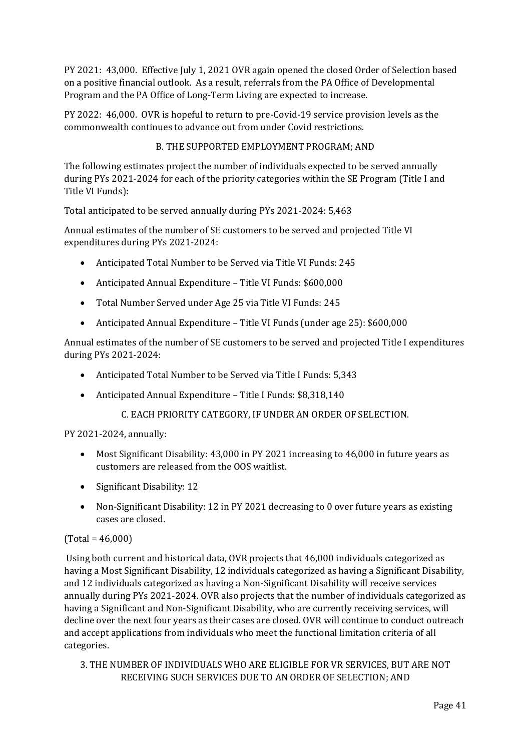PY 2021: 43,000. Effective July 1, 2021 OVR again opened the closed Order of Selection based on a positive financial outlook. As a result, referrals from the PA Office of Developmental Program and the PA Office of Long-Term Living are expected to increase.

PY 2022: 46,000. OVR is hopeful to return to pre-Covid-19 service provision levels as the commonwealth continues to advance out from under Covid restrictions.

### B. THE SUPPORTED EMPLOYMENT PROGRAM; AND

The following estimates project the number of individuals expected to be served annually during PYs 2021-2024 for each of the priority categories within the SE Program (Title I and Title VI Funds):

Total anticipated to be served annually during PYs 2021-2024: 5,463

Annual estimates of the number of SE customers to be served and projected Title VI expenditures during PYs 2021-2024:

- Anticipated Total Number to be Served via Title VI Funds: 245
- Anticipated Annual Expenditure – Title VI Funds: $600,000
- Total Number Served under Age 25 via Title VI Funds: 245
- Anticipated Annual Expenditure – Title VI Funds (under age 25): $600,000

Annual estimates of the number of SE customers to be served and projected Title I expenditures during PYs 2021-2024:

- Anticipated Total Number to be Served via Title I Funds: 5,343
- Anticipated Annual Expenditure – Title I Funds: $8,318,140

### C. EACH PRIORITY CATEGORY, IF UNDER AN ORDER OF SELECTION.

PY 2021-2024, annually:

- Most Significant Disability: 43,000 in PY 2021 increasing to 46,000 in future years as customers are released from the OOS waitlist.
- Significant Disability: 12
- Non-Significant Disability: 12 in PY 2021 decreasing to 0 over future years as existing cases are closed.

(Total = 46,000)

Using both current and historical data, OVR projects that 46,000 individuals categorized as having a Most Significant Disability, 12 individuals categorized as having a Significant Disability, and 12 individuals categorized as having a Non-Significant Disability will receive services annually during PYs 2021-2024. OVR also projects that the number of individuals categorized as having a Significant and Non-Significant Disability, who are currently receiving services, will decline over the next four years as their cases are closed. OVR will continue to conduct outreach and accept applications from individuals who meet the functional limitation criteria of all categories.

### 3. THE NUMBER OF INDIVIDUALS WHO ARE ELIGIBLE FOR VR SERVICES, BUT ARE NOT RECEIVING SUCH SERVICES DUE TO AN ORDER OF SELECTION; AND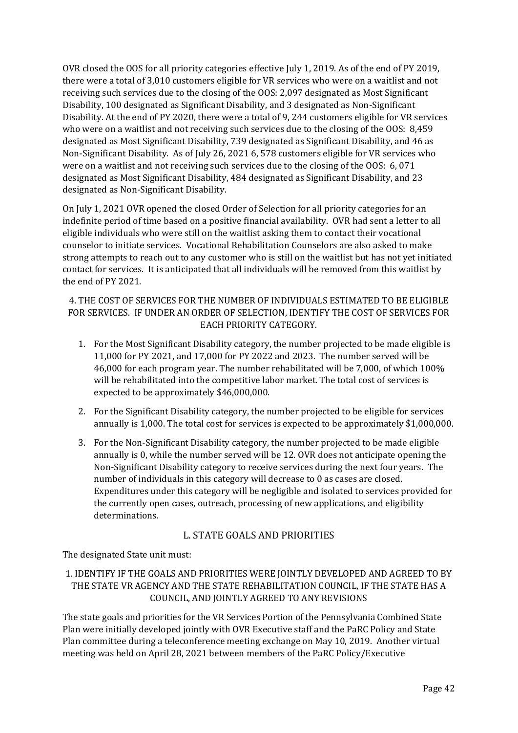OVR closed the OOS for all priority categories effective July 1, 2019. As of the end of PY 2019, there were a total of 3,010 customers eligible for VR services who were on a waitlist and not receiving such services due to the closing of the OOS: 2,097 designated as Most Significant Disability, 100 designated as Significant Disability, and 3 designated as Non-Significant Disability. At the end of PY 2020, there were a total of 9, 244 customers eligible for VR services who were on a waitlist and not receiving such services due to the closing of the OOS: 8,459 designated as Most Significant Disability, 739 designated as Significant Disability, and 46 as Non-Significant Disability. As of July 26, 2021 6, 578 customers eligible for VR services who were on a waitlist and not receiving such services due to the closing of the OOS: 6, 071 designated as Most Significant Disability, 484 designated as Significant Disability, and 23 designated as Non-Significant Disability.

On July 1, 2021 OVR opened the closed Order of Selection for all priority categories for an indefinite period of time based on a positive financial availability. OVR had sent a letter to all eligible individuals who were still on the waitlist asking them to contact their vocational counselor to initiate services. Vocational Rehabilitation Counselors are also asked to make strong attempts to reach out to any customer who is still on the waitlist but has not yet initiated contact for services. It is anticipated that all individuals will be removed from this waitlist by the end of PY 2021.

#### 4. THE COST OF SERVICES FOR THE NUMBER OF INDIVIDUALS ESTIMATED TO BE ELIGIBLE FOR SERVICES. IF UNDER AN ORDER OF SELECTION, IDENTIFY THE COST OF SERVICES FOR EACH PRIORITY CATEGORY.

1. For the Most Significant Disability category, the number projected to be made eligible is 11,000 for PY 2021, and 17,000 for PY 2022 and 2023. The number served will be 46,000 for each program year. The number rehabilitated will be 7,000, of which 100% will be rehabilitated into the competitive labor market. The total cost of services is expected to be approximately $46,000,000.
2. For the Significant Disability category, the number projected to be eligible for services annually is 1,000. The total cost for services is expected to be approximately $1,000,000.
3. For the Non-Significant Disability category, the number projected to be made eligible annually is 0, while the number served will be 12. OVR does not anticipate opening the Non-Significant Disability category to receive services during the next four years. The number of individuals in this category will decrease to 0 as cases are closed. Expenditures under this category will be negligible and isolated to services provided for the currently open cases, outreach, processing of new applications, and eligibility determinations.

### L. STATE GOALS AND PRIORITIES

The designated State unit must:

#### 1. IDENTIFY IF THE GOALS AND PRIORITIES WERE JOINTLY DEVELOPED AND AGREED TO BY THE STATE VR AGENCY AND THE STATE REHABILITATION COUNCIL, IF THE STATE HAS A COUNCIL, AND JOINTLY AGREED TO ANY REVISIONS

The state goals and priorities for the VR Services Portion of the Pennsylvania Combined State Plan were initially developed jointly with OVR Executive staff and the PaRC Policy and State Plan committee during a teleconference meeting exchange on May 10, 2019. Another virtual meeting was held on April 28, 2021 between members of the PaRC Policy/Executive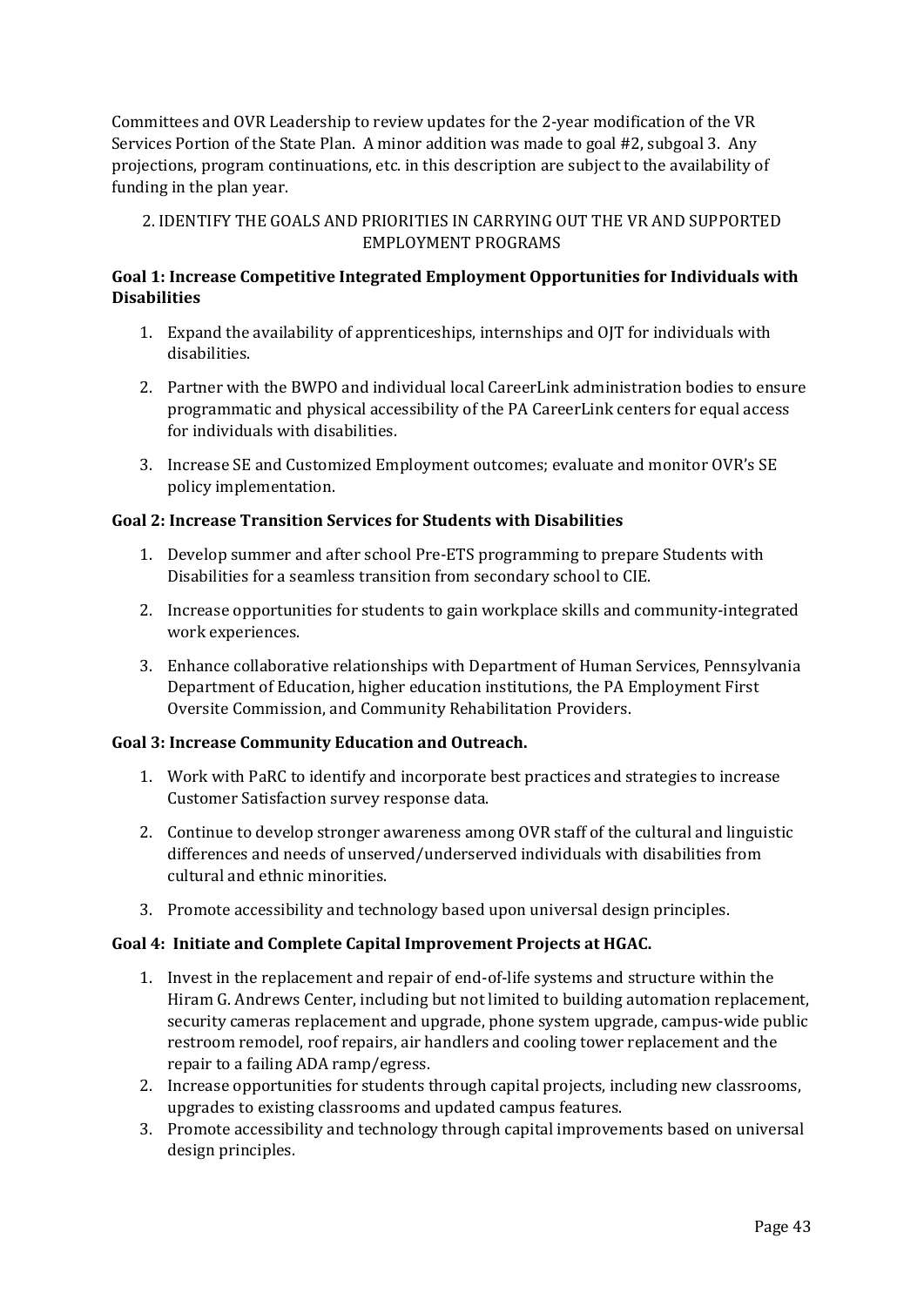Committees and OVR Leadership to review updates for the 2-year modification of the VR Services Portion of the State Plan. A minor addition was made to goal #2, subgoal 3. Any projections, program continuations, etc. in this description are subject to the availability of funding in the plan year.

## 2. IDENTIFY THE GOALS AND PRIORITIES IN CARRYING OUT THE VR AND SUPPORTED EMPLOYMENT PROGRAMS

**Goal 1: Increase Competitive Integrated Employment Opportunities for Individuals with Disabilities**

1. Expand the availability of apprenticeships, internships and OJT for individuals with disabilities.
2. Partner with the BWPO and individual local CareerLink administration bodies to ensure programmatic and physical accessibility of the PA CareerLink centers for equal access for individuals with disabilities.
3. Increase SE and Customized Employment outcomes; evaluate and monitor OVR's SE policy implementation.

**Goal 2: Increase Transition Services for Students with Disabilities**

1. Develop summer and after school Pre-ETS programming to prepare Students with Disabilities for a seamless transition from secondary school to CIE.
2. Increase opportunities for students to gain workplace skills and community-integrated work experiences.
3. Enhance collaborative relationships with Department of Human Services, Pennsylvania Department of Education, higher education institutions, the PA Employment First Oversite Commission, and Community Rehabilitation Providers.

**Goal 3: Increase Community Education and Outreach.**

1. Work with PaRC to identify and incorporate best practices and strategies to increase Customer Satisfaction survey response data.
2. Continue to develop stronger awareness among OVR staff of the cultural and linguistic differences and needs of unserved/underserved individuals with disabilities from cultural and ethnic minorities.
3. Promote accessibility and technology based upon universal design principles.

**Goal 4: Initiate and Complete Capital Improvement Projects at HGAC.**

1. Invest in the replacement and repair of end-of-life systems and structure within the Hiram G. Andrews Center, including but not limited to building automation replacement, security cameras replacement and upgrade, phone system upgrade, campus-wide public restroom remodel, roof repairs, air handlers and cooling tower replacement and the repair to a failing ADA ramp/egress.
2. Increase opportunities for students through capital projects, including new classrooms, upgrades to existing classrooms and updated campus features.
3. Promote accessibility and technology through capital improvements based on universal design principles.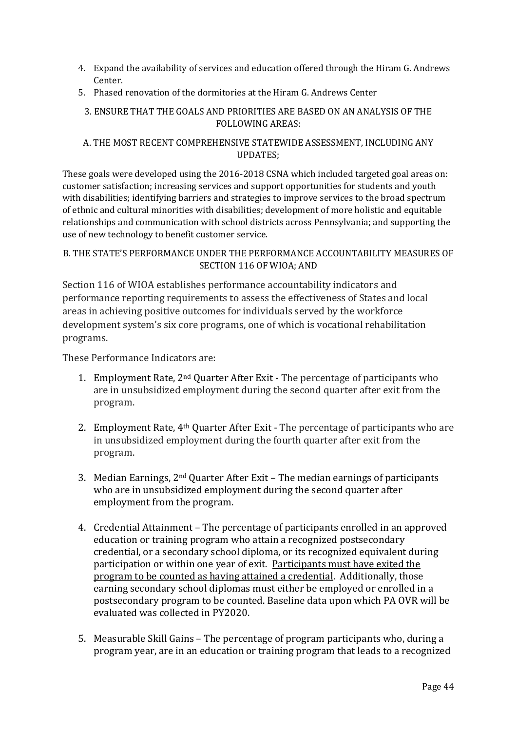4. Expand the availability of services and education offered through the Hiram G. Andrews Center.
5. Phased renovation of the dormitories at the Hiram G. Andrews Center

### 3. ENSURE THAT THE GOALS AND PRIORITIES ARE BASED ON AN ANALYSIS OF THE FOLLOWING AREAS:

### A. THE MOST RECENT COMPREHENSIVE STATEWIDE ASSESSMENT, INCLUDING ANY UPDATES;

These goals were developed using the 2016-2018 CSNA which included targeted goal areas on: customer satisfaction; increasing services and support opportunities for students and youth with disabilities; identifying barriers and strategies to improve services to the broad spectrum of ethnic and cultural minorities with disabilities; development of more holistic and equitable relationships and communication with school districts across Pennsylvania; and supporting the use of new technology to benefit customer service.

### B. THE STATE'S PERFORMANCE UNDER THE PERFORMANCE ACCOUNTABILITY MEASURES OF SECTION 116 OF WIOA; AND

Section 116 of WIOA establishes performance accountability indicators and performance reporting requirements to assess the effectiveness of States and local areas in achieving positive outcomes for individuals served by the workforce development system's six core programs, one of which is vocational rehabilitation programs.

These Performance Indicators are:

1. Employment Rate, 2nd Quarter After Exit - The percentage of participants who are in unsubsidized employment during the second quarter after exit from the program.

2. Employment Rate, 4th Quarter After Exit - The percentage of participants who are in unsubsidized employment during the fourth quarter after exit from the program.

3. Median Earnings, 2nd Quarter After Exit – The median earnings of participants who are in unsubsidized employment during the second quarter after employment from the program.

4. Credential Attainment – The percentage of participants enrolled in an approved education or training program who attain a recognized postsecondary credential, or a secondary school diploma, or its recognized equivalent during participation or within one year of exit. <u>Participants must have exited the program to be counted as having attained a credential</u>. Additionally, those earning secondary school diplomas must either be employed or enrolled in a postsecondary program to be counted. Baseline data upon which PA OVR will be evaluated was collected in PY2020.

5. Measurable Skill Gains – The percentage of program participants who, during a program year, are in an education or training program that leads to a recognized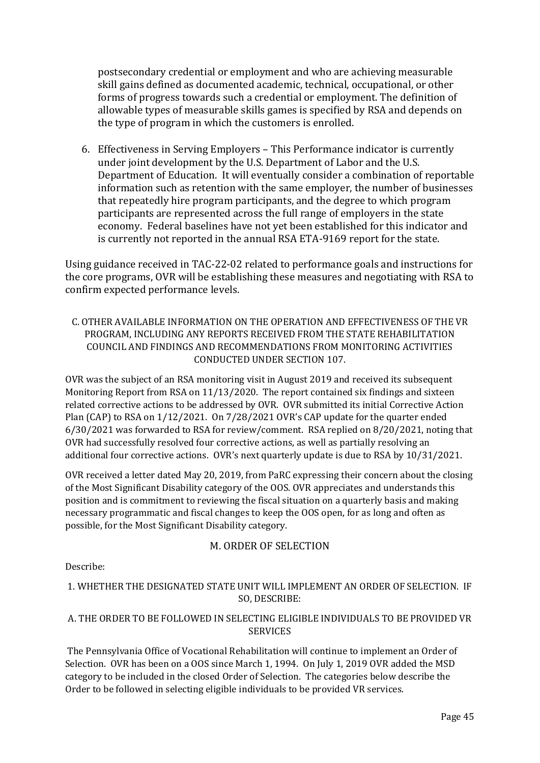postsecondary credential or employment and who are achieving measurable skill gains defined as documented academic, technical, occupational, or other forms of progress towards such a credential or employment. The definition of allowable types of measurable skills games is specified by RSA and depends on the type of program in which the customers is enrolled.

6. Effectiveness in Serving Employers – This Performance indicator is currently under joint development by the U.S. Department of Labor and the U.S. Department of Education. It will eventually consider a combination of reportable information such as retention with the same employer, the number of businesses that repeatedly hire program participants, and the degree to which program participants are represented across the full range of employers in the state economy. Federal baselines have not yet been established for this indicator and is currently not reported in the annual RSA ETA-9169 report for the state.

Using guidance received in TAC-22-02 related to performance goals and instructions for the core programs, OVR will be establishing these measures and negotiating with RSA to confirm expected performance levels.

### C. OTHER AVAILABLE INFORMATION ON THE OPERATION AND EFFECTIVENESS OF THE VR PROGRAM, INCLUDING ANY REPORTS RECEIVED FROM THE STATE REHABILITATION COUNCIL AND FINDINGS AND RECOMMENDATIONS FROM MONITORING ACTIVITIES CONDUCTED UNDER SECTION 107.

OVR was the subject of an RSA monitoring visit in August 2019 and received its subsequent Monitoring Report from RSA on 11/13/2020. The report contained six findings and sixteen related corrective actions to be addressed by OVR. OVR submitted its initial Corrective Action Plan (CAP) to RSA on 1/12/2021. On 7/28/2021 OVR's CAP update for the quarter ended 6/30/2021 was forwarded to RSA for review/comment. RSA replied on 8/20/2021, noting that OVR had successfully resolved four corrective actions, as well as partially resolving an additional four corrective actions. OVR's next quarterly update is due to RSA by 10/31/2021.

OVR received a letter dated May 20, 2019, from PaRC expressing their concern about the closing of the Most Significant Disability category of the OOS. OVR appreciates and understands this position and is commitment to reviewing the fiscal situation on a quarterly basis and making necessary programmatic and fiscal changes to keep the OOS open, for as long and often as possible, for the Most Significant Disability category.

## M. ORDER OF SELECTION

Describe:

### 1. WHETHER THE DESIGNATED STATE UNIT WILL IMPLEMENT AN ORDER OF SELECTION. IF SO, DESCRIBE:

### A. THE ORDER TO BE FOLLOWED IN SELECTING ELIGIBLE INDIVIDUALS TO BE PROVIDED VR SERVICES

The Pennsylvania Office of Vocational Rehabilitation will continue to implement an Order of Selection. OVR has been on a OOS since March 1, 1994. On July 1, 2019 OVR added the MSD category to be included in the closed Order of Selection. The categories below describe the Order to be followed in selecting eligible individuals to be provided VR services.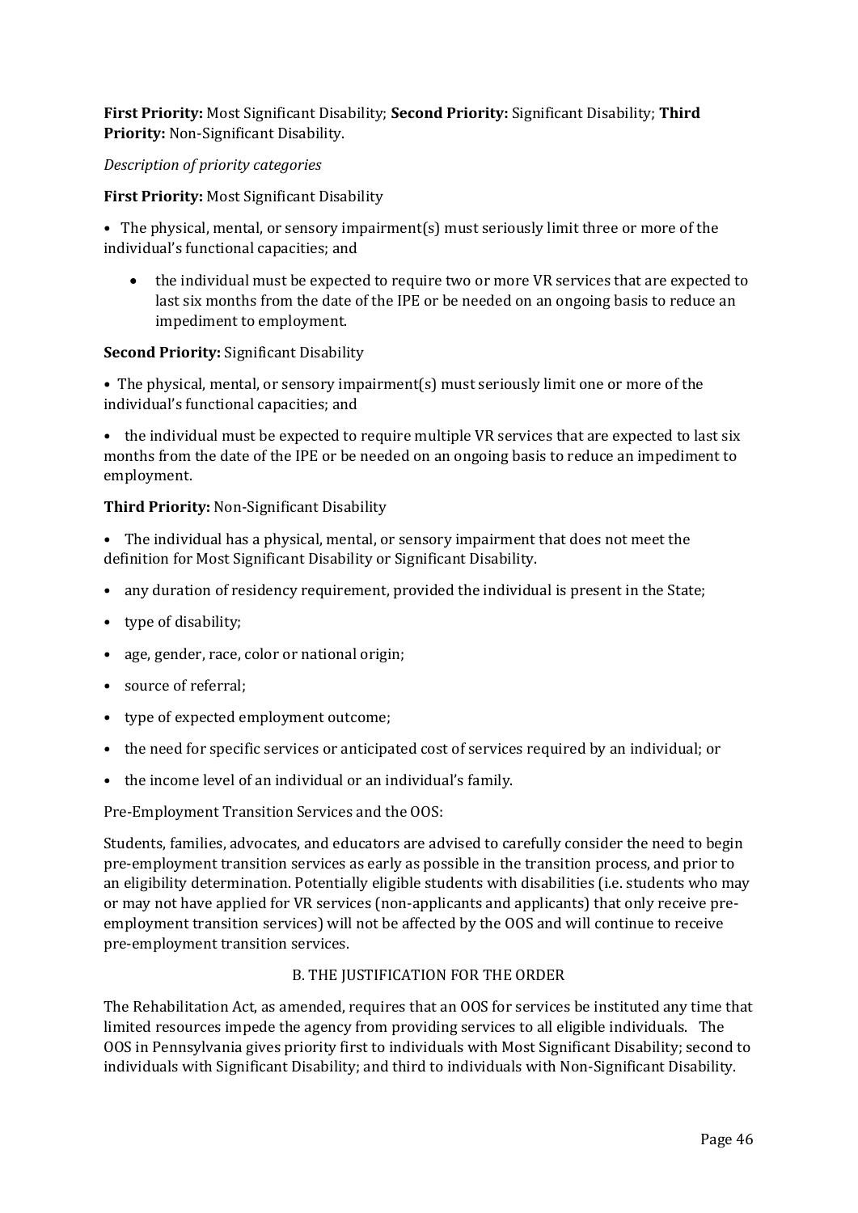**First Priority:** Most Significant Disability; **Second Priority:** Significant Disability; **Third Priority:** Non-Significant Disability.

*Description of priority categories*

**First Priority:** Most Significant Disability

- The physical, mental, or sensory impairment(s) must seriously limit three or more of the individual's functional capacities; and
  - the individual must be expected to require two or more VR services that are expected to last six months from the date of the IPE or be needed on an ongoing basis to reduce an impediment to employment.

**Second Priority:** Significant Disability

- The physical, mental, or sensory impairment(s) must seriously limit one or more of the individual's functional capacities; and
- the individual must be expected to require multiple VR services that are expected to last six months from the date of the IPE or be needed on an ongoing basis to reduce an impediment to employment.

**Third Priority:** Non-Significant Disability

- The individual has a physical, mental, or sensory impairment that does not meet the definition for Most Significant Disability or Significant Disability.
- any duration of residency requirement, provided the individual is present in the State;
- type of disability;
- age, gender, race, color or national origin;
- source of referral;
- type of expected employment outcome;
- the need for specific services or anticipated cost of services required by an individual; or
- the income level of an individual or an individual's family.

Pre-Employment Transition Services and the OOS:

Students, families, advocates, and educators are advised to carefully consider the need to begin pre-employment transition services as early as possible in the transition process, and prior to an eligibility determination. Potentially eligible students with disabilities (i.e. students who may or may not have applied for VR services (non-applicants and applicants) that only receive pre-employment transition services) will not be affected by the OOS and will continue to receive pre-employment transition services.

B. THE JUSTIFICATION FOR THE ORDER

The Rehabilitation Act, as amended, requires that an OOS for services be instituted any time that limited resources impede the agency from providing services to all eligible individuals. The OOS in Pennsylvania gives priority first to individuals with Most Significant Disability; second to individuals with Significant Disability; and third to individuals with Non-Significant Disability.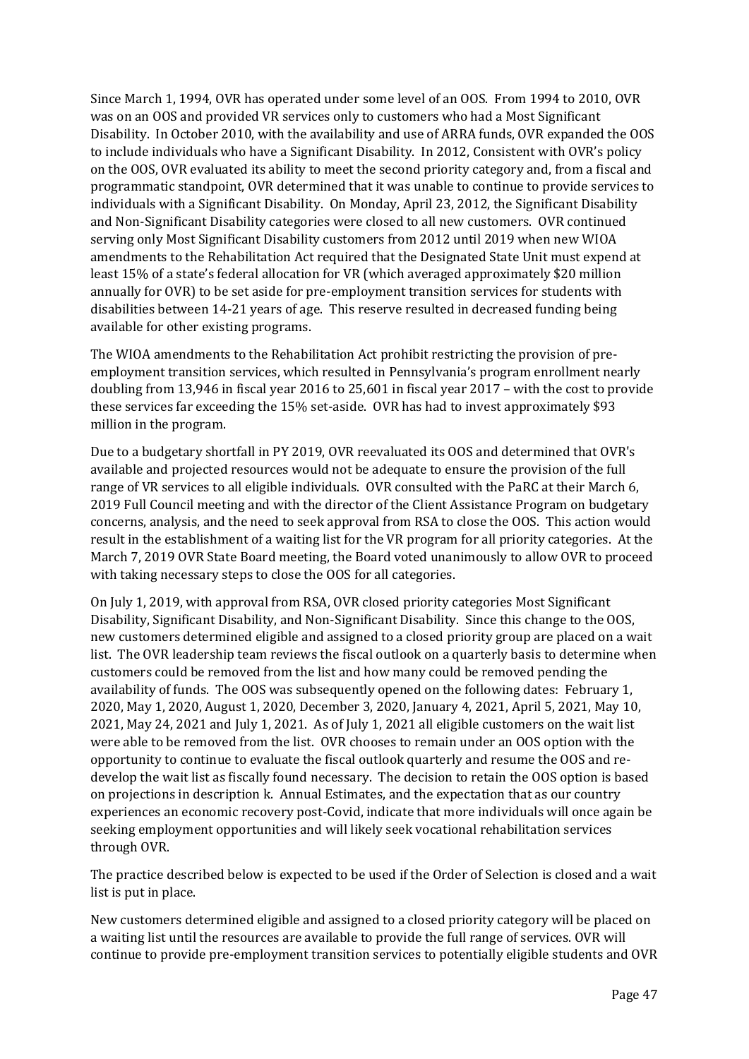Since March 1, 1994, OVR has operated under some level of an OOS. From 1994 to 2010, OVR was on an OOS and provided VR services only to customers who had a Most Significant Disability. In October 2010, with the availability and use of ARRA funds, OVR expanded the OOS to include individuals who have a Significant Disability. In 2012, Consistent with OVR's policy on the OOS, OVR evaluated its ability to meet the second priority category and, from a fiscal and programmatic standpoint, OVR determined that it was unable to continue to provide services to individuals with a Significant Disability. On Monday, April 23, 2012, the Significant Disability and Non-Significant Disability categories were closed to all new customers. OVR continued serving only Most Significant Disability customers from 2012 until 2019 when new WIOA amendments to the Rehabilitation Act required that the Designated State Unit must expend at least 15% of a state's federal allocation for VR (which averaged approximately $20 million annually for OVR) to be set aside for pre-employment transition services for students with disabilities between 14-21 years of age. This reserve resulted in decreased funding being available for other existing programs.

The WIOA amendments to the Rehabilitation Act prohibit restricting the provision of pre-employment transition services, which resulted in Pennsylvania's program enrollment nearly doubling from 13,946 in fiscal year 2016 to 25,601 in fiscal year 2017 – with the cost to provide these services far exceeding the 15% set-aside. OVR has had to invest approximately $93 million in the program.

Due to a budgetary shortfall in PY 2019, OVR reevaluated its OOS and determined that OVR's available and projected resources would not be adequate to ensure the provision of the full range of VR services to all eligible individuals. OVR consulted with the PaRC at their March 6, 2019 Full Council meeting and with the director of the Client Assistance Program on budgetary concerns, analysis, and the need to seek approval from RSA to close the OOS. This action would result in the establishment of a waiting list for the VR program for all priority categories. At the March 7, 2019 OVR State Board meeting, the Board voted unanimously to allow OVR to proceed with taking necessary steps to close the OOS for all categories.

On July 1, 2019, with approval from RSA, OVR closed priority categories Most Significant Disability, Significant Disability, and Non-Significant Disability. Since this change to the OOS, new customers determined eligible and assigned to a closed priority group are placed on a wait list. The OVR leadership team reviews the fiscal outlook on a quarterly basis to determine when customers could be removed from the list and how many could be removed pending the availability of funds. The OOS was subsequently opened on the following dates: February 1, 2020, May 1, 2020, August 1, 2020, December 3, 2020, January 4, 2021, April 5, 2021, May 10, 2021, May 24, 2021 and July 1, 2021. As of July 1, 2021 all eligible customers on the wait list were able to be removed from the list. OVR chooses to remain under an OOS option with the opportunity to continue to evaluate the fiscal outlook quarterly and resume the OOS and re-develop the wait list as fiscally found necessary. The decision to retain the OOS option is based on projections in description k. Annual Estimates, and the expectation that as our country experiences an economic recovery post-Covid, indicate that more individuals will once again be seeking employment opportunities and will likely seek vocational rehabilitation services through OVR.

The practice described below is expected to be used if the Order of Selection is closed and a wait list is put in place.

New customers determined eligible and assigned to a closed priority category will be placed on a waiting list until the resources are available to provide the full range of services. OVR will continue to provide pre-employment transition services to potentially eligible students and OVR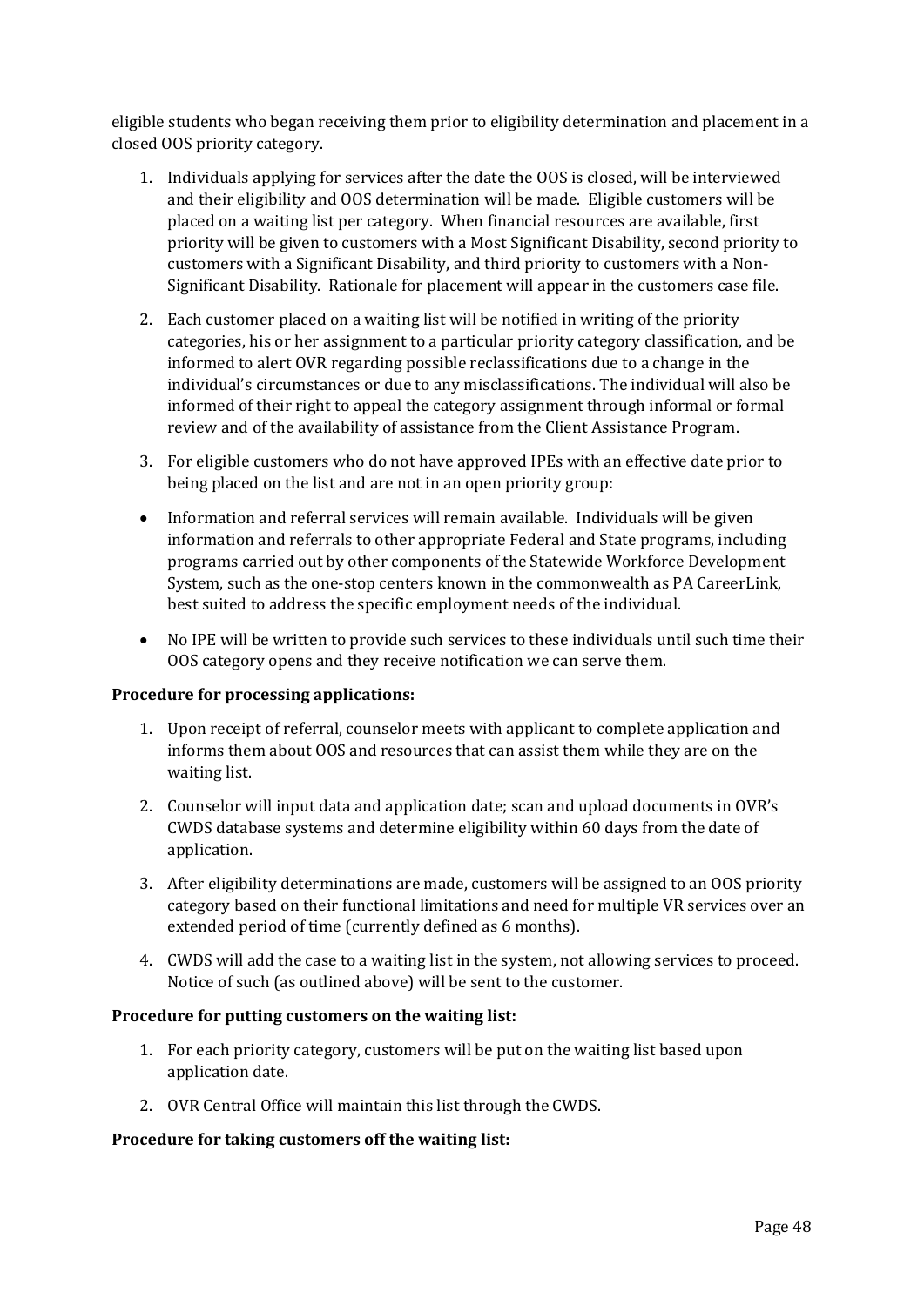eligible students who began receiving them prior to eligibility determination and placement in a closed OOS priority category.

1. Individuals applying for services after the date the OOS is closed, will be interviewed and their eligibility and OOS determination will be made. Eligible customers will be placed on a waiting list per category. When financial resources are available, first priority will be given to customers with a Most Significant Disability, second priority to customers with a Significant Disability, and third priority to customers with a Non-Significant Disability. Rationale for placement will appear in the customers case file.
2. Each customer placed on a waiting list will be notified in writing of the priority categories, his or her assignment to a particular priority category classification, and be informed to alert OVR regarding possible reclassifications due to a change in the individual's circumstances or due to any misclassifications. The individual will also be informed of their right to appeal the category assignment through informal or formal review and of the availability of assistance from the Client Assistance Program.
3. For eligible customers who do not have approved IPEs with an effective date prior to being placed on the list and are not in an open priority group:

- Information and referral services will remain available. Individuals will be given information and referrals to other appropriate Federal and State programs, including programs carried out by other components of the Statewide Workforce Development System, such as the one-stop centers known in the commonwealth as PA CareerLink, best suited to address the specific employment needs of the individual.
- No IPE will be written to provide such services to these individuals until such time their OOS category opens and they receive notification we can serve them.

**Procedure for processing applications:**

1. Upon receipt of referral, counselor meets with applicant to complete application and informs them about OOS and resources that can assist them while they are on the waiting list.
2. Counselor will input data and application date; scan and upload documents in OVR's CWDS database systems and determine eligibility within 60 days from the date of application.
3. After eligibility determinations are made, customers will be assigned to an OOS priority category based on their functional limitations and need for multiple VR services over an extended period of time (currently defined as 6 months).
4. CWDS will add the case to a waiting list in the system, not allowing services to proceed. Notice of such (as outlined above) will be sent to the customer.

**Procedure for putting customers on the waiting list:**

1. For each priority category, customers will be put on the waiting list based upon application date.
2. OVR Central Office will maintain this list through the CWDS.

**Procedure for taking customers off the waiting list:**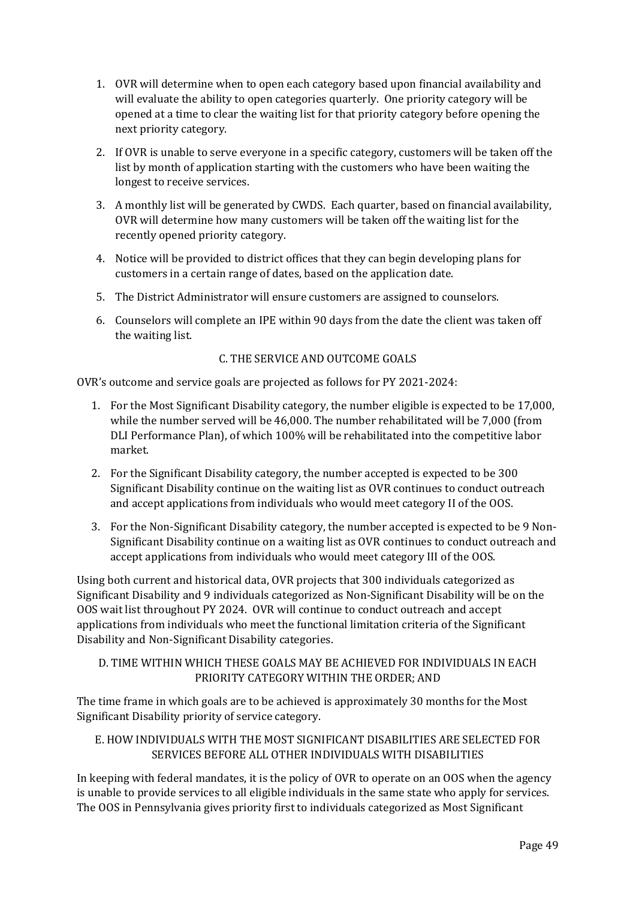1. OVR will determine when to open each category based upon financial availability and will evaluate the ability to open categories quarterly. One priority category will be opened at a time to clear the waiting list for that priority category before opening the next priority category.
2. If OVR is unable to serve everyone in a specific category, customers will be taken off the list by month of application starting with the customers who have been waiting the longest to receive services.
3. A monthly list will be generated by CWDS. Each quarter, based on financial availability, OVR will determine how many customers will be taken off the waiting list for the recently opened priority category.
4. Notice will be provided to district offices that they can begin developing plans for customers in a certain range of dates, based on the application date.
5. The District Administrator will ensure customers are assigned to counselors.
6. Counselors will complete an IPE within 90 days from the date the client was taken off the waiting list.

### C. THE SERVICE AND OUTCOME GOALS

OVR's outcome and service goals are projected as follows for PY 2021-2024:

1. For the Most Significant Disability category, the number eligible is expected to be 17,000, while the number served will be 46,000. The number rehabilitated will be 7,000 (from DLI Performance Plan), of which 100% will be rehabilitated into the competitive labor market.
2. For the Significant Disability category, the number accepted is expected to be 300 Significant Disability continue on the waiting list as OVR continues to conduct outreach and accept applications from individuals who would meet category II of the OOS.
3. For the Non-Significant Disability category, the number accepted is expected to be 9 Non-Significant Disability continue on a waiting list as OVR continues to conduct outreach and accept applications from individuals who would meet category III of the OOS.

Using both current and historical data, OVR projects that 300 individuals categorized as Significant Disability and 9 individuals categorized as Non-Significant Disability will be on the OOS wait list throughout PY 2024. OVR will continue to conduct outreach and accept applications from individuals who meet the functional limitation criteria of the Significant Disability and Non-Significant Disability categories.

### D. TIME WITHIN WHICH THESE GOALS MAY BE ACHIEVED FOR INDIVIDUALS IN EACH PRIORITY CATEGORY WITHIN THE ORDER; AND

The time frame in which goals are to be achieved is approximately 30 months for the Most Significant Disability priority of service category.

### E. HOW INDIVIDUALS WITH THE MOST SIGNIFICANT DISABILITIES ARE SELECTED FOR SERVICES BEFORE ALL OTHER INDIVIDUALS WITH DISABILITIES

In keeping with federal mandates, it is the policy of OVR to operate on an OOS when the agency is unable to provide services to all eligible individuals in the same state who apply for services. The OOS in Pennsylvania gives priority first to individuals categorized as Most Significant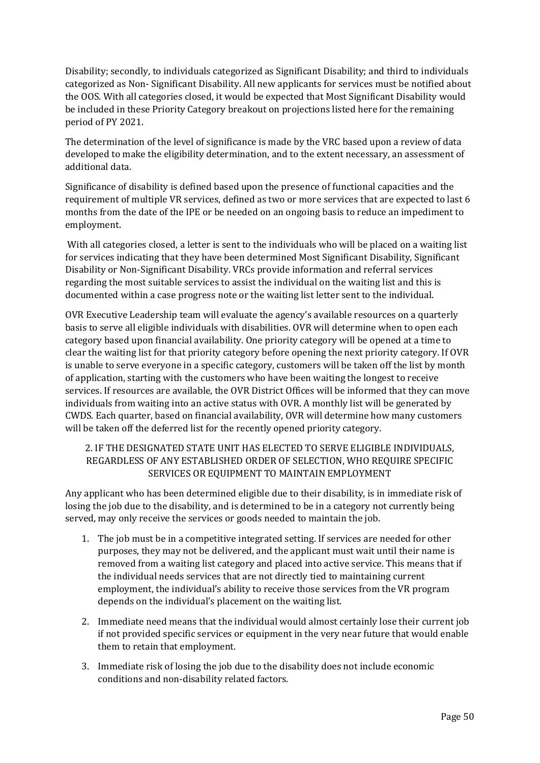Disability; secondly, to individuals categorized as Significant Disability; and third to individuals categorized as Non- Significant Disability. All new applicants for services must be notified about the OOS. With all categories closed, it would be expected that Most Significant Disability would be included in these Priority Category breakout on projections listed here for the remaining period of PY 2021.

The determination of the level of significance is made by the VRC based upon a review of data developed to make the eligibility determination, and to the extent necessary, an assessment of additional data.

Significance of disability is defined based upon the presence of functional capacities and the requirement of multiple VR services, defined as two or more services that are expected to last 6 months from the date of the IPE or be needed on an ongoing basis to reduce an impediment to employment.

With all categories closed, a letter is sent to the individuals who will be placed on a waiting list for services indicating that they have been determined Most Significant Disability, Significant Disability or Non-Significant Disability. VRCs provide information and referral services regarding the most suitable services to assist the individual on the waiting list and this is documented within a case progress note or the waiting list letter sent to the individual.

OVR Executive Leadership team will evaluate the agency's available resources on a quarterly basis to serve all eligible individuals with disabilities. OVR will determine when to open each category based upon financial availability. One priority category will be opened at a time to clear the waiting list for that priority category before opening the next priority category. If OVR is unable to serve everyone in a specific category, customers will be taken off the list by month of application, starting with the customers who have been waiting the longest to receive services. If resources are available, the OVR District Offices will be informed that they can move individuals from waiting into an active status with OVR. A monthly list will be generated by CWDS. Each quarter, based on financial availability, OVR will determine how many customers will be taken off the deferred list for the recently opened priority category.

## 2. IF THE DESIGNATED STATE UNIT HAS ELECTED TO SERVE ELIGIBLE INDIVIDUALS, REGARDLESS OF ANY ESTABLISHED ORDER OF SELECTION, WHO REQUIRE SPECIFIC SERVICES OR EQUIPMENT TO MAINTAIN EMPLOYMENT

Any applicant who has been determined eligible due to their disability, is in immediate risk of losing the job due to the disability, and is determined to be in a category not currently being served, may only receive the services or goods needed to maintain the job.

1. The job must be in a competitive integrated setting. If services are needed for other purposes, they may not be delivered, and the applicant must wait until their name is removed from a waiting list category and placed into active service. This means that if the individual needs services that are not directly tied to maintaining current employment, the individual's ability to receive those services from the VR program depends on the individual's placement on the waiting list.
2. Immediate need means that the individual would almost certainly lose their current job if not provided specific services or equipment in the very near future that would enable them to retain that employment.
3. Immediate risk of losing the job due to the disability does not include economic conditions and non-disability related factors.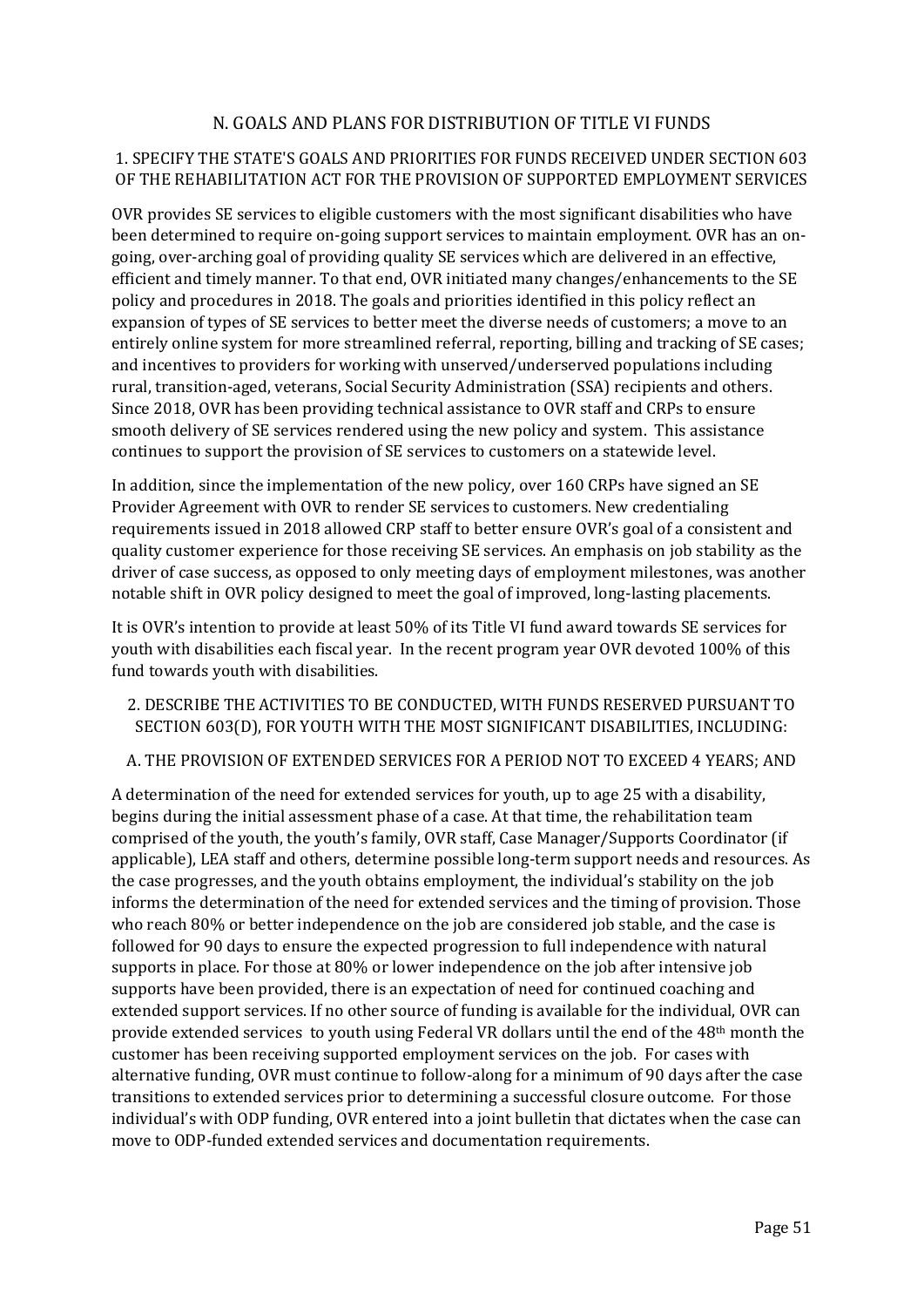## N. GOALS AND PLANS FOR DISTRIBUTION OF TITLE VI FUNDS

### 1. SPECIFY THE STATE'S GOALS AND PRIORITIES FOR FUNDS RECEIVED UNDER SECTION 603 OF THE REHABILITATION ACT FOR THE PROVISION OF SUPPORTED EMPLOYMENT SERVICES

OVR provides SE services to eligible customers with the most significant disabilities who have been determined to require on-going support services to maintain employment. OVR has an on-going, over-arching goal of providing quality SE services which are delivered in an effective, efficient and timely manner. To that end, OVR initiated many changes/enhancements to the SE policy and procedures in 2018. The goals and priorities identified in this policy reflect an expansion of types of SE services to better meet the diverse needs of customers; a move to an entirely online system for more streamlined referral, reporting, billing and tracking of SE cases; and incentives to providers for working with unserved/underserved populations including rural, transition-aged, veterans, Social Security Administration (SSA) recipients and others. Since 2018, OVR has been providing technical assistance to OVR staff and CRPs to ensure smooth delivery of SE services rendered using the new policy and system. This assistance continues to support the provision of SE services to customers on a statewide level.

In addition, since the implementation of the new policy, over 160 CRPs have signed an SE Provider Agreement with OVR to render SE services to customers. New credentialing requirements issued in 2018 allowed CRP staff to better ensure OVR's goal of a consistent and quality customer experience for those receiving SE services. An emphasis on job stability as the driver of case success, as opposed to only meeting days of employment milestones, was another notable shift in OVR policy designed to meet the goal of improved, long-lasting placements.

It is OVR's intention to provide at least 50% of its Title VI fund award towards SE services for youth with disabilities each fiscal year. In the recent program year OVR devoted 100% of this fund towards youth with disabilities.

### 2. DESCRIBE THE ACTIVITIES TO BE CONDUCTED, WITH FUNDS RESERVED PURSUANT TO SECTION 603(D), FOR YOUTH WITH THE MOST SIGNIFICANT DISABILITIES, INCLUDING:

#### A. THE PROVISION OF EXTENDED SERVICES FOR A PERIOD NOT TO EXCEED 4 YEARS; AND

A determination of the need for extended services for youth, up to age 25 with a disability, begins during the initial assessment phase of a case. At that time, the rehabilitation team comprised of the youth, the youth's family, OVR staff, Case Manager/Supports Coordinator (if applicable), LEA staff and others, determine possible long-term support needs and resources. As the case progresses, and the youth obtains employment, the individual's stability on the job informs the determination of the need for extended services and the timing of provision. Those who reach 80% or better independence on the job are considered job stable, and the case is followed for 90 days to ensure the expected progression to full independence with natural supports in place. For those at 80% or lower independence on the job after intensive job supports have been provided, there is an expectation of need for continued coaching and extended support services. If no other source of funding is available for the individual, OVR can provide extended services to youth using Federal VR dollars until the end of the 48th month the customer has been receiving supported employment services on the job. For cases with alternative funding, OVR must continue to follow-along for a minimum of 90 days after the case transitions to extended services prior to determining a successful closure outcome. For those individual's with ODP funding, OVR entered into a joint bulletin that dictates when the case can move to ODP-funded extended services and documentation requirements.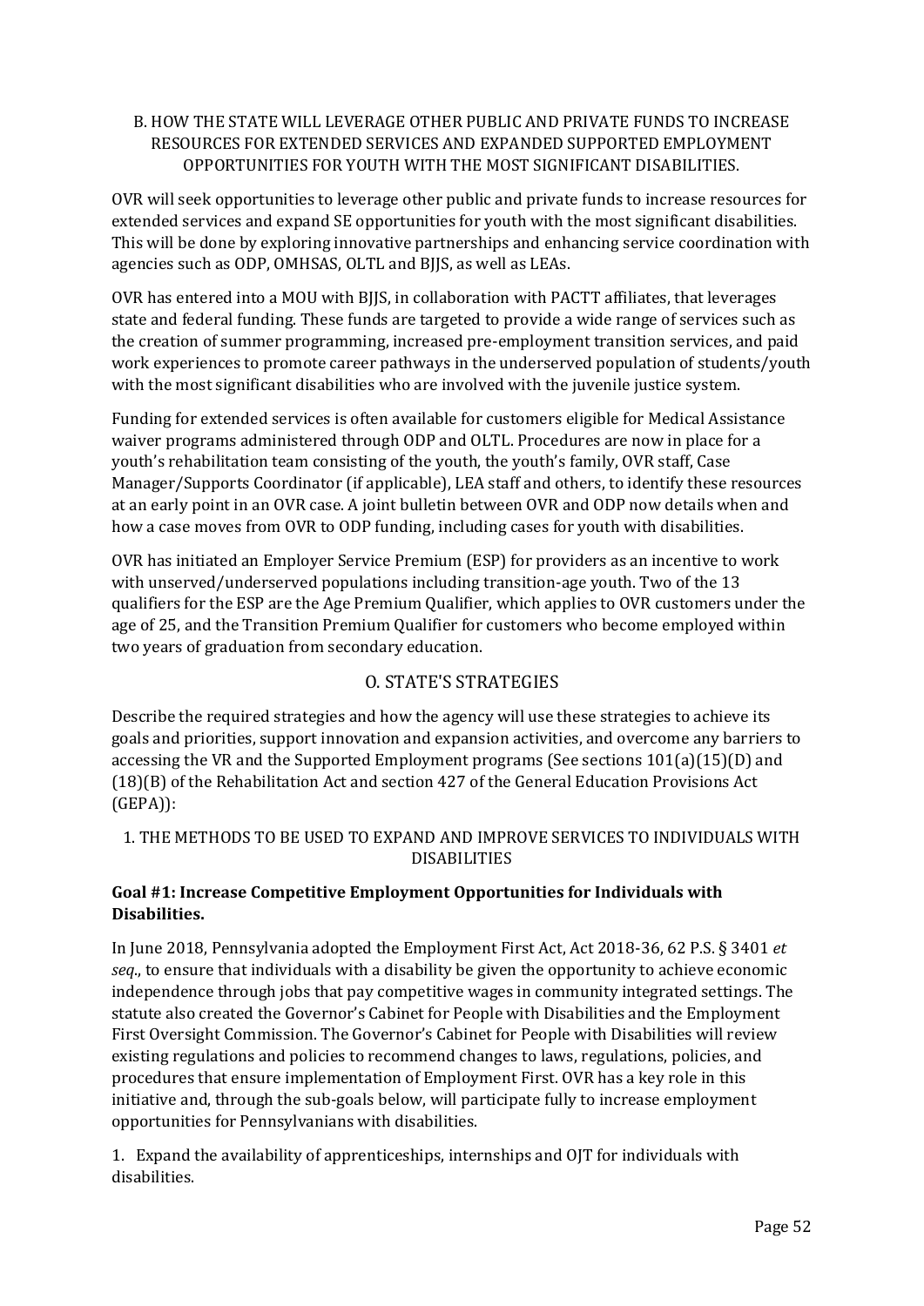### B. HOW THE STATE WILL LEVERAGE OTHER PUBLIC AND PRIVATE FUNDS TO INCREASE RESOURCES FOR EXTENDED SERVICES AND EXPANDED SUPPORTED EMPLOYMENT OPPORTUNITIES FOR YOUTH WITH THE MOST SIGNIFICANT DISABILITIES.

OVR will seek opportunities to leverage other public and private funds to increase resources for extended services and expand SE opportunities for youth with the most significant disabilities. This will be done by exploring innovative partnerships and enhancing service coordination with agencies such as ODP, OMHSAS, OLTL and BJJS, as well as LEAs.

OVR has entered into a MOU with BJJS, in collaboration with PACTT affiliates, that leverages state and federal funding. These funds are targeted to provide a wide range of services such as the creation of summer programming, increased pre-employment transition services, and paid work experiences to promote career pathways in the underserved population of students/youth with the most significant disabilities who are involved with the juvenile justice system.

Funding for extended services is often available for customers eligible for Medical Assistance waiver programs administered through ODP and OLTL. Procedures are now in place for a youth's rehabilitation team consisting of the youth, the youth's family, OVR staff, Case Manager/Supports Coordinator (if applicable), LEA staff and others, to identify these resources at an early point in an OVR case. A joint bulletin between OVR and ODP now details when and how a case moves from OVR to ODP funding, including cases for youth with disabilities.

OVR has initiated an Employer Service Premium (ESP) for providers as an incentive to work with unserved/underserved populations including transition-age youth. Two of the 13 qualifiers for the ESP are the Age Premium Qualifier, which applies to OVR customers under the age of 25, and the Transition Premium Qualifier for customers who become employed within two years of graduation from secondary education.

## O. STATE'S STRATEGIES

Describe the required strategies and how the agency will use these strategies to achieve its goals and priorities, support innovation and expansion activities, and overcome any barriers to accessing the VR and the Supported Employment programs (See sections 101(a)(15)(D) and (18)(B) of the Rehabilitation Act and section 427 of the General Education Provisions Act (GEPA)):

### 1. THE METHODS TO BE USED TO EXPAND AND IMPROVE SERVICES TO INDIVIDUALS WITH DISABILITIES

**Goal #1: Increase Competitive Employment Opportunities for Individuals with Disabilities.**

In June 2018, Pennsylvania adopted the Employment First Act, Act 2018-36, 62 P.S. § 3401 *et seq*., to ensure that individuals with a disability be given the opportunity to achieve economic independence through jobs that pay competitive wages in community integrated settings. The statute also created the Governor's Cabinet for People with Disabilities and the Employment First Oversight Commission. The Governor's Cabinet for People with Disabilities will review existing regulations and policies to recommend changes to laws, regulations, policies, and procedures that ensure implementation of Employment First. OVR has a key role in this initiative and, through the sub-goals below, will participate fully to increase employment opportunities for Pennsylvanians with disabilities.

1. Expand the availability of apprenticeships, internships and OJT for individuals with disabilities.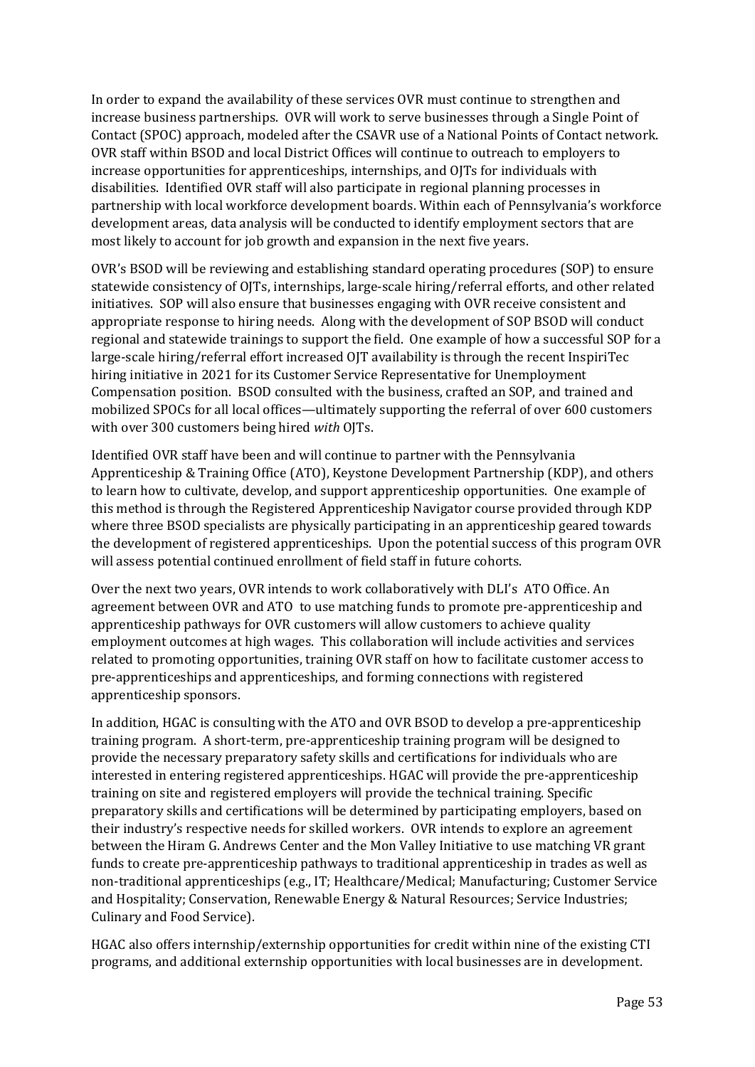In order to expand the availability of these services OVR must continue to strengthen and increase business partnerships. OVR will work to serve businesses through a Single Point of Contact (SPOC) approach, modeled after the CSAVR use of a National Points of Contact network. OVR staff within BSOD and local District Offices will continue to outreach to employers to increase opportunities for apprenticeships, internships, and OJTs for individuals with disabilities. Identified OVR staff will also participate in regional planning processes in partnership with local workforce development boards. Within each of Pennsylvania's workforce development areas, data analysis will be conducted to identify employment sectors that are most likely to account for job growth and expansion in the next five years.

OVR's BSOD will be reviewing and establishing standard operating procedures (SOP) to ensure statewide consistency of OJTs, internships, large-scale hiring/referral efforts, and other related initiatives. SOP will also ensure that businesses engaging with OVR receive consistent and appropriate response to hiring needs. Along with the development of SOP BSOD will conduct regional and statewide trainings to support the field. One example of how a successful SOP for a large-scale hiring/referral effort increased OJT availability is through the recent InspiriTec hiring initiative in 2021 for its Customer Service Representative for Unemployment Compensation position. BSOD consulted with the business, crafted an SOP, and trained and mobilized SPOCs for all local offices—ultimately supporting the referral of over 600 customers with over 300 customers being hired *with* OJTs.

Identified OVR staff have been and will continue to partner with the Pennsylvania Apprenticeship & Training Office (ATO), Keystone Development Partnership (KDP), and others to learn how to cultivate, develop, and support apprenticeship opportunities. One example of this method is through the Registered Apprenticeship Navigator course provided through KDP where three BSOD specialists are physically participating in an apprenticeship geared towards the development of registered apprenticeships. Upon the potential success of this program OVR will assess potential continued enrollment of field staff in future cohorts.

Over the next two years, OVR intends to work collaboratively with DLI's ATO Office. An agreement between OVR and ATO to use matching funds to promote pre-apprenticeship and apprenticeship pathways for OVR customers will allow customers to achieve quality employment outcomes at high wages. This collaboration will include activities and services related to promoting opportunities, training OVR staff on how to facilitate customer access to pre-apprenticeships and apprenticeships, and forming connections with registered apprenticeship sponsors.

In addition, HGAC is consulting with the ATO and OVR BSOD to develop a pre-apprenticeship training program. A short-term, pre-apprenticeship training program will be designed to provide the necessary preparatory safety skills and certifications for individuals who are interested in entering registered apprenticeships. HGAC will provide the pre-apprenticeship training on site and registered employers will provide the technical training. Specific preparatory skills and certifications will be determined by participating employers, based on their industry's respective needs for skilled workers. OVR intends to explore an agreement between the Hiram G. Andrews Center and the Mon Valley Initiative to use matching VR grant funds to create pre-apprenticeship pathways to traditional apprenticeship in trades as well as non-traditional apprenticeships (e.g., IT; Healthcare/Medical; Manufacturing; Customer Service and Hospitality; Conservation, Renewable Energy & Natural Resources; Service Industries; Culinary and Food Service).

HGAC also offers internship/externship opportunities for credit within nine of the existing CTI programs, and additional externship opportunities with local businesses are in development.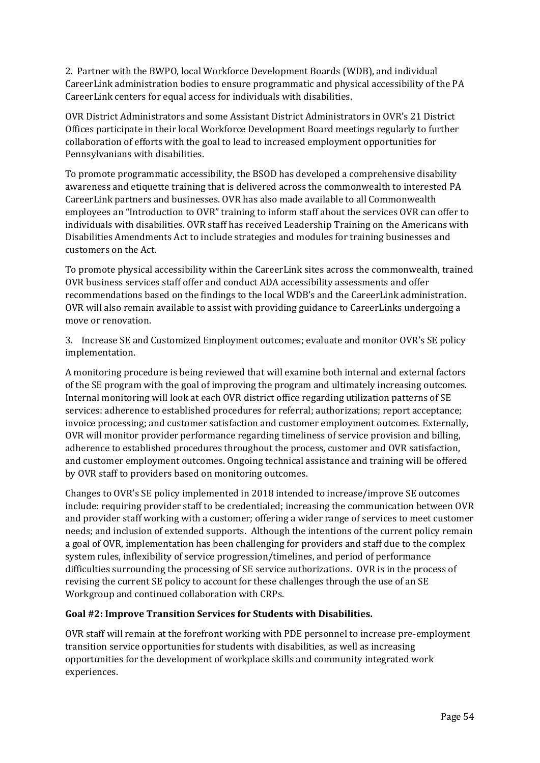2. Partner with the BWPO, local Workforce Development Boards (WDB), and individual CareerLink administration bodies to ensure programmatic and physical accessibility of the PA CareerLink centers for equal access for individuals with disabilities.

OVR District Administrators and some Assistant District Administrators in OVR's 21 District Offices participate in their local Workforce Development Board meetings regularly to further collaboration of efforts with the goal to lead to increased employment opportunities for Pennsylvanians with disabilities.

To promote programmatic accessibility, the BSOD has developed a comprehensive disability awareness and etiquette training that is delivered across the commonwealth to interested PA CareerLink partners and businesses. OVR has also made available to all Commonwealth employees an "Introduction to OVR" training to inform staff about the services OVR can offer to individuals with disabilities. OVR staff has received Leadership Training on the Americans with Disabilities Amendments Act to include strategies and modules for training businesses and customers on the Act.

To promote physical accessibility within the CareerLink sites across the commonwealth, trained OVR business services staff offer and conduct ADA accessibility assessments and offer recommendations based on the findings to the local WDB's and the CareerLink administration. OVR will also remain available to assist with providing guidance to CareerLinks undergoing a move or renovation.

3. Increase SE and Customized Employment outcomes; evaluate and monitor OVR's SE policy implementation.

A monitoring procedure is being reviewed that will examine both internal and external factors of the SE program with the goal of improving the program and ultimately increasing outcomes. Internal monitoring will look at each OVR district office regarding utilization patterns of SE services: adherence to established procedures for referral; authorizations; report acceptance; invoice processing; and customer satisfaction and customer employment outcomes. Externally, OVR will monitor provider performance regarding timeliness of service provision and billing, adherence to established procedures throughout the process, customer and OVR satisfaction, and customer employment outcomes. Ongoing technical assistance and training will be offered by OVR staff to providers based on monitoring outcomes.

Changes to OVR's SE policy implemented in 2018 intended to increase/improve SE outcomes include: requiring provider staff to be credentialed; increasing the communication between OVR and provider staff working with a customer; offering a wider range of services to meet customer needs; and inclusion of extended supports. Although the intentions of the current policy remain a goal of OVR, implementation has been challenging for providers and staff due to the complex system rules, inflexibility of service progression/timelines, and period of performance difficulties surrounding the processing of SE service authorizations. OVR is in the process of revising the current SE policy to account for these challenges through the use of an SE Workgroup and continued collaboration with CRPs.

**Goal #2: Improve Transition Services for Students with Disabilities.**

OVR staff will remain at the forefront working with PDE personnel to increase pre-employment transition service opportunities for students with disabilities, as well as increasing opportunities for the development of workplace skills and community integrated work experiences.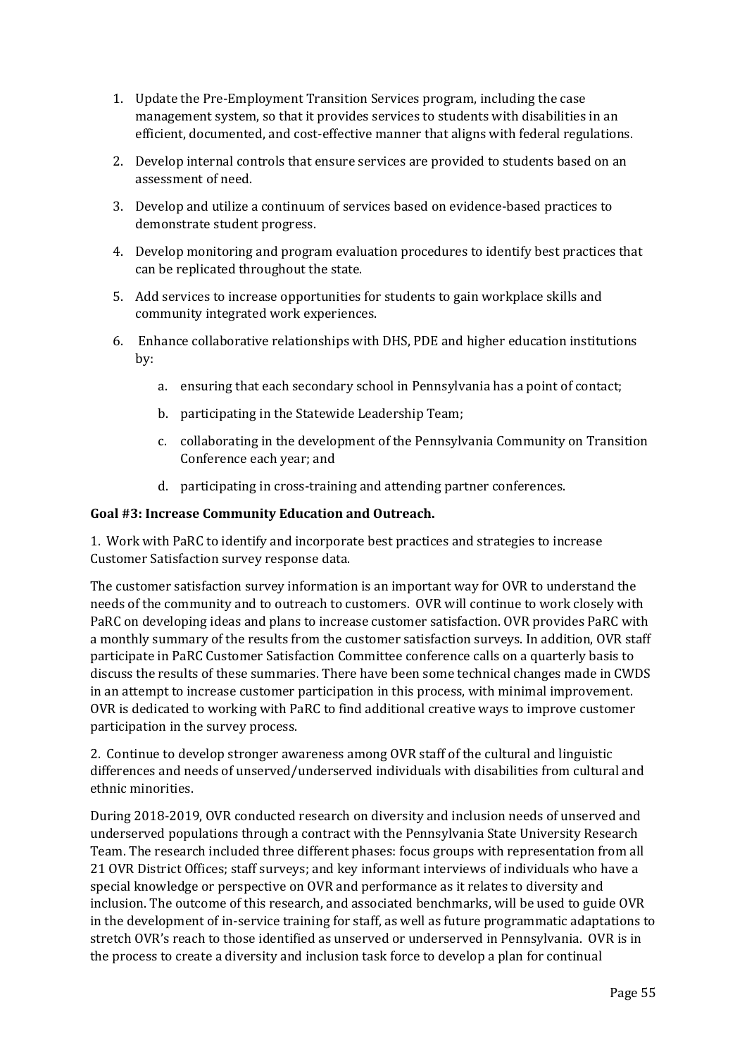1. Update the Pre-Employment Transition Services program, including the case management system, so that it provides services to students with disabilities in an efficient, documented, and cost-effective manner that aligns with federal regulations.
2. Develop internal controls that ensure services are provided to students based on an assessment of need.
3. Develop and utilize a continuum of services based on evidence-based practices to demonstrate student progress.
4. Develop monitoring and program evaluation procedures to identify best practices that can be replicated throughout the state.
5. Add services to increase opportunities for students to gain workplace skills and community integrated work experiences.
6. Enhance collaborative relationships with DHS, PDE and higher education institutions by:
    a. ensuring that each secondary school in Pennsylvania has a point of contact;
    b. participating in the Statewide Leadership Team;
    c. collaborating in the development of the Pennsylvania Community on Transition Conference each year; and
    d. participating in cross-training and attending partner conferences.

**Goal #3: Increase Community Education and Outreach.**

1. Work with PaRC to identify and incorporate best practices and strategies to increase Customer Satisfaction survey response data.

The customer satisfaction survey information is an important way for OVR to understand the needs of the community and to outreach to customers. OVR will continue to work closely with PaRC on developing ideas and plans to increase customer satisfaction. OVR provides PaRC with a monthly summary of the results from the customer satisfaction surveys. In addition, OVR staff participate in PaRC Customer Satisfaction Committee conference calls on a quarterly basis to discuss the results of these summaries. There have been some technical changes made in CWDS in an attempt to increase customer participation in this process, with minimal improvement. OVR is dedicated to working with PaRC to find additional creative ways to improve customer participation in the survey process.

2. Continue to develop stronger awareness among OVR staff of the cultural and linguistic differences and needs of unserved/underserved individuals with disabilities from cultural and ethnic minorities.

During 2018-2019, OVR conducted research on diversity and inclusion needs of unserved and underserved populations through a contract with the Pennsylvania State University Research Team. The research included three different phases: focus groups with representation from all 21 OVR District Offices; staff surveys; and key informant interviews of individuals who have a special knowledge or perspective on OVR and performance as it relates to diversity and inclusion. The outcome of this research, and associated benchmarks, will be used to guide OVR in the development of in-service training for staff, as well as future programmatic adaptations to stretch OVR's reach to those identified as unserved or underserved in Pennsylvania. OVR is in the process to create a diversity and inclusion task force to develop a plan for continual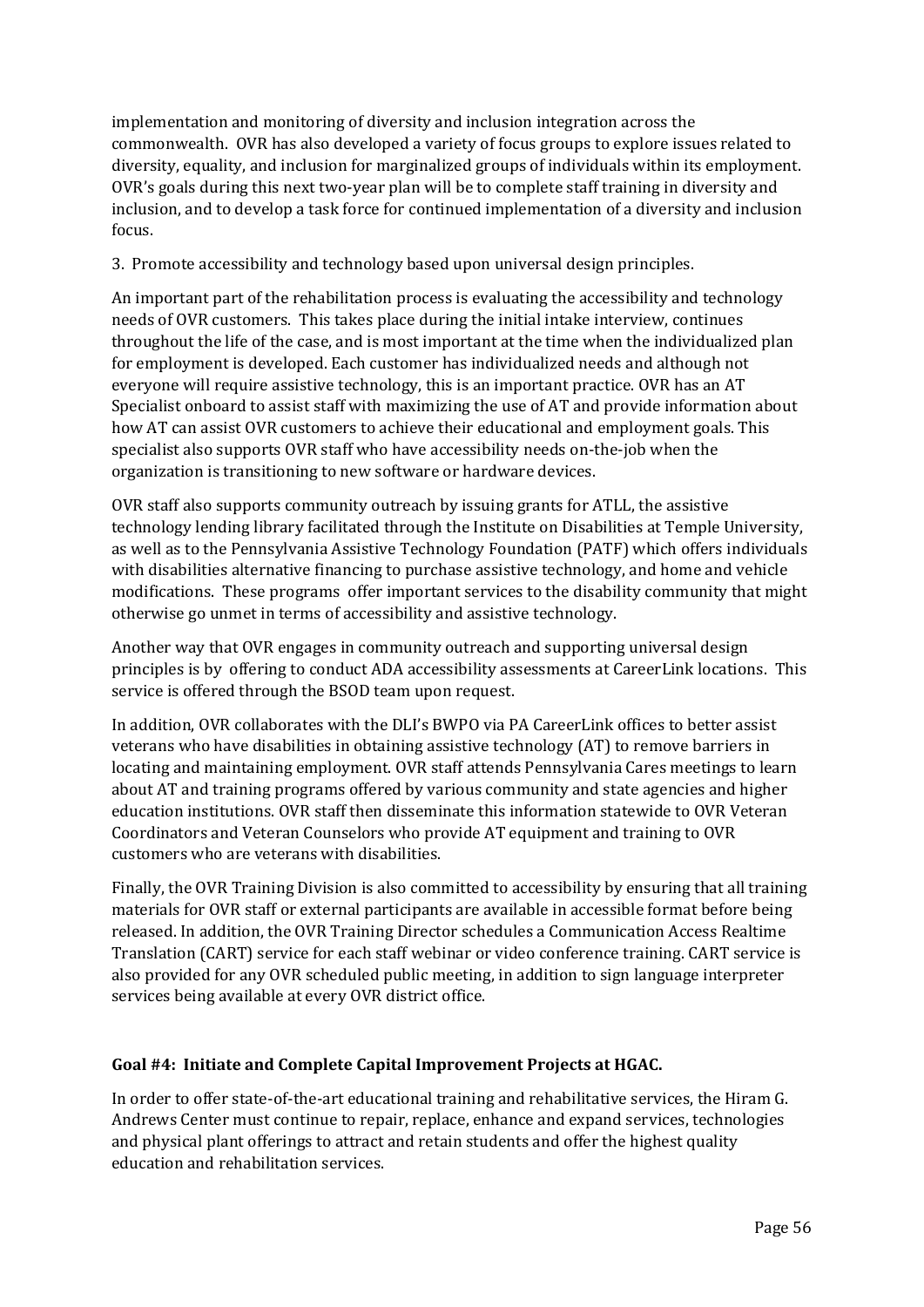implementation and monitoring of diversity and inclusion integration across the commonwealth. OVR has also developed a variety of focus groups to explore issues related to diversity, equality, and inclusion for marginalized groups of individuals within its employment. OVR's goals during this next two-year plan will be to complete staff training in diversity and inclusion, and to develop a task force for continued implementation of a diversity and inclusion focus.

3. Promote accessibility and technology based upon universal design principles.

An important part of the rehabilitation process is evaluating the accessibility and technology needs of OVR customers. This takes place during the initial intake interview, continues throughout the life of the case, and is most important at the time when the individualized plan for employment is developed. Each customer has individualized needs and although not everyone will require assistive technology, this is an important practice. OVR has an AT Specialist onboard to assist staff with maximizing the use of AT and provide information about how AT can assist OVR customers to achieve their educational and employment goals. This specialist also supports OVR staff who have accessibility needs on-the-job when the organization is transitioning to new software or hardware devices.

OVR staff also supports community outreach by issuing grants for ATLL, the assistive technology lending library facilitated through the Institute on Disabilities at Temple University, as well as to the Pennsylvania Assistive Technology Foundation (PATF) which offers individuals with disabilities alternative financing to purchase assistive technology, and home and vehicle modifications. These programs offer important services to the disability community that might otherwise go unmet in terms of accessibility and assistive technology.

Another way that OVR engages in community outreach and supporting universal design principles is by offering to conduct ADA accessibility assessments at CareerLink locations. This service is offered through the BSOD team upon request.

In addition, OVR collaborates with the DLI's BWPO via PA CareerLink offices to better assist veterans who have disabilities in obtaining assistive technology (AT) to remove barriers in locating and maintaining employment. OVR staff attends Pennsylvania Cares meetings to learn about AT and training programs offered by various community and state agencies and higher education institutions. OVR staff then disseminate this information statewide to OVR Veteran Coordinators and Veteran Counselors who provide AT equipment and training to OVR customers who are veterans with disabilities.

Finally, the OVR Training Division is also committed to accessibility by ensuring that all training materials for OVR staff or external participants are available in accessible format before being released. In addition, the OVR Training Director schedules a Communication Access Realtime Translation (CART) service for each staff webinar or video conference training. CART service is also provided for any OVR scheduled public meeting, in addition to sign language interpreter services being available at every OVR district office.

**Goal #4: Initiate and Complete Capital Improvement Projects at HGAC.**

In order to offer state-of-the-art educational training and rehabilitative services, the Hiram G. Andrews Center must continue to repair, replace, enhance and expand services, technologies and physical plant offerings to attract and retain students and offer the highest quality education and rehabilitation services.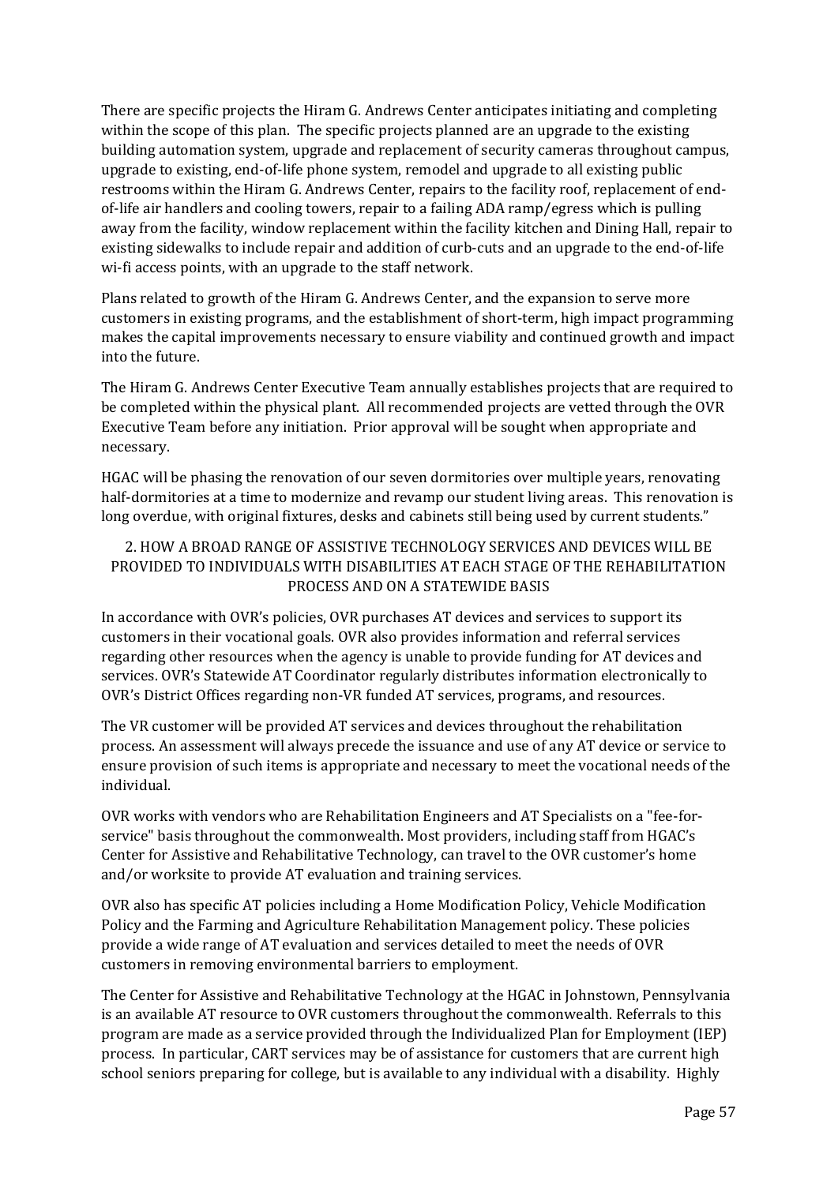There are specific projects the Hiram G. Andrews Center anticipates initiating and completing within the scope of this plan. The specific projects planned are an upgrade to the existing building automation system, upgrade and replacement of security cameras throughout campus, upgrade to existing, end-of-life phone system, remodel and upgrade to all existing public restrooms within the Hiram G. Andrews Center, repairs to the facility roof, replacement of end-of-life air handlers and cooling towers, repair to a failing ADA ramp/egress which is pulling away from the facility, window replacement within the facility kitchen and Dining Hall, repair to existing sidewalks to include repair and addition of curb-cuts and an upgrade to the end-of-life wi-fi access points, with an upgrade to the staff network.

Plans related to growth of the Hiram G. Andrews Center, and the expansion to serve more customers in existing programs, and the establishment of short-term, high impact programming makes the capital improvements necessary to ensure viability and continued growth and impact into the future.

The Hiram G. Andrews Center Executive Team annually establishes projects that are required to be completed within the physical plant. All recommended projects are vetted through the OVR Executive Team before any initiation. Prior approval will be sought when appropriate and necessary.

HGAC will be phasing the renovation of our seven dormitories over multiple years, renovating half-dormitories at a time to modernize and revamp our student living areas. This renovation is long overdue, with original fixtures, desks and cabinets still being used by current students."

## 2. HOW A BROAD RANGE OF ASSISTIVE TECHNOLOGY SERVICES AND DEVICES WILL BE PROVIDED TO INDIVIDUALS WITH DISABILITIES AT EACH STAGE OF THE REHABILITATION PROCESS AND ON A STATEWIDE BASIS

In accordance with OVR's policies, OVR purchases AT devices and services to support its customers in their vocational goals. OVR also provides information and referral services regarding other resources when the agency is unable to provide funding for AT devices and services. OVR's Statewide AT Coordinator regularly distributes information electronically to OVR's District Offices regarding non-VR funded AT services, programs, and resources.

The VR customer will be provided AT services and devices throughout the rehabilitation process. An assessment will always precede the issuance and use of any AT device or service to ensure provision of such items is appropriate and necessary to meet the vocational needs of the individual.

OVR works with vendors who are Rehabilitation Engineers and AT Specialists on a "fee-for-service" basis throughout the commonwealth. Most providers, including staff from HGAC's Center for Assistive and Rehabilitative Technology, can travel to the OVR customer's home and/or worksite to provide AT evaluation and training services.

OVR also has specific AT policies including a Home Modification Policy, Vehicle Modification Policy and the Farming and Agriculture Rehabilitation Management policy. These policies provide a wide range of AT evaluation and services detailed to meet the needs of OVR customers in removing environmental barriers to employment.

The Center for Assistive and Rehabilitative Technology at the HGAC in Johnstown, Pennsylvania is an available AT resource to OVR customers throughout the commonwealth. Referrals to this program are made as a service provided through the Individualized Plan for Employment (IEP) process. In particular, CART services may be of assistance for customers that are current high school seniors preparing for college, but is available to any individual with a disability. Highly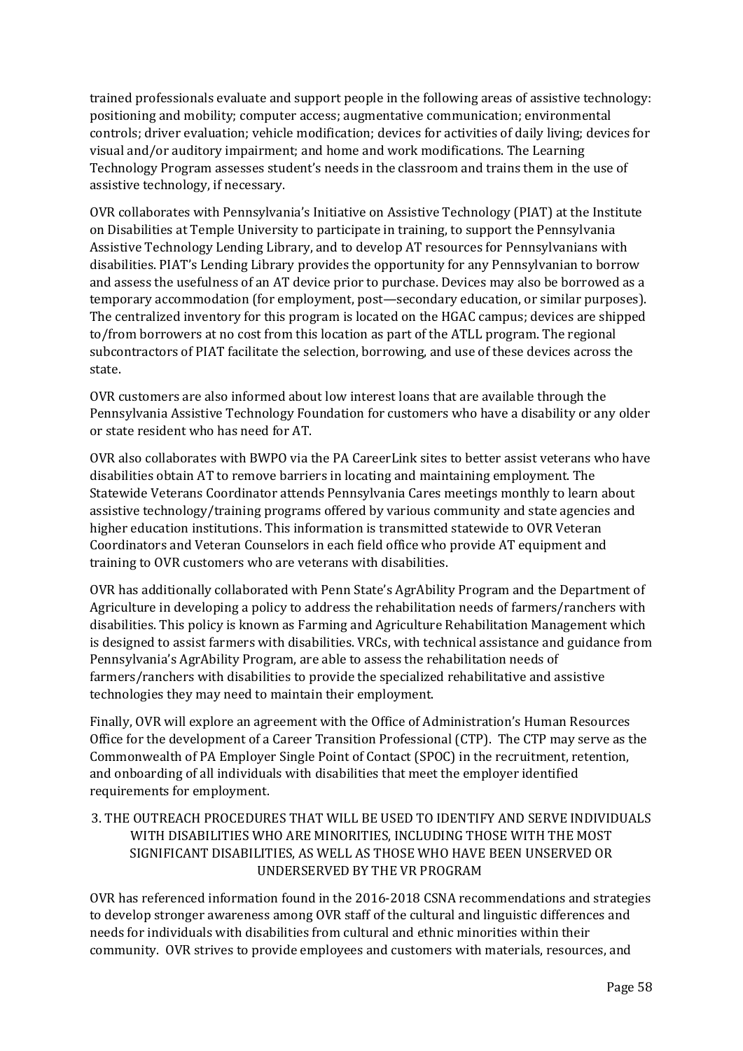trained professionals evaluate and support people in the following areas of assistive technology: positioning and mobility; computer access; augmentative communication; environmental controls; driver evaluation; vehicle modification; devices for activities of daily living; devices for visual and/or auditory impairment; and home and work modifications. The Learning Technology Program assesses student's needs in the classroom and trains them in the use of assistive technology, if necessary.

OVR collaborates with Pennsylvania's Initiative on Assistive Technology (PIAT) at the Institute on Disabilities at Temple University to participate in training, to support the Pennsylvania Assistive Technology Lending Library, and to develop AT resources for Pennsylvanians with disabilities. PIAT's Lending Library provides the opportunity for any Pennsylvanian to borrow and assess the usefulness of an AT device prior to purchase. Devices may also be borrowed as a temporary accommodation (for employment, post—secondary education, or similar purposes). The centralized inventory for this program is located on the HGAC campus; devices are shipped to/from borrowers at no cost from this location as part of the ATLL program. The regional subcontractors of PIAT facilitate the selection, borrowing, and use of these devices across the state.

OVR customers are also informed about low interest loans that are available through the Pennsylvania Assistive Technology Foundation for customers who have a disability or any older or state resident who has need for AT.

OVR also collaborates with BWPO via the PA CareerLink sites to better assist veterans who have disabilities obtain AT to remove barriers in locating and maintaining employment. The Statewide Veterans Coordinator attends Pennsylvania Cares meetings monthly to learn about assistive technology/training programs offered by various community and state agencies and higher education institutions. This information is transmitted statewide to OVR Veteran Coordinators and Veteran Counselors in each field office who provide AT equipment and training to OVR customers who are veterans with disabilities.

OVR has additionally collaborated with Penn State's AgrAbility Program and the Department of Agriculture in developing a policy to address the rehabilitation needs of farmers/ranchers with disabilities. This policy is known as Farming and Agriculture Rehabilitation Management which is designed to assist farmers with disabilities. VRCs, with technical assistance and guidance from Pennsylvania's AgrAbility Program, are able to assess the rehabilitation needs of farmers/ranchers with disabilities to provide the specialized rehabilitative and assistive technologies they may need to maintain their employment.

Finally, OVR will explore an agreement with the Office of Administration's Human Resources Office for the development of a Career Transition Professional (CTP). The CTP may serve as the Commonwealth of PA Employer Single Point of Contact (SPOC) in the recruitment, retention, and onboarding of all individuals with disabilities that meet the employer identified requirements for employment.

### 3. THE OUTREACH PROCEDURES THAT WILL BE USED TO IDENTIFY AND SERVE INDIVIDUALS WITH DISABILITIES WHO ARE MINORITIES, INCLUDING THOSE WITH THE MOST SIGNIFICANT DISABILITIES, AS WELL AS THOSE WHO HAVE BEEN UNSERVED OR UNDERSERVED BY THE VR PROGRAM

OVR has referenced information found in the 2016-2018 CSNA recommendations and strategies to develop stronger awareness among OVR staff of the cultural and linguistic differences and needs for individuals with disabilities from cultural and ethnic minorities within their community. OVR strives to provide employees and customers with materials, resources, and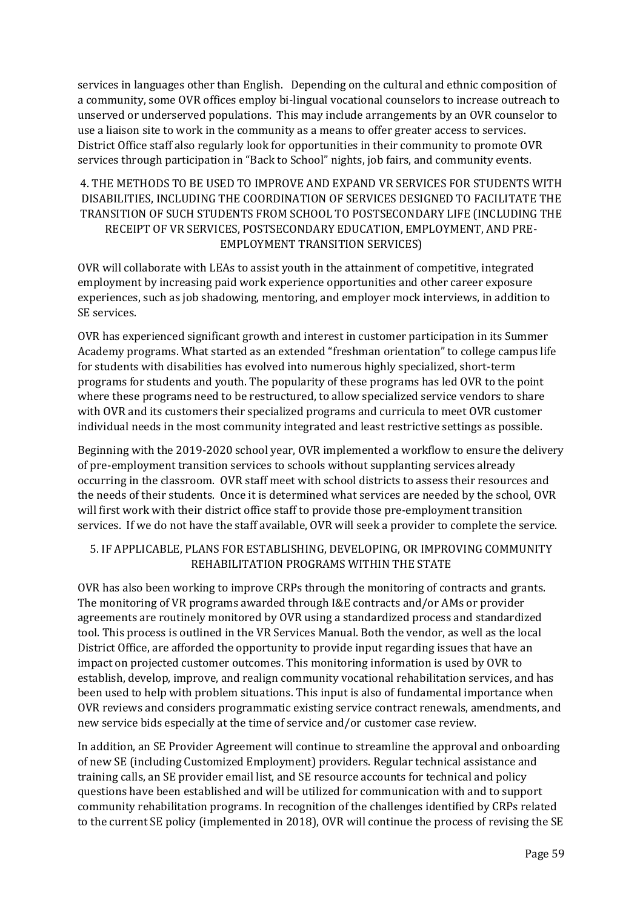services in languages other than English. Depending on the cultural and ethnic composition of a community, some OVR offices employ bi-lingual vocational counselors to increase outreach to unserved or underserved populations. This may include arrangements by an OVR counselor to use a liaison site to work in the community as a means to offer greater access to services. District Office staff also regularly look for opportunities in their community to promote OVR services through participation in "Back to School" nights, job fairs, and community events.

### 4. THE METHODS TO BE USED TO IMPROVE AND EXPAND VR SERVICES FOR STUDENTS WITH DISABILITIES, INCLUDING THE COORDINATION OF SERVICES DESIGNED TO FACILITATE THE TRANSITION OF SUCH STUDENTS FROM SCHOOL TO POSTSECONDARY LIFE (INCLUDING THE RECEIPT OF VR SERVICES, POSTSECONDARY EDUCATION, EMPLOYMENT, AND PRE-EMPLOYMENT TRANSITION SERVICES)

OVR will collaborate with LEAs to assist youth in the attainment of competitive, integrated employment by increasing paid work experience opportunities and other career exposure experiences, such as job shadowing, mentoring, and employer mock interviews, in addition to SE services.

OVR has experienced significant growth and interest in customer participation in its Summer Academy programs. What started as an extended "freshman orientation" to college campus life for students with disabilities has evolved into numerous highly specialized, short-term programs for students and youth. The popularity of these programs has led OVR to the point where these programs need to be restructured, to allow specialized service vendors to share with OVR and its customers their specialized programs and curricula to meet OVR customer individual needs in the most community integrated and least restrictive settings as possible.

Beginning with the 2019-2020 school year, OVR implemented a workflow to ensure the delivery of pre-employment transition services to schools without supplanting services already occurring in the classroom. OVR staff meet with school districts to assess their resources and the needs of their students. Once it is determined what services are needed by the school, OVR will first work with their district office staff to provide those pre-employment transition services. If we do not have the staff available, OVR will seek a provider to complete the service.

### 5. IF APPLICABLE, PLANS FOR ESTABLISHING, DEVELOPING, OR IMPROVING COMMUNITY REHABILITATION PROGRAMS WITHIN THE STATE

OVR has also been working to improve CRPs through the monitoring of contracts and grants. The monitoring of VR programs awarded through I&E contracts and/or AMs or provider agreements are routinely monitored by OVR using a standardized process and standardized tool. This process is outlined in the VR Services Manual. Both the vendor, as well as the local District Office, are afforded the opportunity to provide input regarding issues that have an impact on projected customer outcomes. This monitoring information is used by OVR to establish, develop, improve, and realign community vocational rehabilitation services, and has been used to help with problem situations. This input is also of fundamental importance when OVR reviews and considers programmatic existing service contract renewals, amendments, and new service bids especially at the time of service and/or customer case review.

In addition, an SE Provider Agreement will continue to streamline the approval and onboarding of new SE (including Customized Employment) providers. Regular technical assistance and training calls, an SE provider email list, and SE resource accounts for technical and policy questions have been established and will be utilized for communication with and to support community rehabilitation programs. In recognition of the challenges identified by CRPs related to the current SE policy (implemented in 2018), OVR will continue the process of revising the SE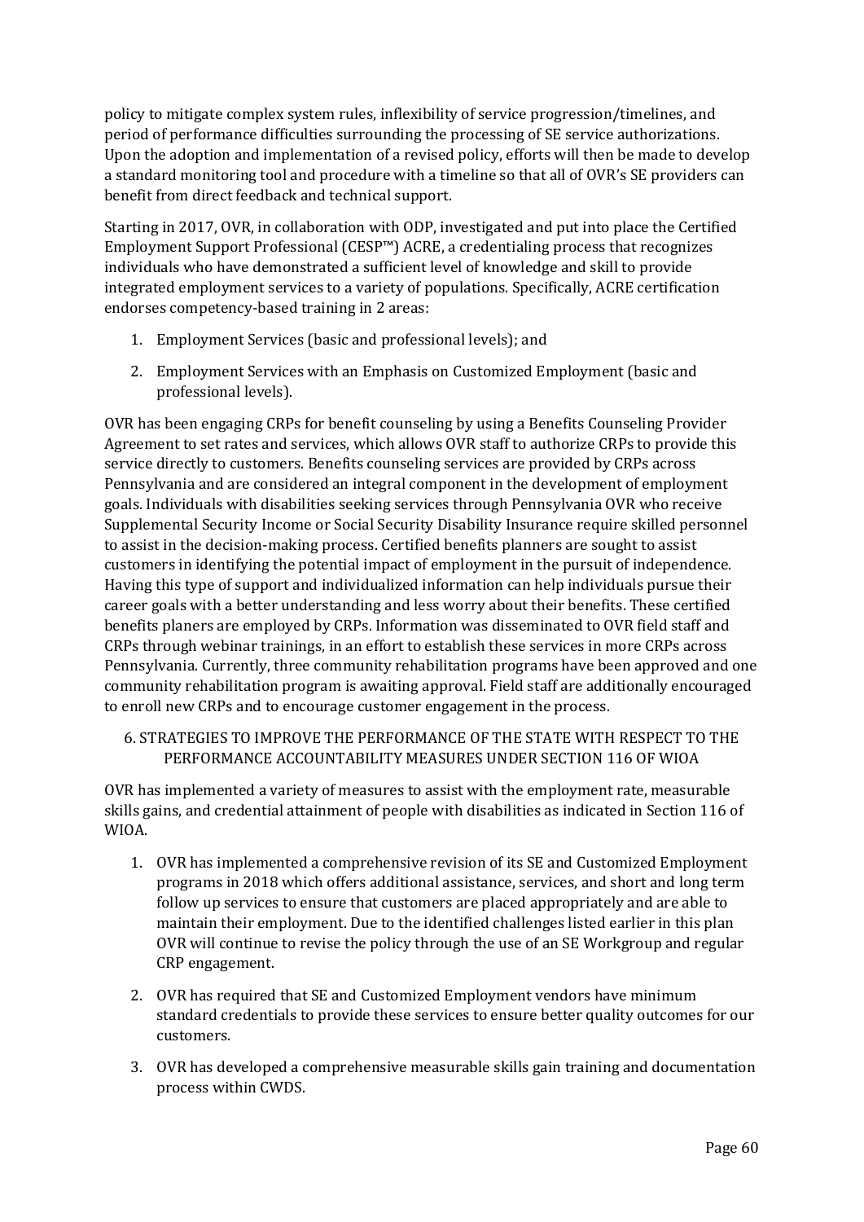policy to mitigate complex system rules, inflexibility of service progression/timelines, and period of performance difficulties surrounding the processing of SE service authorizations. Upon the adoption and implementation of a revised policy, efforts will then be made to develop a standard monitoring tool and procedure with a timeline so that all of OVR's SE providers can benefit from direct feedback and technical support.

Starting in 2017, OVR, in collaboration with ODP, investigated and put into place the Certified Employment Support Professional (CESP™) ACRE, a credentialing process that recognizes individuals who have demonstrated a sufficient level of knowledge and skill to provide integrated employment services to a variety of populations. Specifically, ACRE certification endorses competency-based training in 2 areas:

1. Employment Services (basic and professional levels); and
2. Employment Services with an Emphasis on Customized Employment (basic and professional levels).

OVR has been engaging CRPs for benefit counseling by using a Benefits Counseling Provider Agreement to set rates and services, which allows OVR staff to authorize CRPs to provide this service directly to customers. Benefits counseling services are provided by CRPs across Pennsylvania and are considered an integral component in the development of employment goals. Individuals with disabilities seeking services through Pennsylvania OVR who receive Supplemental Security Income or Social Security Disability Insurance require skilled personnel to assist in the decision-making process. Certified benefits planners are sought to assist customers in identifying the potential impact of employment in the pursuit of independence. Having this type of support and individualized information can help individuals pursue their career goals with a better understanding and less worry about their benefits. These certified benefits planers are employed by CRPs. Information was disseminated to OVR field staff and CRPs through webinar trainings, in an effort to establish these services in more CRPs across Pennsylvania. Currently, three community rehabilitation programs have been approved and one community rehabilitation program is awaiting approval. Field staff are additionally encouraged to enroll new CRPs and to encourage customer engagement in the process.

## 6. STRATEGIES TO IMPROVE THE PERFORMANCE OF THE STATE WITH RESPECT TO THE PERFORMANCE ACCOUNTABILITY MEASURES UNDER SECTION 116 OF WIOA

OVR has implemented a variety of measures to assist with the employment rate, measurable skills gains, and credential attainment of people with disabilities as indicated in Section 116 of WIOA.

1. OVR has implemented a comprehensive revision of its SE and Customized Employment programs in 2018 which offers additional assistance, services, and short and long term follow up services to ensure that customers are placed appropriately and are able to maintain their employment. Due to the identified challenges listed earlier in this plan OVR will continue to revise the policy through the use of an SE Workgroup and regular CRP engagement.
2. OVR has required that SE and Customized Employment vendors have minimum standard credentials to provide these services to ensure better quality outcomes for our customers.
3. OVR has developed a comprehensive measurable skills gain training and documentation process within CWDS.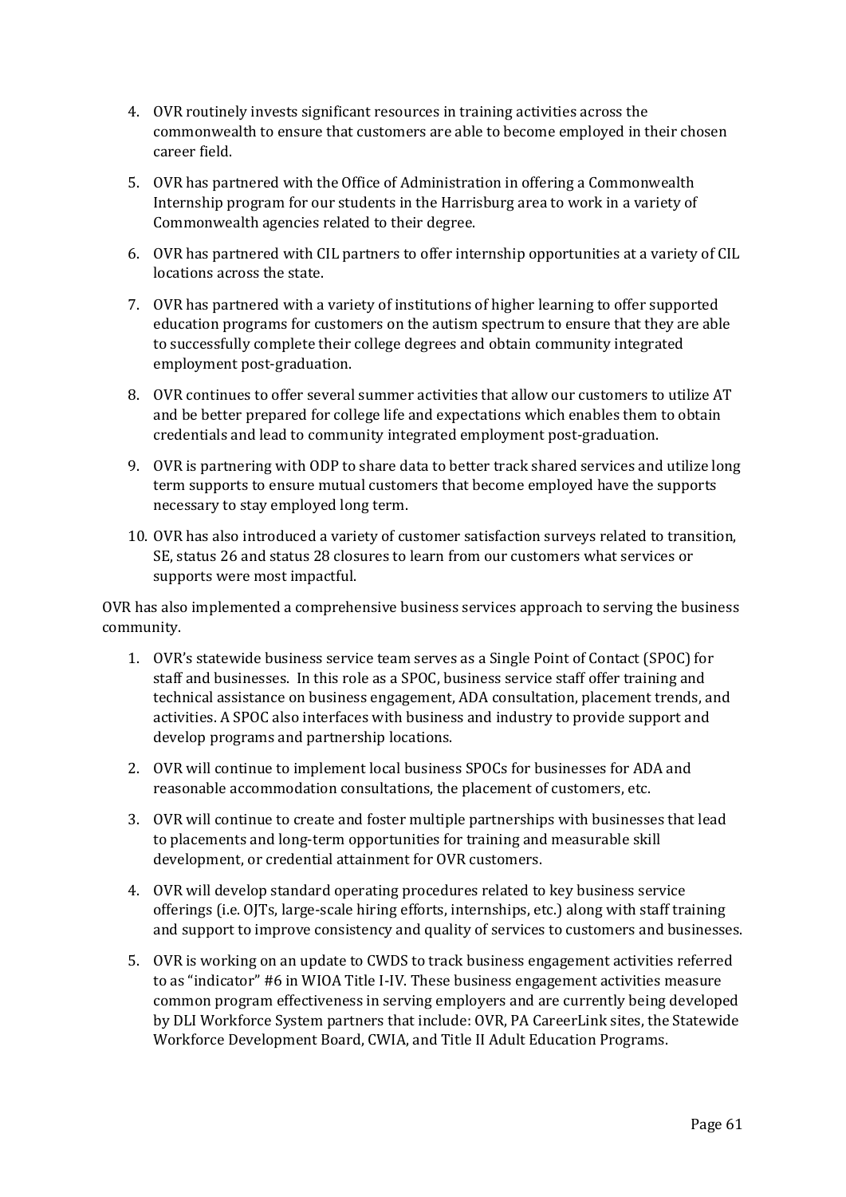4. OVR routinely invests significant resources in training activities across the commonwealth to ensure that customers are able to become employed in their chosen career field.
5. OVR has partnered with the Office of Administration in offering a Commonwealth Internship program for our students in the Harrisburg area to work in a variety of Commonwealth agencies related to their degree.
6. OVR has partnered with CIL partners to offer internship opportunities at a variety of CIL locations across the state.
7. OVR has partnered with a variety of institutions of higher learning to offer supported education programs for customers on the autism spectrum to ensure that they are able to successfully complete their college degrees and obtain community integrated employment post-graduation.
8. OVR continues to offer several summer activities that allow our customers to utilize AT and be better prepared for college life and expectations which enables them to obtain credentials and lead to community integrated employment post-graduation.
9. OVR is partnering with ODP to share data to better track shared services and utilize long term supports to ensure mutual customers that become employed have the supports necessary to stay employed long term.
10. OVR has also introduced a variety of customer satisfaction surveys related to transition, SE, status 26 and status 28 closures to learn from our customers what services or supports were most impactful.

OVR has also implemented a comprehensive business services approach to serving the business community.

1. OVR's statewide business service team serves as a Single Point of Contact (SPOC) for staff and businesses. In this role as a SPOC, business service staff offer training and technical assistance on business engagement, ADA consultation, placement trends, and activities. A SPOC also interfaces with business and industry to provide support and develop programs and partnership locations.
2. OVR will continue to implement local business SPOCs for businesses for ADA and reasonable accommodation consultations, the placement of customers, etc.
3. OVR will continue to create and foster multiple partnerships with businesses that lead to placements and long-term opportunities for training and measurable skill development, or credential attainment for OVR customers.
4. OVR will develop standard operating procedures related to key business service offerings (i.e. OJTs, large-scale hiring efforts, internships, etc.) along with staff training and support to improve consistency and quality of services to customers and businesses.
5. OVR is working on an update to CWDS to track business engagement activities referred to as "indicator" #6 in WIOA Title I-IV. These business engagement activities measure common program effectiveness in serving employers and are currently being developed by DLI Workforce System partners that include: OVR, PA CareerLink sites, the Statewide Workforce Development Board, CWIA, and Title II Adult Education Programs.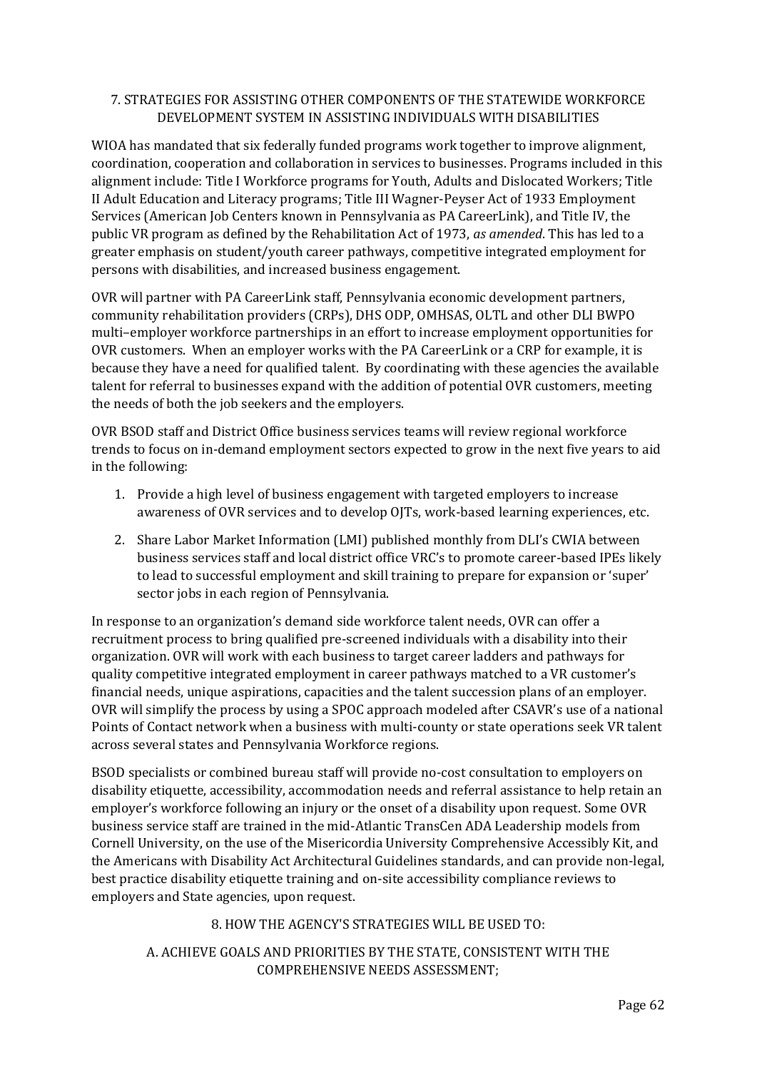### 7. STRATEGIES FOR ASSISTING OTHER COMPONENTS OF THE STATEWIDE WORKFORCE DEVELOPMENT SYSTEM IN ASSISTING INDIVIDUALS WITH DISABILITIES

WIOA has mandated that six federally funded programs work together to improve alignment, coordination, cooperation and collaboration in services to businesses. Programs included in this alignment include: Title I Workforce programs for Youth, Adults and Dislocated Workers; Title II Adult Education and Literacy programs; Title III Wagner-Peyser Act of 1933 Employment Services (American Job Centers known in Pennsylvania as PA CareerLink), and Title IV, the public VR program as defined by the Rehabilitation Act of 1973, *as amended*. This has led to a greater emphasis on student/youth career pathways, competitive integrated employment for persons with disabilities, and increased business engagement.

OVR will partner with PA CareerLink staff, Pennsylvania economic development partners, community rehabilitation providers (CRPs), DHS ODP, OMHSAS, OLTL and other DLI BWPO multi–employer workforce partnerships in an effort to increase employment opportunities for OVR customers. When an employer works with the PA CareerLink or a CRP for example, it is because they have a need for qualified talent. By coordinating with these agencies the available talent for referral to businesses expand with the addition of potential OVR customers, meeting the needs of both the job seekers and the employers.

OVR BSOD staff and District Office business services teams will review regional workforce trends to focus on in-demand employment sectors expected to grow in the next five years to aid in the following:

1. Provide a high level of business engagement with targeted employers to increase awareness of OVR services and to develop OJTs, work-based learning experiences, etc.
2. Share Labor Market Information (LMI) published monthly from DLI's CWIA between business services staff and local district office VRC's to promote career-based IPEs likely to lead to successful employment and skill training to prepare for expansion or 'super' sector jobs in each region of Pennsylvania.

In response to an organization's demand side workforce talent needs, OVR can offer a recruitment process to bring qualified pre-screened individuals with a disability into their organization. OVR will work with each business to target career ladders and pathways for quality competitive integrated employment in career pathways matched to a VR customer's financial needs, unique aspirations, capacities and the talent succession plans of an employer. OVR will simplify the process by using a SPOC approach modeled after CSAVR's use of a national Points of Contact network when a business with multi-county or state operations seek VR talent across several states and Pennsylvania Workforce regions.

BSOD specialists or combined bureau staff will provide no-cost consultation to employers on disability etiquette, accessibility, accommodation needs and referral assistance to help retain an employer's workforce following an injury or the onset of a disability upon request. Some OVR business service staff are trained in the mid-Atlantic TransCen ADA Leadership models from Cornell University, on the use of the Misericordia University Comprehensive Accessibly Kit, and the Americans with Disability Act Architectural Guidelines standards, and can provide non-legal, best practice disability etiquette training and on-site accessibility compliance reviews to employers and State agencies, upon request.

### 8. HOW THE AGENCY'S STRATEGIES WILL BE USED TO:

#### A. ACHIEVE GOALS AND PRIORITIES BY THE STATE, CONSISTENT WITH THE COMPREHENSIVE NEEDS ASSESSMENT;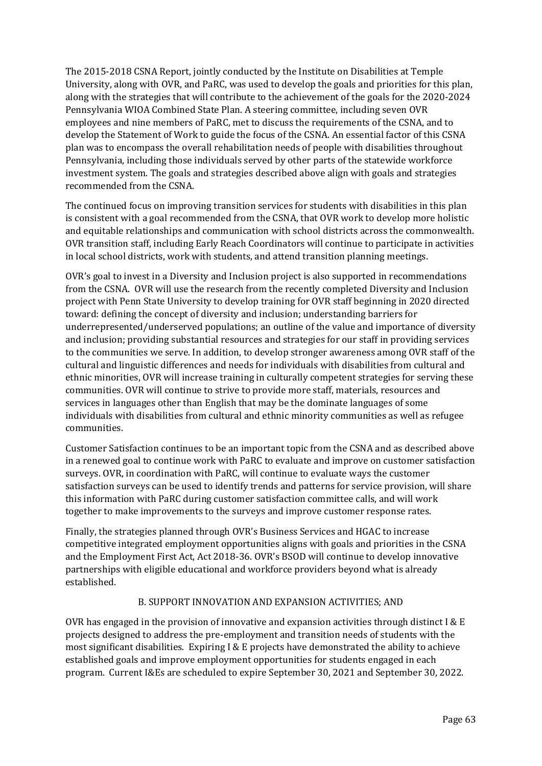The 2015-2018 CSNA Report, jointly conducted by the Institute on Disabilities at Temple University, along with OVR, and PaRC, was used to develop the goals and priorities for this plan, along with the strategies that will contribute to the achievement of the goals for the 2020-2024 Pennsylvania WIOA Combined State Plan. A steering committee, including seven OVR employees and nine members of PaRC, met to discuss the requirements of the CSNA, and to develop the Statement of Work to guide the focus of the CSNA. An essential factor of this CSNA plan was to encompass the overall rehabilitation needs of people with disabilities throughout Pennsylvania, including those individuals served by other parts of the statewide workforce investment system. The goals and strategies described above align with goals and strategies recommended from the CSNA.

The continued focus on improving transition services for students with disabilities in this plan is consistent with a goal recommended from the CSNA, that OVR work to develop more holistic and equitable relationships and communication with school districts across the commonwealth. OVR transition staff, including Early Reach Coordinators will continue to participate in activities in local school districts, work with students, and attend transition planning meetings.

OVR's goal to invest in a Diversity and Inclusion project is also supported in recommendations from the CSNA. OVR will use the research from the recently completed Diversity and Inclusion project with Penn State University to develop training for OVR staff beginning in 2020 directed toward: defining the concept of diversity and inclusion; understanding barriers for underrepresented/underserved populations; an outline of the value and importance of diversity and inclusion; providing substantial resources and strategies for our staff in providing services to the communities we serve. In addition, to develop stronger awareness among OVR staff of the cultural and linguistic differences and needs for individuals with disabilities from cultural and ethnic minorities, OVR will increase training in culturally competent strategies for serving these communities. OVR will continue to strive to provide more staff, materials, resources and services in languages other than English that may be the dominate languages of some individuals with disabilities from cultural and ethnic minority communities as well as refugee communities.

Customer Satisfaction continues to be an important topic from the CSNA and as described above in a renewed goal to continue work with PaRC to evaluate and improve on customer satisfaction surveys. OVR, in coordination with PaRC, will continue to evaluate ways the customer satisfaction surveys can be used to identify trends and patterns for service provision, will share this information with PaRC during customer satisfaction committee calls, and will work together to make improvements to the surveys and improve customer response rates.

Finally, the strategies planned through OVR's Business Services and HGAC to increase competitive integrated employment opportunities aligns with goals and priorities in the CSNA and the Employment First Act, Act 2018-36. OVR's BSOD will continue to develop innovative partnerships with eligible educational and workforce providers beyond what is already established.

### B. SUPPORT INNOVATION AND EXPANSION ACTIVITIES; AND

OVR has engaged in the provision of innovative and expansion activities through distinct I & E projects designed to address the pre-employment and transition needs of students with the most significant disabilities. Expiring I & E projects have demonstrated the ability to achieve established goals and improve employment opportunities for students engaged in each program. Current I&Es are scheduled to expire September 30, 2021 and September 30, 2022.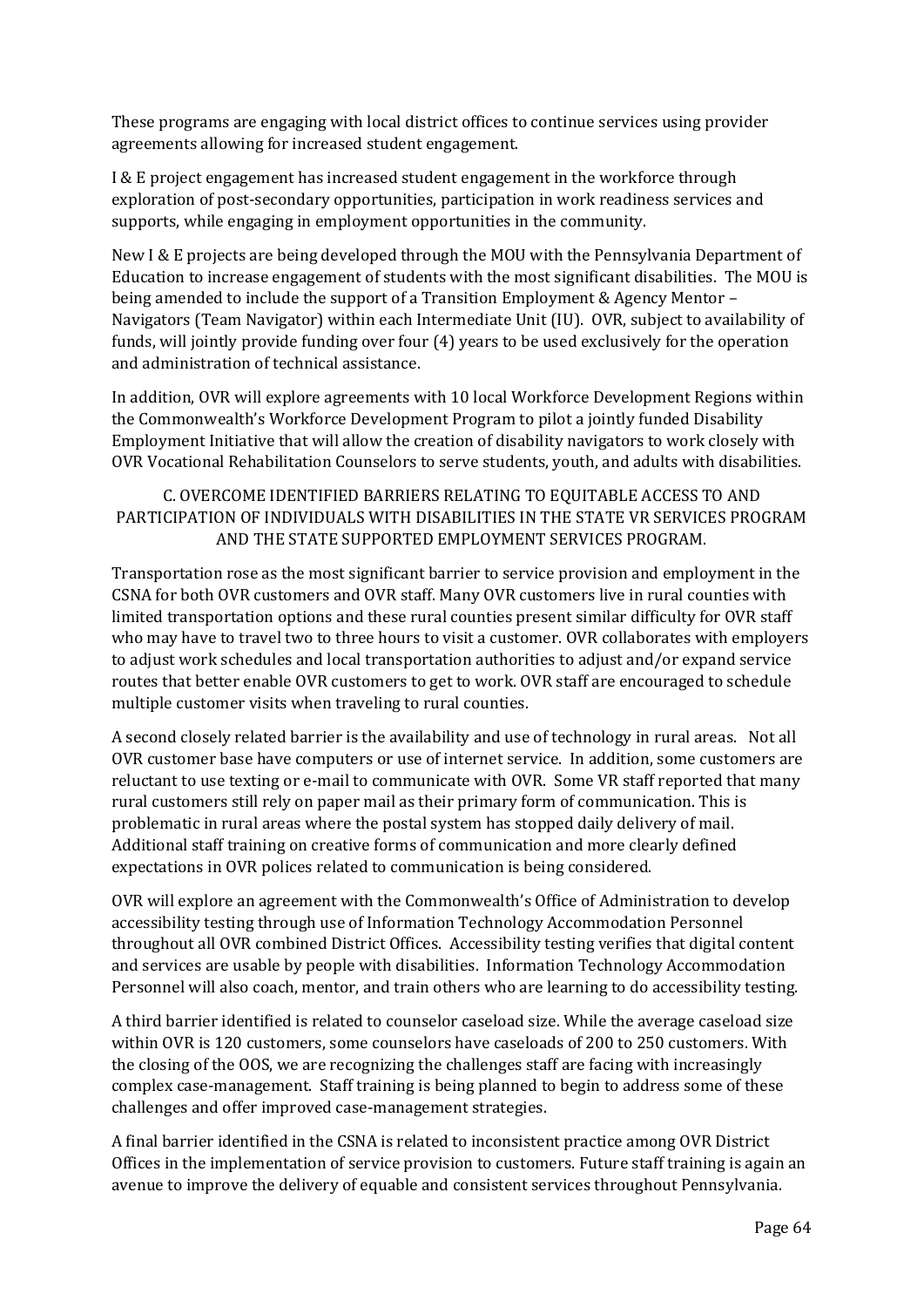These programs are engaging with local district offices to continue services using provider agreements allowing for increased student engagement.

I & E project engagement has increased student engagement in the workforce through exploration of post-secondary opportunities, participation in work readiness services and supports, while engaging in employment opportunities in the community.

New I & E projects are being developed through the MOU with the Pennsylvania Department of Education to increase engagement of students with the most significant disabilities. The MOU is being amended to include the support of a Transition Employment & Agency Mentor – Navigators (Team Navigator) within each Intermediate Unit (IU). OVR, subject to availability of funds, will jointly provide funding over four (4) years to be used exclusively for the operation and administration of technical assistance.

In addition, OVR will explore agreements with 10 local Workforce Development Regions within the Commonwealth's Workforce Development Program to pilot a jointly funded Disability Employment Initiative that will allow the creation of disability navigators to work closely with OVR Vocational Rehabilitation Counselors to serve students, youth, and adults with disabilities.

### C. OVERCOME IDENTIFIED BARRIERS RELATING TO EQUITABLE ACCESS TO AND PARTICIPATION OF INDIVIDUALS WITH DISABILITIES IN THE STATE VR SERVICES PROGRAM AND THE STATE SUPPORTED EMPLOYMENT SERVICES PROGRAM.

Transportation rose as the most significant barrier to service provision and employment in the CSNA for both OVR customers and OVR staff. Many OVR customers live in rural counties with limited transportation options and these rural counties present similar difficulty for OVR staff who may have to travel two to three hours to visit a customer. OVR collaborates with employers to adjust work schedules and local transportation authorities to adjust and/or expand service routes that better enable OVR customers to get to work. OVR staff are encouraged to schedule multiple customer visits when traveling to rural counties.

A second closely related barrier is the availability and use of technology in rural areas. Not all OVR customer base have computers or use of internet service. In addition, some customers are reluctant to use texting or e-mail to communicate with OVR. Some VR staff reported that many rural customers still rely on paper mail as their primary form of communication. This is problematic in rural areas where the postal system has stopped daily delivery of mail. Additional staff training on creative forms of communication and more clearly defined expectations in OVR polices related to communication is being considered.

OVR will explore an agreement with the Commonwealth's Office of Administration to develop accessibility testing through use of Information Technology Accommodation Personnel throughout all OVR combined District Offices. Accessibility testing verifies that digital content and services are usable by people with disabilities. Information Technology Accommodation Personnel will also coach, mentor, and train others who are learning to do accessibility testing.

A third barrier identified is related to counselor caseload size. While the average caseload size within OVR is 120 customers, some counselors have caseloads of 200 to 250 customers. With the closing of the OOS, we are recognizing the challenges staff are facing with increasingly complex case-management. Staff training is being planned to begin to address some of these challenges and offer improved case-management strategies.

A final barrier identified in the CSNA is related to inconsistent practice among OVR District Offices in the implementation of service provision to customers. Future staff training is again an avenue to improve the delivery of equable and consistent services throughout Pennsylvania.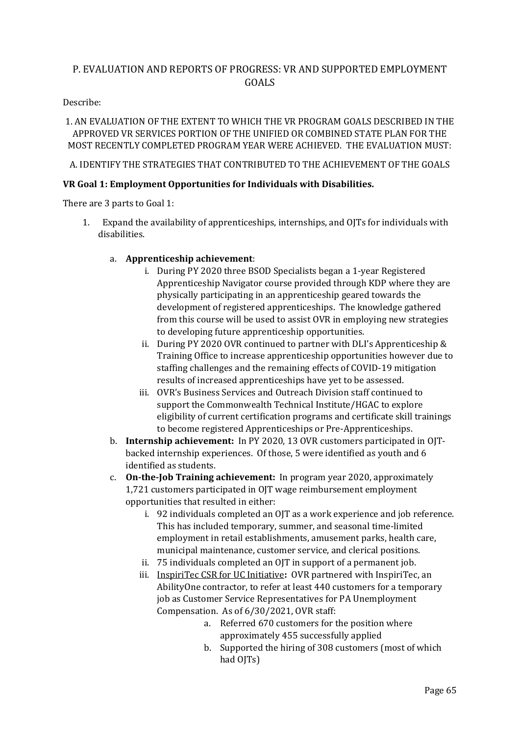## P. EVALUATION AND REPORTS OF PROGRESS: VR AND SUPPORTED EMPLOYMENT GOALS

Describe:

### 1. AN EVALUATION OF THE EXTENT TO WHICH THE VR PROGRAM GOALS DESCRIBED IN THE APPROVED VR SERVICES PORTION OF THE UNIFIED OR COMBINED STATE PLAN FOR THE MOST RECENTLY COMPLETED PROGRAM YEAR WERE ACHIEVED. THE EVALUATION MUST:

### A. IDENTIFY THE STRATEGIES THAT CONTRIBUTED TO THE ACHIEVEMENT OF THE GOALS

**VR Goal 1: Employment Opportunities for Individuals with Disabilities.**

There are 3 parts to Goal 1:

1. Expand the availability of apprenticeships, internships, and OJTs for individuals with disabilities.
   a. **Apprenticeship achievement**:
      i. During PY 2020 three BSOD Specialists began a 1-year Registered Apprenticeship Navigator course provided through KDP where they are physically participating in an apprenticeship geared towards the development of registered apprenticeships. The knowledge gathered from this course will be used to assist OVR in employing new strategies to developing future apprenticeship opportunities.
      ii. During PY 2020 OVR continued to partner with DLI's Apprenticeship & Training Office to increase apprenticeship opportunities however due to staffing challenges and the remaining effects of COVID-19 mitigation results of increased apprenticeships have yet to be assessed.
      iii. OVR's Business Services and Outreach Division staff continued to support the Commonwealth Technical Institute/HGAC to explore eligibility of current certification programs and certificate skill trainings to become registered Apprenticeships or Pre-Apprenticeships.
   b. **Internship achievement:** In PY 2020, 13 OVR customers participated in OJT-backed internship experiences. Of those, 5 were identified as youth and 6 identified as students.
   c. **On-the-Job Training achievement:** In program year 2020, approximately 1,721 customers participated in OJT wage reimbursement employment opportunities that resulted in either:
      i. 92 individuals completed an OJT as a work experience and job reference. This has included temporary, summer, and seasonal time-limited employment in retail establishments, amusement parks, health care, municipal maintenance, customer service, and clerical positions.
      ii. 75 individuals completed an OJT in support of a permanent job.
      iii. InspiriTec CSR for UC Initiative**:** OVR partnered with InspiriTec, an AbilityOne contractor, to refer at least 440 customers for a temporary job as Customer Service Representatives for PA Unemployment Compensation. As of 6/30/2021, OVR staff:
         a. Referred 670 customers for the position where approximately 455 successfully applied
         b. Supported the hiring of 308 customers (most of which had OJTs)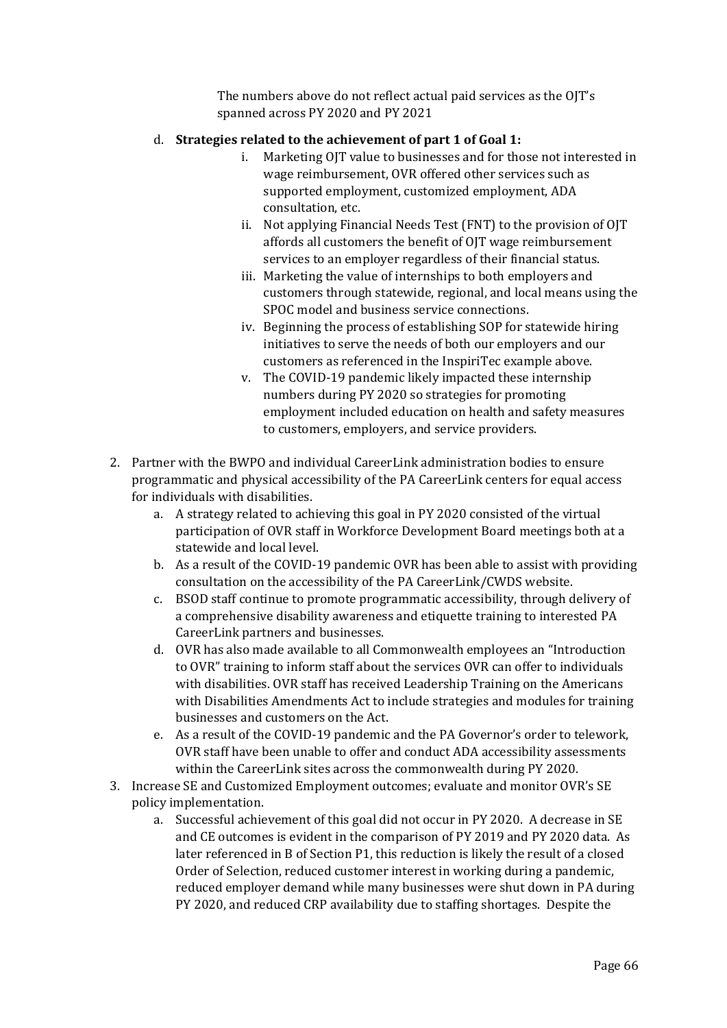The numbers above do not reflect actual paid services as the OJT's spanned across PY 2020 and PY 2021

d. **Strategies related to the achievement of part 1 of Goal 1:**
    i. Marketing OJT value to businesses and for those not interested in wage reimbursement, OVR offered other services such as supported employment, customized employment, ADA consultation, etc.
    ii. Not applying Financial Needs Test (FNT) to the provision of OJT affords all customers the benefit of OJT wage reimbursement services to an employer regardless of their financial status.
    iii. Marketing the value of internships to both employers and customers through statewide, regional, and local means using the SPOC model and business service connections.
    iv. Beginning the process of establishing SOP for statewide hiring initiatives to serve the needs of both our employers and our customers as referenced in the InspiriTec example above.
    v. The COVID-19 pandemic likely impacted these internship numbers during PY 2020 so strategies for promoting employment included education on health and safety measures to customers, employers, and service providers.

2. Partner with the BWPO and individual CareerLink administration bodies to ensure programmatic and physical accessibility of the PA CareerLink centers for equal access for individuals with disabilities.
    a. A strategy related to achieving this goal in PY 2020 consisted of the virtual participation of OVR staff in Workforce Development Board meetings both at a statewide and local level.
    b. As a result of the COVID-19 pandemic OVR has been able to assist with providing consultation on the accessibility of the PA CareerLink/CWDS website.
    c. BSOD staff continue to promote programmatic accessibility, through delivery of a comprehensive disability awareness and etiquette training to interested PA CareerLink partners and businesses.
    d. OVR has also made available to all Commonwealth employees an "Introduction to OVR" training to inform staff about the services OVR can offer to individuals with disabilities. OVR staff has received Leadership Training on the Americans with Disabilities Amendments Act to include strategies and modules for training businesses and customers on the Act.
    e. As a result of the COVID-19 pandemic and the PA Governor's order to telework, OVR staff have been unable to offer and conduct ADA accessibility assessments within the CareerLink sites across the commonwealth during PY 2020.
3. Increase SE and Customized Employment outcomes; evaluate and monitor OVR's SE policy implementation.
    a. Successful achievement of this goal did not occur in PY 2020. A decrease in SE and CE outcomes is evident in the comparison of PY 2019 and PY 2020 data. As later referenced in B of Section P1, this reduction is likely the result of a closed Order of Selection, reduced customer interest in working during a pandemic, reduced employer demand while many businesses were shut down in PA during PY 2020, and reduced CRP availability due to staffing shortages. Despite the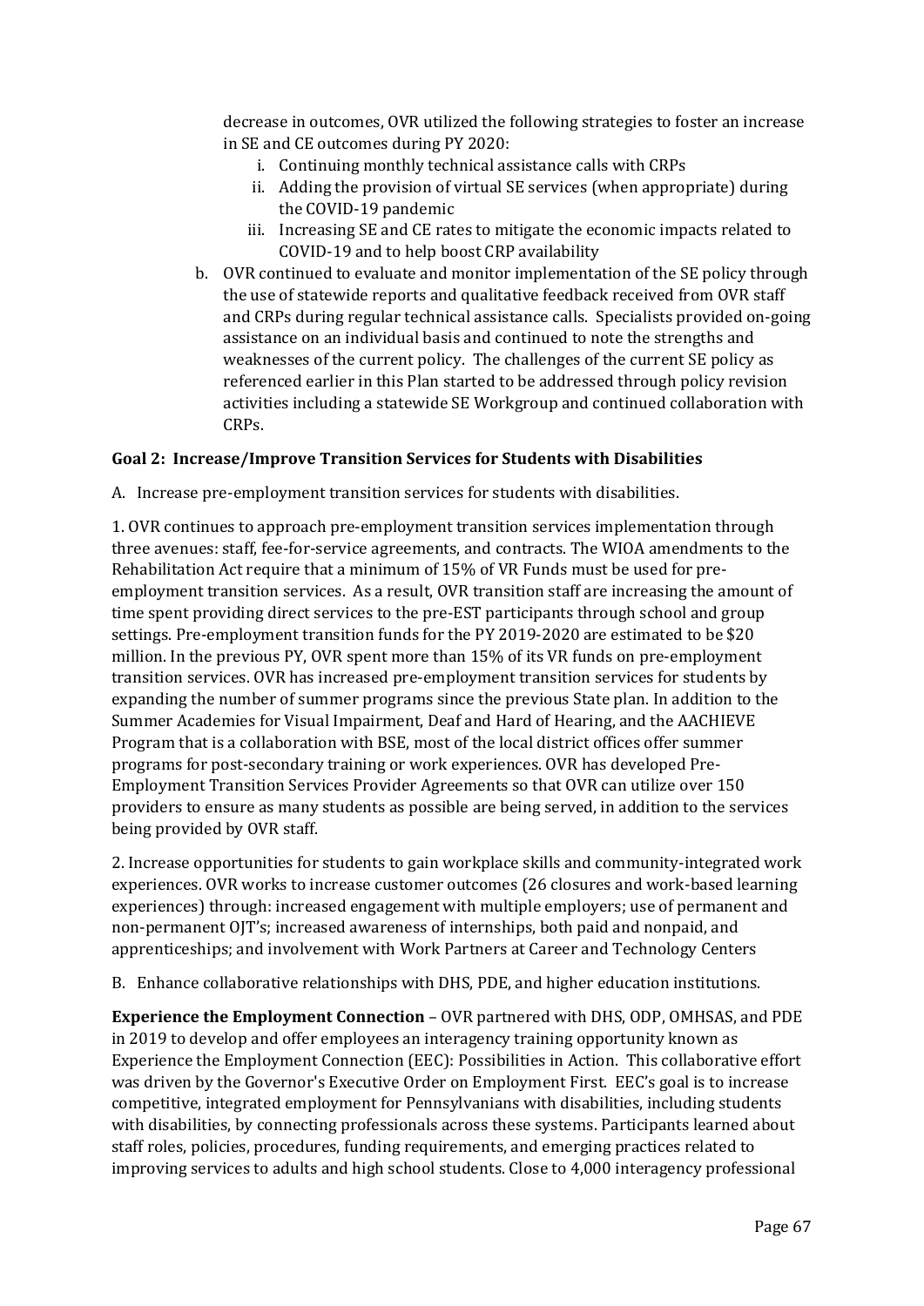decrease in outcomes, OVR utilized the following strategies to foster an increase in SE and CE outcomes during PY 2020:

i. Continuing monthly technical assistance calls with CRPs
ii. Adding the provision of virtual SE services (when appropriate) during the COVID-19 pandemic
iii. Increasing SE and CE rates to mitigate the economic impacts related to COVID-19 and to help boost CRP availability

b. OVR continued to evaluate and monitor implementation of the SE policy through the use of statewide reports and qualitative feedback received from OVR staff and CRPs during regular technical assistance calls. Specialists provided on-going assistance on an individual basis and continued to note the strengths and weaknesses of the current policy. The challenges of the current SE policy as referenced earlier in this Plan started to be addressed through policy revision activities including a statewide SE Workgroup and continued collaboration with CRPs.

**Goal 2: Increase/Improve Transition Services for Students with Disabilities**

A. Increase pre-employment transition services for students with disabilities.

1. OVR continues to approach pre-employment transition services implementation through three avenues: staff, fee-for-service agreements, and contracts. The WIOA amendments to the Rehabilitation Act require that a minimum of 15% of VR Funds must be used for pre-employment transition services. As a result, OVR transition staff are increasing the amount of time spent providing direct services to the pre-EST participants through school and group settings. Pre-employment transition funds for the PY 2019-2020 are estimated to be $20 million. In the previous PY, OVR spent more than 15% of its VR funds on pre-employment transition services. OVR has increased pre-employment transition services for students by expanding the number of summer programs since the previous State plan. In addition to the Summer Academies for Visual Impairment, Deaf and Hard of Hearing, and the AACHIEVE Program that is a collaboration with BSE, most of the local district offices offer summer programs for post-secondary training or work experiences. OVR has developed Pre-Employment Transition Services Provider Agreements so that OVR can utilize over 150 providers to ensure as many students as possible are being served, in addition to the services being provided by OVR staff.

2. Increase opportunities for students to gain workplace skills and community-integrated work experiences. OVR works to increase customer outcomes (26 closures and work-based learning experiences) through: increased engagement with multiple employers; use of permanent and non-permanent OJT's; increased awareness of internships, both paid and nonpaid, and apprenticeships; and involvement with Work Partners at Career and Technology Centers

B. Enhance collaborative relationships with DHS, PDE, and higher education institutions.

**Experience the Employment Connection** – OVR partnered with DHS, ODP, OMHSAS, and PDE in 2019 to develop and offer employees an interagency training opportunity known as Experience the Employment Connection (EEC): Possibilities in Action. This collaborative effort was driven by the Governor's Executive Order on Employment First. EEC's goal is to increase competitive, integrated employment for Pennsylvanians with disabilities, including students with disabilities, by connecting professionals across these systems. Participants learned about staff roles, policies, procedures, funding requirements, and emerging practices related to improving services to adults and high school students. Close to 4,000 interagency professional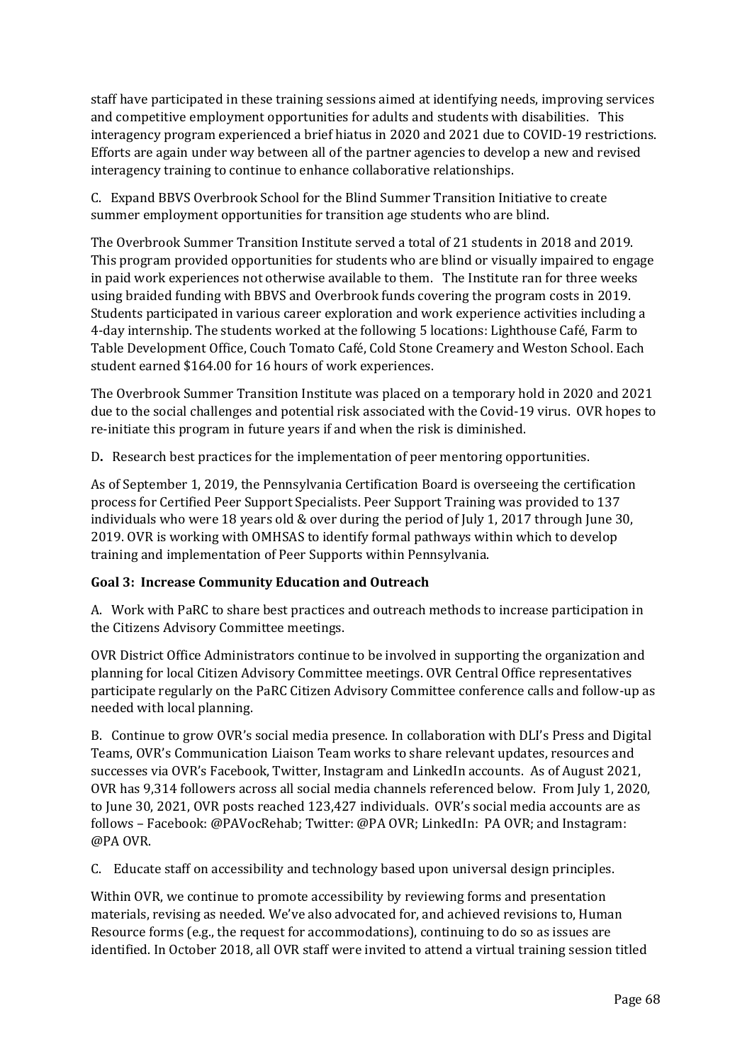staff have participated in these training sessions aimed at identifying needs, improving services and competitive employment opportunities for adults and students with disabilities. This interagency program experienced a brief hiatus in 2020 and 2021 due to COVID-19 restrictions. Efforts are again under way between all of the partner agencies to develop a new and revised interagency training to continue to enhance collaborative relationships.

C. Expand BBVS Overbrook School for the Blind Summer Transition Initiative to create summer employment opportunities for transition age students who are blind.

The Overbrook Summer Transition Institute served a total of 21 students in 2018 and 2019. This program provided opportunities for students who are blind or visually impaired to engage in paid work experiences not otherwise available to them. The Institute ran for three weeks using braided funding with BBVS and Overbrook funds covering the program costs in 2019. Students participated in various career exploration and work experience activities including a 4-day internship. The students worked at the following 5 locations: Lighthouse Café, Farm to Table Development Office, Couch Tomato Café, Cold Stone Creamery and Weston School. Each student earned $164.00 for 16 hours of work experiences.

The Overbrook Summer Transition Institute was placed on a temporary hold in 2020 and 2021 due to the social challenges and potential risk associated with the Covid-19 virus. OVR hopes to re-initiate this program in future years if and when the risk is diminished.

D**.** Research best practices for the implementation of peer mentoring opportunities.

As of September 1, 2019, the Pennsylvania Certification Board is overseeing the certification process for Certified Peer Support Specialists. Peer Support Training was provided to 137 individuals who were 18 years old & over during the period of July 1, 2017 through June 30, 2019. OVR is working with OMHSAS to identify formal pathways within which to develop training and implementation of Peer Supports within Pennsylvania.

**Goal 3: Increase Community Education and Outreach**

A. Work with PaRC to share best practices and outreach methods to increase participation in the Citizens Advisory Committee meetings.

OVR District Office Administrators continue to be involved in supporting the organization and planning for local Citizen Advisory Committee meetings. OVR Central Office representatives participate regularly on the PaRC Citizen Advisory Committee conference calls and follow-up as needed with local planning.

B. Continue to grow OVR's social media presence. In collaboration with DLI's Press and Digital Teams, OVR's Communication Liaison Team works to share relevant updates, resources and successes via OVR's Facebook, Twitter, Instagram and LinkedIn accounts. As of August 2021, OVR has 9,314 followers across all social media channels referenced below. From July 1, 2020, to June 30, 2021, OVR posts reached 123,427 individuals. OVR's social media accounts are as follows – Facebook: @PAVocRehab; Twitter: @PA OVR; LinkedIn: PA OVR; and Instagram: @PA OVR.

C. Educate staff on accessibility and technology based upon universal design principles.

Within OVR, we continue to promote accessibility by reviewing forms and presentation materials, revising as needed. We've also advocated for, and achieved revisions to, Human Resource forms (e.g., the request for accommodations), continuing to do so as issues are identified. In October 2018, all OVR staff were invited to attend a virtual training session titled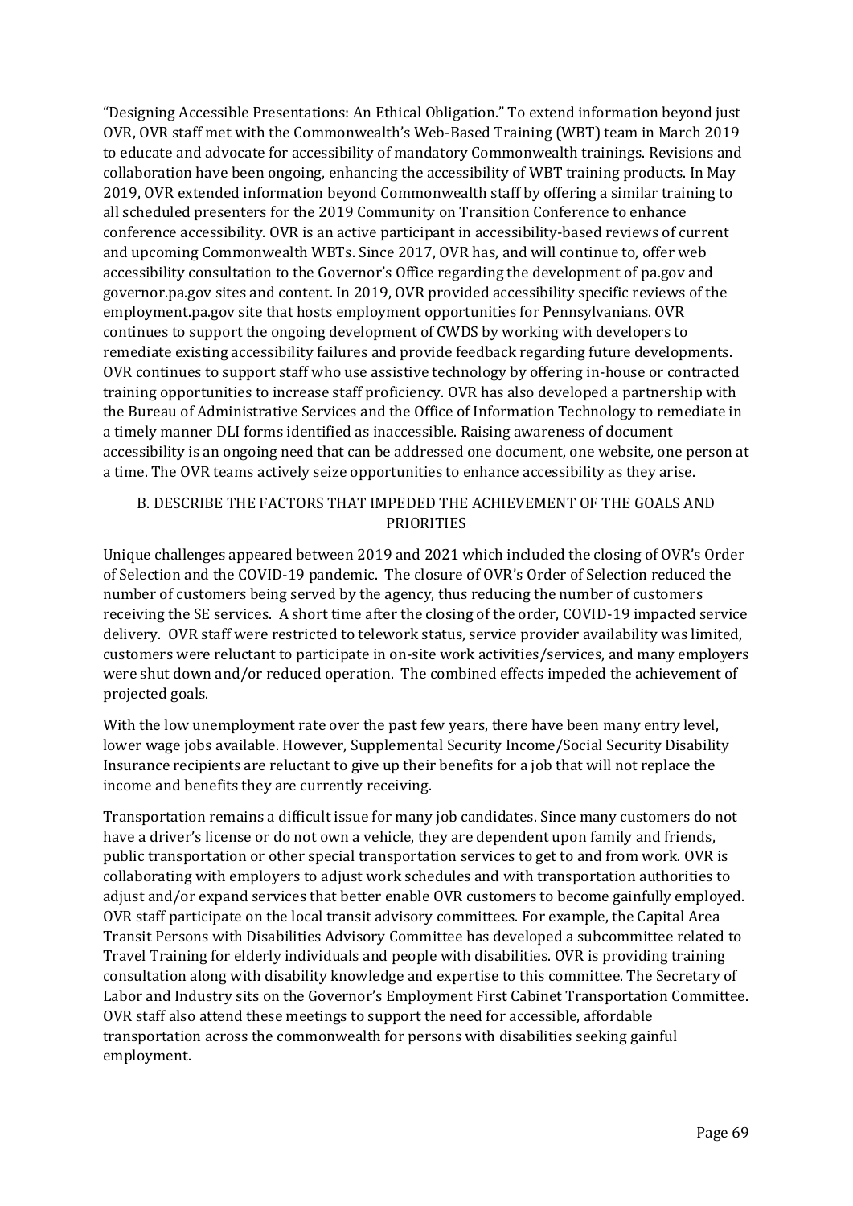"Designing Accessible Presentations: An Ethical Obligation." To extend information beyond just OVR, OVR staff met with the Commonwealth's Web-Based Training (WBT) team in March 2019 to educate and advocate for accessibility of mandatory Commonwealth trainings. Revisions and collaboration have been ongoing, enhancing the accessibility of WBT training products. In May 2019, OVR extended information beyond Commonwealth staff by offering a similar training to all scheduled presenters for the 2019 Community on Transition Conference to enhance conference accessibility. OVR is an active participant in accessibility-based reviews of current and upcoming Commonwealth WBTs. Since 2017, OVR has, and will continue to, offer web accessibility consultation to the Governor's Office regarding the development of pa.gov and governor.pa.gov sites and content. In 2019, OVR provided accessibility specific reviews of the employment.pa.gov site that hosts employment opportunities for Pennsylvanians. OVR continues to support the ongoing development of CWDS by working with developers to remediate existing accessibility failures and provide feedback regarding future developments. OVR continues to support staff who use assistive technology by offering in-house or contracted training opportunities to increase staff proficiency. OVR has also developed a partnership with the Bureau of Administrative Services and the Office of Information Technology to remediate in a timely manner DLI forms identified as inaccessible. Raising awareness of document accessibility is an ongoing need that can be addressed one document, one website, one person at a time. The OVR teams actively seize opportunities to enhance accessibility as they arise.

## B. DESCRIBE THE FACTORS THAT IMPEDED THE ACHIEVEMENT OF THE GOALS AND PRIORITIES

Unique challenges appeared between 2019 and 2021 which included the closing of OVR's Order of Selection and the COVID-19 pandemic. The closure of OVR's Order of Selection reduced the number of customers being served by the agency, thus reducing the number of customers receiving the SE services. A short time after the closing of the order, COVID-19 impacted service delivery. OVR staff were restricted to telework status, service provider availability was limited, customers were reluctant to participate in on-site work activities/services, and many employers were shut down and/or reduced operation. The combined effects impeded the achievement of projected goals.

With the low unemployment rate over the past few years, there have been many entry level, lower wage jobs available. However, Supplemental Security Income/Social Security Disability Insurance recipients are reluctant to give up their benefits for a job that will not replace the income and benefits they are currently receiving.

Transportation remains a difficult issue for many job candidates. Since many customers do not have a driver's license or do not own a vehicle, they are dependent upon family and friends, public transportation or other special transportation services to get to and from work. OVR is collaborating with employers to adjust work schedules and with transportation authorities to adjust and/or expand services that better enable OVR customers to become gainfully employed. OVR staff participate on the local transit advisory committees. For example, the Capital Area Transit Persons with Disabilities Advisory Committee has developed a subcommittee related to Travel Training for elderly individuals and people with disabilities. OVR is providing training consultation along with disability knowledge and expertise to this committee. The Secretary of Labor and Industry sits on the Governor's Employment First Cabinet Transportation Committee. OVR staff also attend these meetings to support the need for accessible, affordable transportation across the commonwealth for persons with disabilities seeking gainful employment.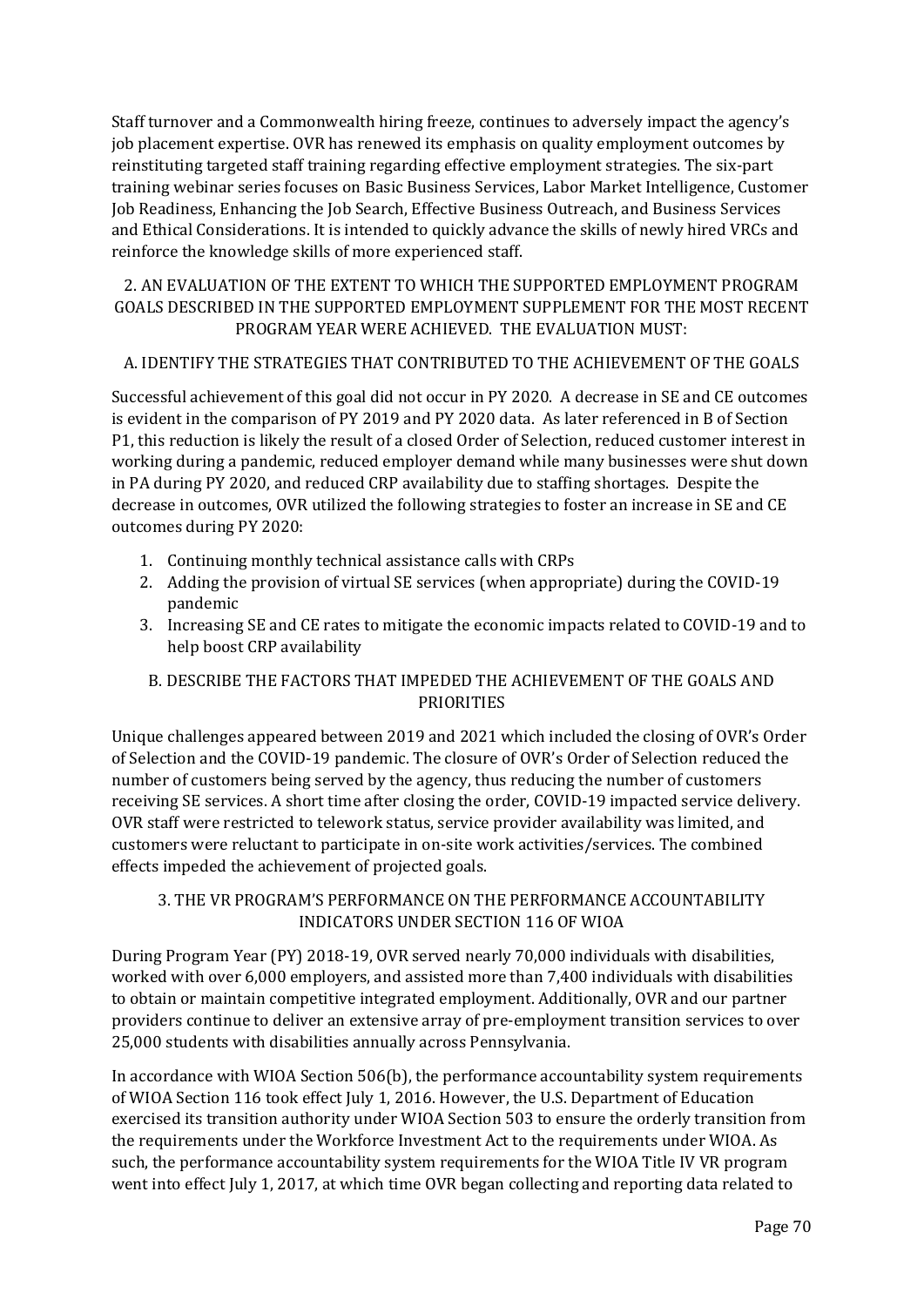Staff turnover and a Commonwealth hiring freeze, continues to adversely impact the agency's job placement expertise. OVR has renewed its emphasis on quality employment outcomes by reinstituting targeted staff training regarding effective employment strategies. The six-part training webinar series focuses on Basic Business Services, Labor Market Intelligence, Customer Job Readiness, Enhancing the Job Search, Effective Business Outreach, and Business Services and Ethical Considerations. It is intended to quickly advance the skills of newly hired VRCs and reinforce the knowledge skills of more experienced staff.

### 2. AN EVALUATION OF THE EXTENT TO WHICH THE SUPPORTED EMPLOYMENT PROGRAM GOALS DESCRIBED IN THE SUPPORTED EMPLOYMENT SUPPLEMENT FOR THE MOST RECENT PROGRAM YEAR WERE ACHIEVED. THE EVALUATION MUST:

#### A. IDENTIFY THE STRATEGIES THAT CONTRIBUTED TO THE ACHIEVEMENT OF THE GOALS

Successful achievement of this goal did not occur in PY 2020. A decrease in SE and CE outcomes is evident in the comparison of PY 2019 and PY 2020 data. As later referenced in B of Section P1, this reduction is likely the result of a closed Order of Selection, reduced customer interest in working during a pandemic, reduced employer demand while many businesses were shut down in PA during PY 2020, and reduced CRP availability due to staffing shortages. Despite the decrease in outcomes, OVR utilized the following strategies to foster an increase in SE and CE outcomes during PY 2020:

1. Continuing monthly technical assistance calls with CRPs
2. Adding the provision of virtual SE services (when appropriate) during the COVID-19 pandemic
3. Increasing SE and CE rates to mitigate the economic impacts related to COVID-19 and to help boost CRP availability

#### B. DESCRIBE THE FACTORS THAT IMPEDED THE ACHIEVEMENT OF THE GOALS AND PRIORITIES

Unique challenges appeared between 2019 and 2021 which included the closing of OVR's Order of Selection and the COVID-19 pandemic. The closure of OVR's Order of Selection reduced the number of customers being served by the agency, thus reducing the number of customers receiving SE services. A short time after closing the order, COVID-19 impacted service delivery. OVR staff were restricted to telework status, service provider availability was limited, and customers were reluctant to participate in on-site work activities/services. The combined effects impeded the achievement of projected goals.

### 3. THE VR PROGRAM'S PERFORMANCE ON THE PERFORMANCE ACCOUNTABILITY INDICATORS UNDER SECTION 116 OF WIOA

During Program Year (PY) 2018-19, OVR served nearly 70,000 individuals with disabilities, worked with over 6,000 employers, and assisted more than 7,400 individuals with disabilities to obtain or maintain competitive integrated employment. Additionally, OVR and our partner providers continue to deliver an extensive array of pre-employment transition services to over 25,000 students with disabilities annually across Pennsylvania.

In accordance with WIOA Section 506(b), the performance accountability system requirements of WIOA Section 116 took effect July 1, 2016. However, the U.S. Department of Education exercised its transition authority under WIOA Section 503 to ensure the orderly transition from the requirements under the Workforce Investment Act to the requirements under WIOA. As such, the performance accountability system requirements for the WIOA Title IV VR program went into effect July 1, 2017, at which time OVR began collecting and reporting data related to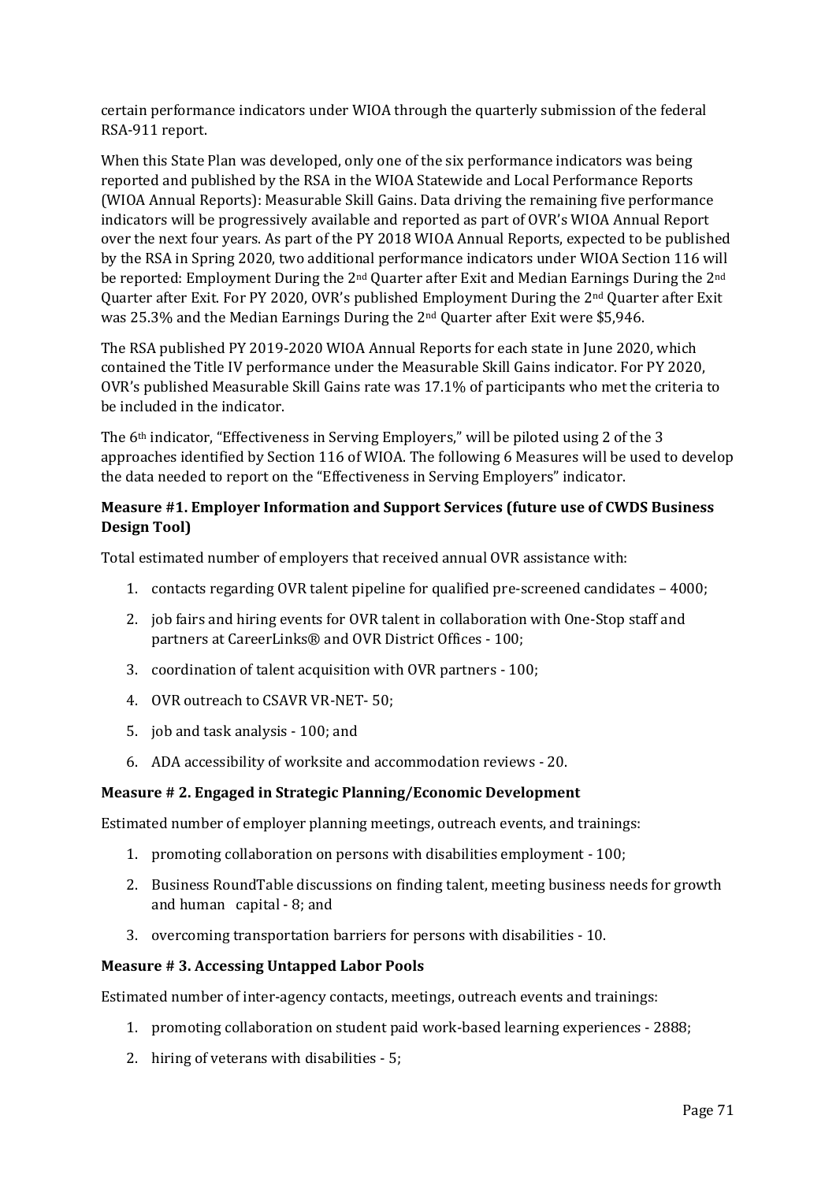certain performance indicators under WIOA through the quarterly submission of the federal RSA-911 report.

When this State Plan was developed, only one of the six performance indicators was being reported and published by the RSA in the WIOA Statewide and Local Performance Reports (WIOA Annual Reports): Measurable Skill Gains. Data driving the remaining five performance indicators will be progressively available and reported as part of OVR's WIOA Annual Report over the next four years. As part of the PY 2018 WIOA Annual Reports, expected to be published by the RSA in Spring 2020, two additional performance indicators under WIOA Section 116 will be reported: Employment During the 2nd Quarter after Exit and Median Earnings During the 2nd Quarter after Exit. For PY 2020, OVR's published Employment During the 2nd Quarter after Exit was 25.3% and the Median Earnings During the 2nd Quarter after Exit were $5,946.

The RSA published PY 2019-2020 WIOA Annual Reports for each state in June 2020, which contained the Title IV performance under the Measurable Skill Gains indicator. For PY 2020, OVR's published Measurable Skill Gains rate was 17.1% of participants who met the criteria to be included in the indicator.

The 6th indicator, "Effectiveness in Serving Employers," will be piloted using 2 of the 3 approaches identified by Section 116 of WIOA. The following 6 Measures will be used to develop the data needed to report on the "Effectiveness in Serving Employers" indicator.

**Measure #1. Employer Information and Support Services (future use of CWDS Business Design Tool)**

Total estimated number of employers that received annual OVR assistance with:

1. contacts regarding OVR talent pipeline for qualified pre-screened candidates – 4000;
2. job fairs and hiring events for OVR talent in collaboration with One-Stop staff and partners at CareerLinks® and OVR District Offices - 100;
3. coordination of talent acquisition with OVR partners - 100;
4. OVR outreach to CSAVR VR-NET- 50;
5. job and task analysis - 100; and
6. ADA accessibility of worksite and accommodation reviews - 20.

**Measure # 2. Engaged in Strategic Planning/Economic Development**

Estimated number of employer planning meetings, outreach events, and trainings:

1. promoting collaboration on persons with disabilities employment - 100;
2. Business RoundTable discussions on finding talent, meeting business needs for growth and human capital - 8; and
3. overcoming transportation barriers for persons with disabilities - 10.

**Measure # 3. Accessing Untapped Labor Pools**

Estimated number of inter-agency contacts, meetings, outreach events and trainings:

1. promoting collaboration on student paid work-based learning experiences - 2888;
2. hiring of veterans with disabilities - 5;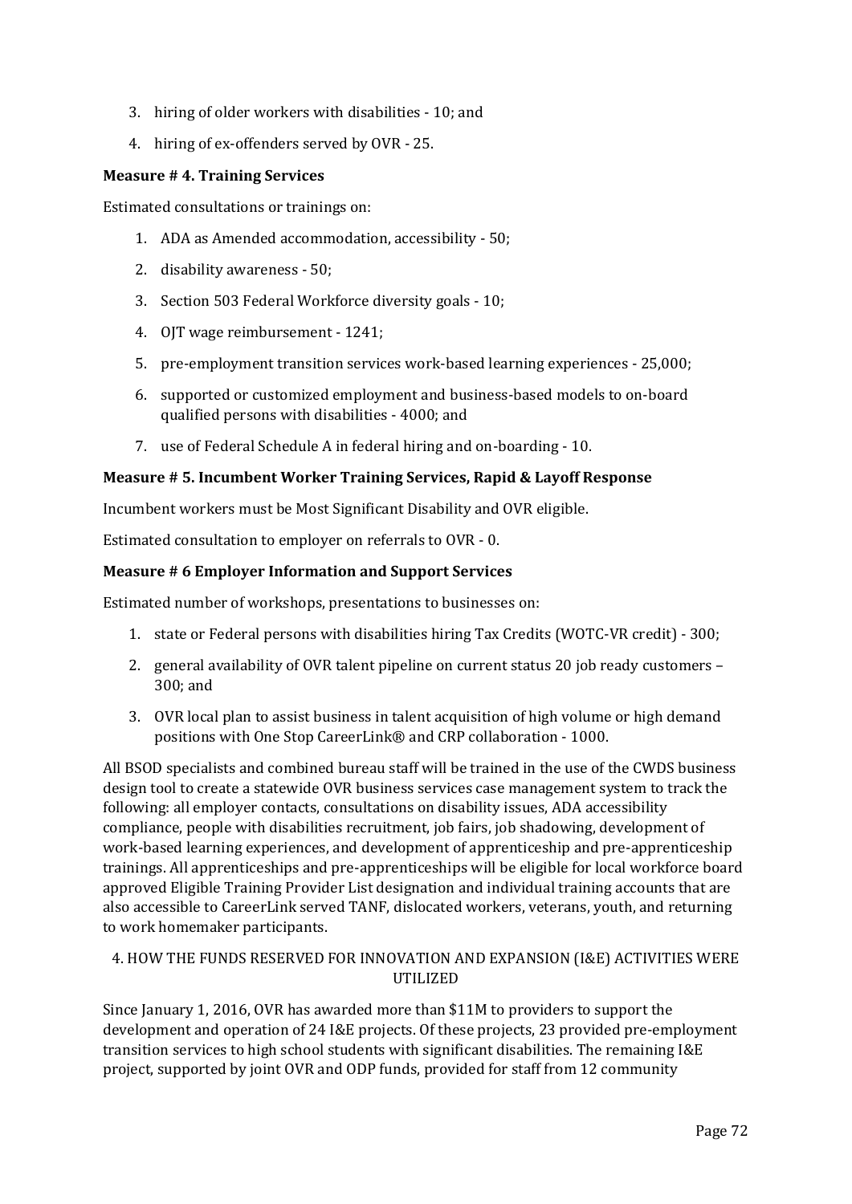3. hiring of older workers with disabilities - 10; and
4. hiring of ex-offenders served by OVR - 25.

**Measure # 4. Training Services**

Estimated consultations or trainings on:

1. ADA as Amended accommodation, accessibility - 50;
2. disability awareness - 50;
3. Section 503 Federal Workforce diversity goals - 10;
4. OJT wage reimbursement - 1241;
5. pre-employment transition services work-based learning experiences - 25,000;
6. supported or customized employment and business-based models to on-board qualified persons with disabilities - 4000; and
7. use of Federal Schedule A in federal hiring and on-boarding - 10.

**Measure # 5. Incumbent Worker Training Services, Rapid & Layoff Response**

Incumbent workers must be Most Significant Disability and OVR eligible.

Estimated consultation to employer on referrals to OVR - 0.

**Measure # 6 Employer Information and Support Services**

Estimated number of workshops, presentations to businesses on:

1. state or Federal persons with disabilities hiring Tax Credits (WOTC-VR credit) - 300;
2. general availability of OVR talent pipeline on current status 20 job ready customers – 300; and
3. OVR local plan to assist business in talent acquisition of high volume or high demand positions with One Stop CareerLink® and CRP collaboration - 1000.

All BSOD specialists and combined bureau staff will be trained in the use of the CWDS business design tool to create a statewide OVR business services case management system to track the following: all employer contacts, consultations on disability issues, ADA accessibility compliance, people with disabilities recruitment, job fairs, job shadowing, development of work-based learning experiences, and development of apprenticeship and pre-apprenticeship trainings. All apprenticeships and pre-apprenticeships will be eligible for local workforce board approved Eligible Training Provider List designation and individual training accounts that are also accessible to CareerLink served TANF, dislocated workers, veterans, youth, and returning to work homemaker participants.

## 4. HOW THE FUNDS RESERVED FOR INNOVATION AND EXPANSION (I&E) ACTIVITIES WERE UTILIZED

Since January 1, 2016, OVR has awarded more than $11M to providers to support the development and operation of 24 I&E projects. Of these projects, 23 provided pre-employment transition services to high school students with significant disabilities. The remaining I&E project, supported by joint OVR and ODP funds, provided for staff from 12 community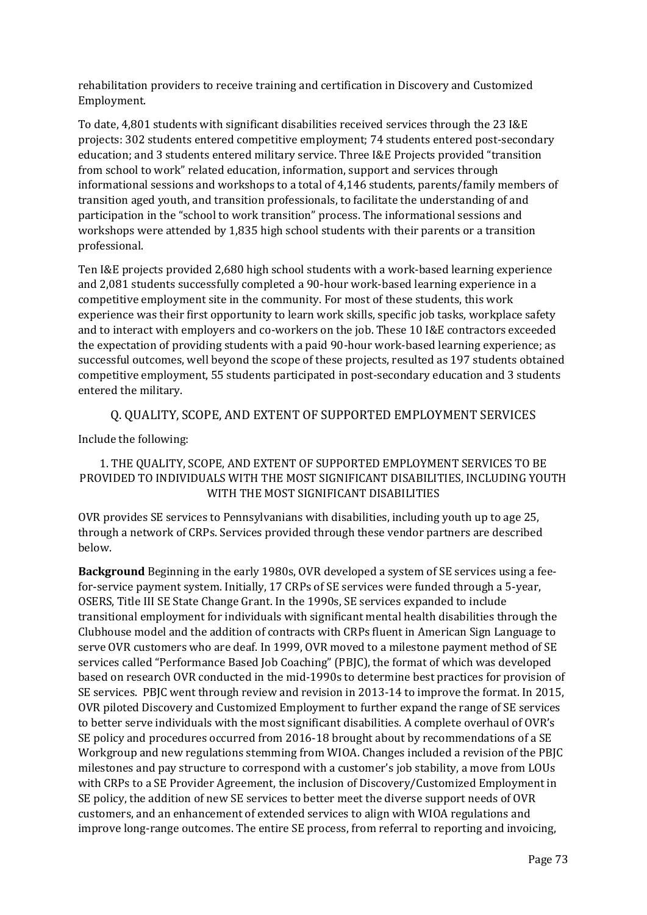rehabilitation providers to receive training and certification in Discovery and Customized Employment.

To date, 4,801 students with significant disabilities received services through the 23 I&E projects: 302 students entered competitive employment; 74 students entered post-secondary education; and 3 students entered military service. Three I&E Projects provided "transition from school to work" related education, information, support and services through informational sessions and workshops to a total of 4,146 students, parents/family members of transition aged youth, and transition professionals, to facilitate the understanding of and participation in the "school to work transition" process. The informational sessions and workshops were attended by 1,835 high school students with their parents or a transition professional.

Ten I&E projects provided 2,680 high school students with a work-based learning experience and 2,081 students successfully completed a 90-hour work-based learning experience in a competitive employment site in the community. For most of these students, this work experience was their first opportunity to learn work skills, specific job tasks, workplace safety and to interact with employers and co-workers on the job. These 10 I&E contractors exceeded the expectation of providing students with a paid 90-hour work-based learning experience; as successful outcomes, well beyond the scope of these projects, resulted as 197 students obtained competitive employment, 55 students participated in post-secondary education and 3 students entered the military.

## Q. QUALITY, SCOPE, AND EXTENT OF SUPPORTED EMPLOYMENT SERVICES

Include the following:

### 1. THE QUALITY, SCOPE, AND EXTENT OF SUPPORTED EMPLOYMENT SERVICES TO BE PROVIDED TO INDIVIDUALS WITH THE MOST SIGNIFICANT DISABILITIES, INCLUDING YOUTH WITH THE MOST SIGNIFICANT DISABILITIES

OVR provides SE services to Pennsylvanians with disabilities, including youth up to age 25, through a network of CRPs. Services provided through these vendor partners are described below.

**Background** Beginning in the early 1980s, OVR developed a system of SE services using a fee-for-service payment system. Initially, 17 CRPs of SE services were funded through a 5-year, OSERS, Title III SE State Change Grant. In the 1990s, SE services expanded to include transitional employment for individuals with significant mental health disabilities through the Clubhouse model and the addition of contracts with CRPs fluent in American Sign Language to serve OVR customers who are deaf. In 1999, OVR moved to a milestone payment method of SE services called "Performance Based Job Coaching" (PBJC), the format of which was developed based on research OVR conducted in the mid-1990s to determine best practices for provision of SE services. PBJC went through review and revision in 2013-14 to improve the format. In 2015, OVR piloted Discovery and Customized Employment to further expand the range of SE services to better serve individuals with the most significant disabilities. A complete overhaul of OVR's SE policy and procedures occurred from 2016-18 brought about by recommendations of a SE Workgroup and new regulations stemming from WIOA. Changes included a revision of the PBJC milestones and pay structure to correspond with a customer's job stability, a move from LOUs with CRPs to a SE Provider Agreement, the inclusion of Discovery/Customized Employment in SE policy, the addition of new SE services to better meet the diverse support needs of OVR customers, and an enhancement of extended services to align with WIOA regulations and improve long-range outcomes. The entire SE process, from referral to reporting and invoicing,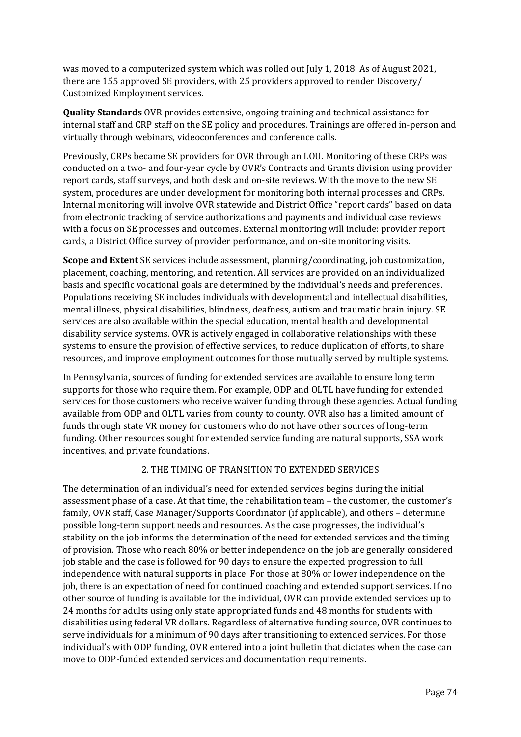was moved to a computerized system which was rolled out July 1, 2018. As of August 2021, there are 155 approved SE providers, with 25 providers approved to render Discovery/ Customized Employment services.

**Quality Standards** OVR provides extensive, ongoing training and technical assistance for internal staff and CRP staff on the SE policy and procedures. Trainings are offered in-person and virtually through webinars, videoconferences and conference calls.

Previously, CRPs became SE providers for OVR through an LOU. Monitoring of these CRPs was conducted on a two- and four-year cycle by OVR's Contracts and Grants division using provider report cards, staff surveys, and both desk and on-site reviews. With the move to the new SE system, procedures are under development for monitoring both internal processes and CRPs. Internal monitoring will involve OVR statewide and District Office "report cards" based on data from electronic tracking of service authorizations and payments and individual case reviews with a focus on SE processes and outcomes. External monitoring will include: provider report cards, a District Office survey of provider performance, and on-site monitoring visits.

**Scope and Extent** SE services include assessment, planning/coordinating, job customization, placement, coaching, mentoring, and retention. All services are provided on an individualized basis and specific vocational goals are determined by the individual's needs and preferences. Populations receiving SE includes individuals with developmental and intellectual disabilities, mental illness, physical disabilities, blindness, deafness, autism and traumatic brain injury. SE services are also available within the special education, mental health and developmental disability service systems. OVR is actively engaged in collaborative relationships with these systems to ensure the provision of effective services, to reduce duplication of efforts, to share resources, and improve employment outcomes for those mutually served by multiple systems.

In Pennsylvania, sources of funding for extended services are available to ensure long term supports for those who require them. For example, ODP and OLTL have funding for extended services for those customers who receive waiver funding through these agencies. Actual funding available from ODP and OLTL varies from county to county. OVR also has a limited amount of funds through state VR money for customers who do not have other sources of long-term funding. Other resources sought for extended service funding are natural supports, SSA work incentives, and private foundations.

## 2. THE TIMING OF TRANSITION TO EXTENDED SERVICES

The determination of an individual's need for extended services begins during the initial assessment phase of a case. At that time, the rehabilitation team – the customer, the customer's family, OVR staff, Case Manager/Supports Coordinator (if applicable), and others – determine possible long-term support needs and resources. As the case progresses, the individual's stability on the job informs the determination of the need for extended services and the timing of provision. Those who reach 80% or better independence on the job are generally considered job stable and the case is followed for 90 days to ensure the expected progression to full independence with natural supports in place. For those at 80% or lower independence on the job, there is an expectation of need for continued coaching and extended support services. If no other source of funding is available for the individual, OVR can provide extended services up to 24 months for adults using only state appropriated funds and 48 months for students with disabilities using federal VR dollars. Regardless of alternative funding source, OVR continues to serve individuals for a minimum of 90 days after transitioning to extended services. For those individual's with ODP funding, OVR entered into a joint bulletin that dictates when the case can move to ODP-funded extended services and documentation requirements.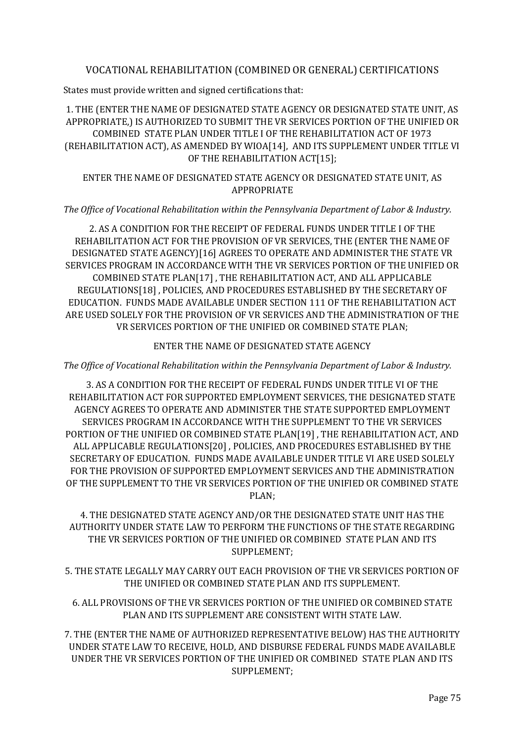## VOCATIONAL REHABILITATION (COMBINED OR GENERAL) CERTIFICATIONS

States must provide written and signed certifications that:

1. THE (ENTER THE NAME OF DESIGNATED STATE AGENCY OR DESIGNATED STATE UNIT, AS APPROPRIATE,) IS AUTHORIZED TO SUBMIT THE VR SERVICES PORTION OF THE UNIFIED OR COMBINED STATE PLAN UNDER TITLE I OF THE REHABILITATION ACT OF 1973 (REHABILITATION ACT), AS AMENDED BY WIOA[14], AND ITS SUPPLEMENT UNDER TITLE VI OF THE REHABILITATION ACT[15];

ENTER THE NAME OF DESIGNATED STATE AGENCY OR DESIGNATED STATE UNIT, AS APPROPRIATE

*The Office of Vocational Rehabilitation within the Pennsylvania Department of Labor & Industry.*

2. AS A CONDITION FOR THE RECEIPT OF FEDERAL FUNDS UNDER TITLE I OF THE REHABILITATION ACT FOR THE PROVISION OF VR SERVICES, THE (ENTER THE NAME OF DESIGNATED STATE AGENCY)[16] AGREES TO OPERATE AND ADMINISTER THE STATE VR SERVICES PROGRAM IN ACCORDANCE WITH THE VR SERVICES PORTION OF THE UNIFIED OR COMBINED STATE PLAN[17] , THE REHABILITATION ACT, AND ALL APPLICABLE REGULATIONS[18] , POLICIES, AND PROCEDURES ESTABLISHED BY THE SECRETARY OF EDUCATION. FUNDS MADE AVAILABLE UNDER SECTION 111 OF THE REHABILITATION ACT ARE USED SOLELY FOR THE PROVISION OF VR SERVICES AND THE ADMINISTRATION OF THE VR SERVICES PORTION OF THE UNIFIED OR COMBINED STATE PLAN;

ENTER THE NAME OF DESIGNATED STATE AGENCY

*The Office of Vocational Rehabilitation within the Pennsylvania Department of Labor & Industry.*

3. AS A CONDITION FOR THE RECEIPT OF FEDERAL FUNDS UNDER TITLE VI OF THE REHABILITATION ACT FOR SUPPORTED EMPLOYMENT SERVICES, THE DESIGNATED STATE AGENCY AGREES TO OPERATE AND ADMINISTER THE STATE SUPPORTED EMPLOYMENT SERVICES PROGRAM IN ACCORDANCE WITH THE SUPPLEMENT TO THE VR SERVICES PORTION OF THE UNIFIED OR COMBINED STATE PLAN[19] , THE REHABILITATION ACT, AND ALL APPLICABLE REGULATIONS[20] , POLICIES, AND PROCEDURES ESTABLISHED BY THE SECRETARY OF EDUCATION. FUNDS MADE AVAILABLE UNDER TITLE VI ARE USED SOLELY FOR THE PROVISION OF SUPPORTED EMPLOYMENT SERVICES AND THE ADMINISTRATION OF THE SUPPLEMENT TO THE VR SERVICES PORTION OF THE UNIFIED OR COMBINED STATE PLAN;

4. THE DESIGNATED STATE AGENCY AND/OR THE DESIGNATED STATE UNIT HAS THE AUTHORITY UNDER STATE LAW TO PERFORM THE FUNCTIONS OF THE STATE REGARDING THE VR SERVICES PORTION OF THE UNIFIED OR COMBINED STATE PLAN AND ITS SUPPLEMENT;

5. THE STATE LEGALLY MAY CARRY OUT EACH PROVISION OF THE VR SERVICES PORTION OF THE UNIFIED OR COMBINED STATE PLAN AND ITS SUPPLEMENT.

6. ALL PROVISIONS OF THE VR SERVICES PORTION OF THE UNIFIED OR COMBINED STATE PLAN AND ITS SUPPLEMENT ARE CONSISTENT WITH STATE LAW.

7. THE (ENTER THE NAME OF AUTHORIZED REPRESENTATIVE BELOW) HAS THE AUTHORITY UNDER STATE LAW TO RECEIVE, HOLD, AND DISBURSE FEDERAL FUNDS MADE AVAILABLE UNDER THE VR SERVICES PORTION OF THE UNIFIED OR COMBINED STATE PLAN AND ITS SUPPLEMENT;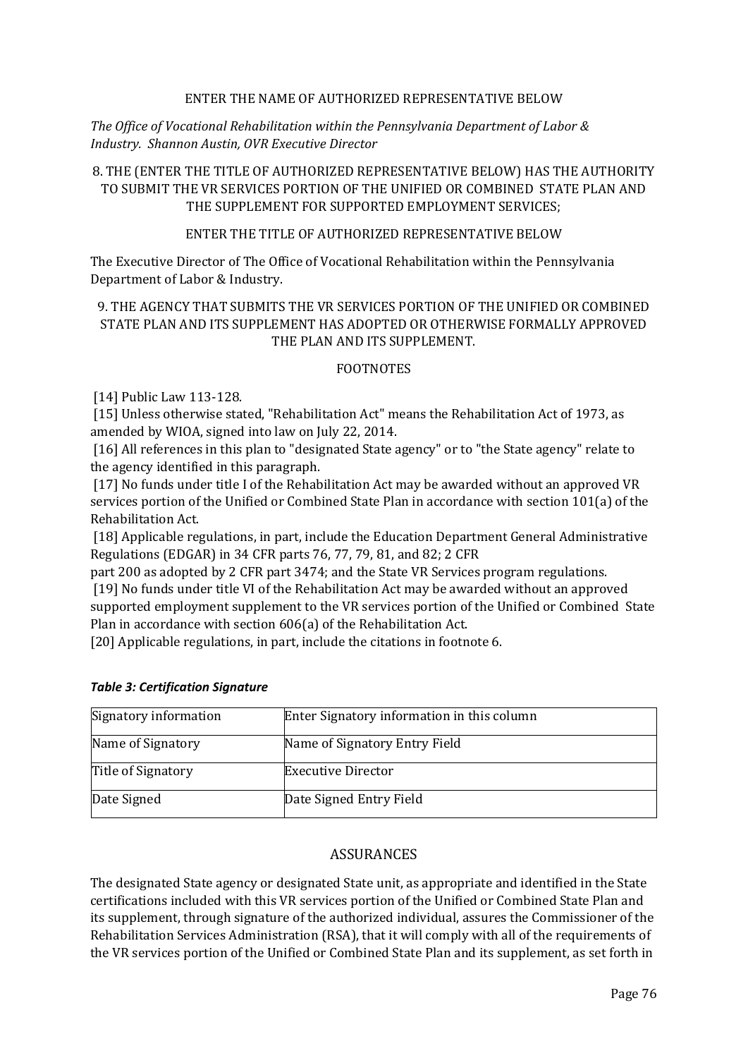ENTER THE NAME OF AUTHORIZED REPRESENTATIVE BELOW

*The Office of Vocational Rehabilitation within the Pennsylvania Department of Labor & Industry. Shannon Austin, OVR Executive Director*

8. THE (ENTER THE TITLE OF AUTHORIZED REPRESENTATIVE BELOW) HAS THE AUTHORITY TO SUBMIT THE VR SERVICES PORTION OF THE UNIFIED OR COMBINED STATE PLAN AND THE SUPPLEMENT FOR SUPPORTED EMPLOYMENT SERVICES;

ENTER THE TITLE OF AUTHORIZED REPRESENTATIVE BELOW

The Executive Director of The Office of Vocational Rehabilitation within the Pennsylvania Department of Labor & Industry.

9. THE AGENCY THAT SUBMITS THE VR SERVICES PORTION OF THE UNIFIED OR COMBINED STATE PLAN AND ITS SUPPLEMENT HAS ADOPTED OR OTHERWISE FORMALLY APPROVED THE PLAN AND ITS SUPPLEMENT.

FOOTNOTES

[14] Public Law 113-128.

[15] Unless otherwise stated, "Rehabilitation Act" means the Rehabilitation Act of 1973, as amended by WIOA, signed into law on July 22, 2014.

[16] All references in this plan to "designated State agency" or to "the State agency" relate to the agency identified in this paragraph.

[17] No funds under title I of the Rehabilitation Act may be awarded without an approved VR services portion of the Unified or Combined State Plan in accordance with section 101(a) of the Rehabilitation Act.

[18] Applicable regulations, in part, include the Education Department General Administrative Regulations (EDGAR) in 34 CFR parts 76, 77, 79, 81, and 82; 2 CFR part 200 as adopted by 2 CFR part 3474; and the State VR Services program regulations.

[19] No funds under title VI of the Rehabilitation Act may be awarded without an approved supported employment supplement to the VR services portion of the Unified or Combined State Plan in accordance with section 606(a) of the Rehabilitation Act.

[20] Applicable regulations, in part, include the citations in footnote 6.

***Table 3: Certification Signature***

| Signatory information | Enter Signatory information in this column |
|---|---|
| Name of Signatory | Name of Signatory Entry Field |
| Title of Signatory | Executive Director |
| Date Signed | Date Signed Entry Field |

## ASSURANCES

The designated State agency or designated State unit, as appropriate and identified in the State certifications included with this VR services portion of the Unified or Combined State Plan and its supplement, through signature of the authorized individual, assures the Commissioner of the Rehabilitation Services Administration (RSA), that it will comply with all of the requirements of the VR services portion of the Unified or Combined State Plan and its supplement, as set forth in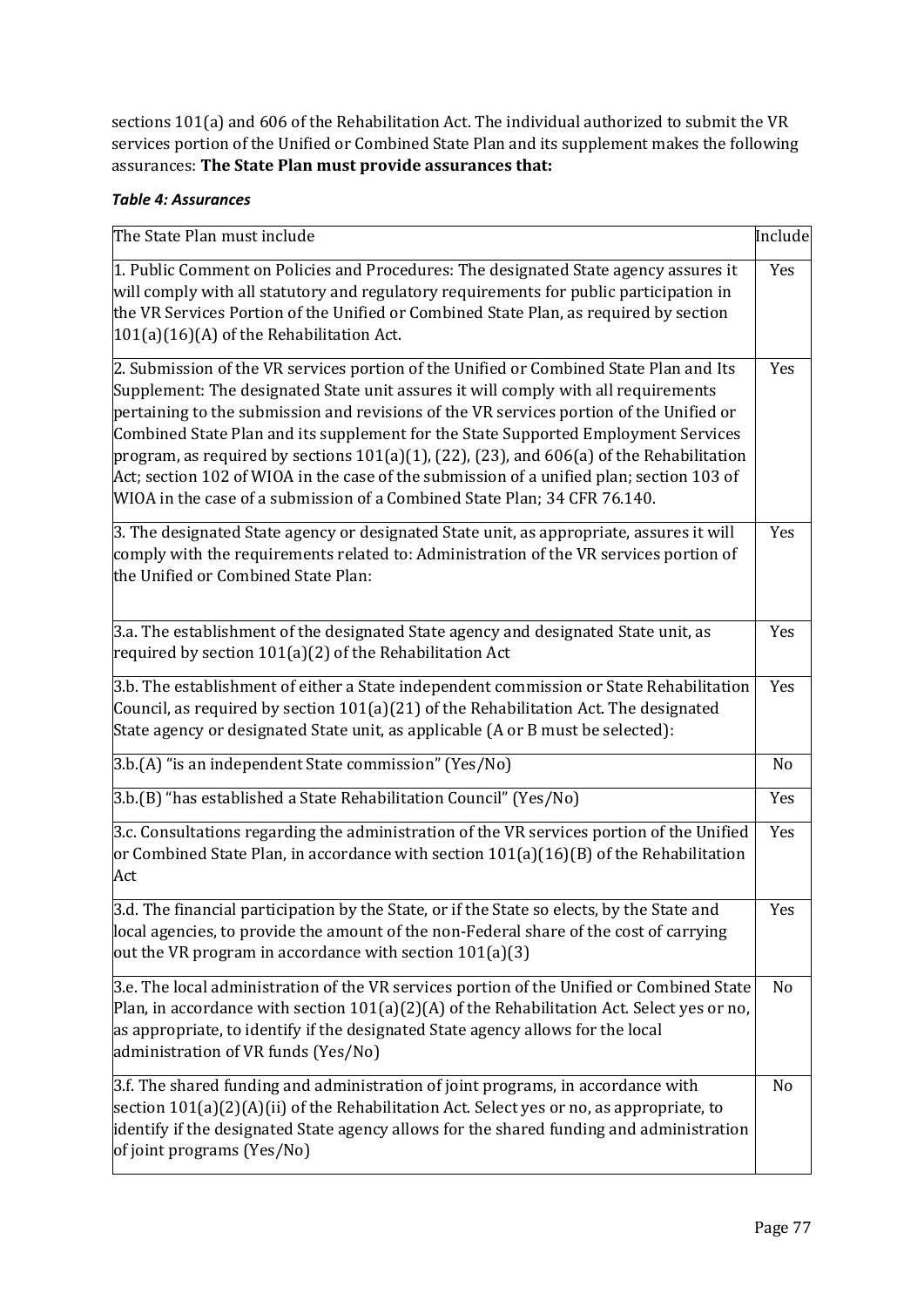sections 101(a) and 606 of the Rehabilitation Act. The individual authorized to submit the VR services portion of the Unified or Combined State Plan and its supplement makes the following assurances: **The State Plan must provide assurances that:**

***Table 4: Assurances***

| The State Plan must include | Include |
|---|---|
| 1. Public Comment on Policies and Procedures: The designated State agency assures it will comply with all statutory and regulatory requirements for public participation in the VR Services Portion of the Unified or Combined State Plan, as required by section 101(a)(16)(A) of the Rehabilitation Act. | Yes |
| 2. Submission of the VR services portion of the Unified or Combined State Plan and Its Supplement: The designated State unit assures it will comply with all requirements pertaining to the submission and revisions of the VR services portion of the Unified or Combined State Plan and its supplement for the State Supported Employment Services program, as required by sections 101(a)(1), (22), (23), and 606(a) of the Rehabilitation Act; section 102 of WIOA in the case of the submission of a unified plan; section 103 of WIOA in the case of a submission of a Combined State Plan; 34 CFR 76.140. | Yes |
| 3. The designated State agency or designated State unit, as appropriate, assures it will comply with the requirements related to: Administration of the VR services portion of the Unified or Combined State Plan: | Yes |
| 3.a. The establishment of the designated State agency and designated State unit, as required by section 101(a)(2) of the Rehabilitation Act | Yes |
| 3.b. The establishment of either a State independent commission or State Rehabilitation Council, as required by section 101(a)(21) of the Rehabilitation Act. The designated State agency or designated State unit, as applicable (A or B must be selected): | Yes |
| 3.b.(A) "is an independent State commission" (Yes/No) | No |
| 3.b.(B) "has established a State Rehabilitation Council" (Yes/No) | Yes |
| 3.c. Consultations regarding the administration of the VR services portion of the Unified or Combined State Plan, in accordance with section 101(a)(16)(B) of the Rehabilitation Act | Yes |
| 3.d. The financial participation by the State, or if the State so elects, by the State and local agencies, to provide the amount of the non-Federal share of the cost of carrying out the VR program in accordance with section 101(a)(3) | Yes |
| 3.e. The local administration of the VR services portion of the Unified or Combined State Plan, in accordance with section 101(a)(2)(A) of the Rehabilitation Act. Select yes or no, as appropriate, to identify if the designated State agency allows for the local administration of VR funds (Yes/No) | No |
| 3.f. The shared funding and administration of joint programs, in accordance with section 101(a)(2)(A)(ii) of the Rehabilitation Act. Select yes or no, as appropriate, to identify if the designated State agency allows for the shared funding and administration of joint programs (Yes/No) | No |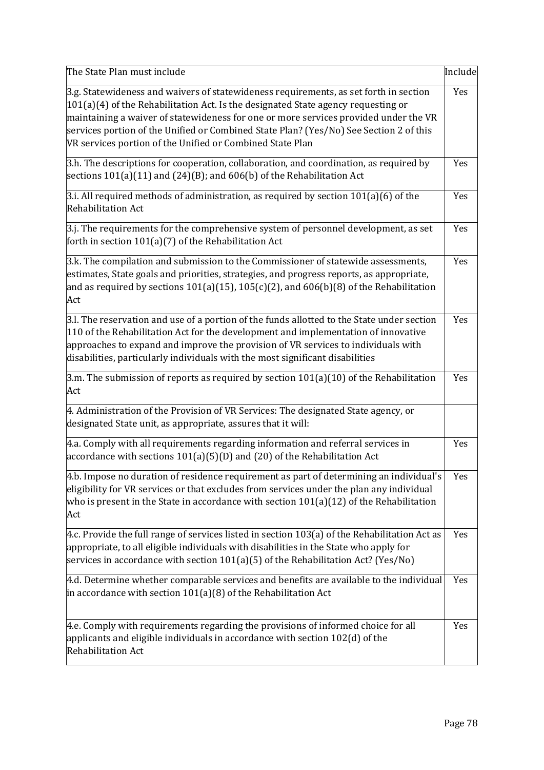| The State Plan must include | Include |
| --- | --- |
| 3.g. Statewideness and waivers of statewideness requirements, as set forth in section 101(a)(4) of the Rehabilitation Act. Is the designated State agency requesting or maintaining a waiver of statewideness for one or more services provided under the VR services portion of the Unified or Combined State Plan? (Yes/No) See Section 2 of this VR services portion of the Unified or Combined State Plan | Yes |
| 3.h. The descriptions for cooperation, collaboration, and coordination, as required by sections 101(a)(11) and (24)(B); and 606(b) of the Rehabilitation Act | Yes |
| 3.i. All required methods of administration, as required by section 101(a)(6) of the Rehabilitation Act | Yes |
| 3.j. The requirements for the comprehensive system of personnel development, as set forth in section 101(a)(7) of the Rehabilitation Act | Yes |
| 3.k. The compilation and submission to the Commissioner of statewide assessments, estimates, State goals and priorities, strategies, and progress reports, as appropriate, and as required by sections 101(a)(15), 105(c)(2), and 606(b)(8) of the Rehabilitation Act | Yes |
| 3.l. The reservation and use of a portion of the funds allotted to the State under section 110 of the Rehabilitation Act for the development and implementation of innovative approaches to expand and improve the provision of VR services to individuals with disabilities, particularly individuals with the most significant disabilities | Yes |
| 3.m. The submission of reports as required by section 101(a)(10) of the Rehabilitation Act | Yes |
| 4. Administration of the Provision of VR Services: The designated State agency, or designated State unit, as appropriate, assures that it will: | |
| 4.a. Comply with all requirements regarding information and referral services in accordance with sections 101(a)(5)(D) and (20) of the Rehabilitation Act | Yes |
| 4.b. Impose no duration of residence requirement as part of determining an individual's eligibility for VR services or that excludes from services under the plan any individual who is present in the State in accordance with section 101(a)(12) of the Rehabilitation Act | Yes |
| 4.c. Provide the full range of services listed in section 103(a) of the Rehabilitation Act as appropriate, to all eligible individuals with disabilities in the State who apply for services in accordance with section 101(a)(5) of the Rehabilitation Act? (Yes/No) | Yes |
| 4.d. Determine whether comparable services and benefits are available to the individual in accordance with section 101(a)(8) of the Rehabilitation Act | Yes |
| 4.e. Comply with requirements regarding the provisions of informed choice for all applicants and eligible individuals in accordance with section 102(d) of the Rehabilitation Act | Yes |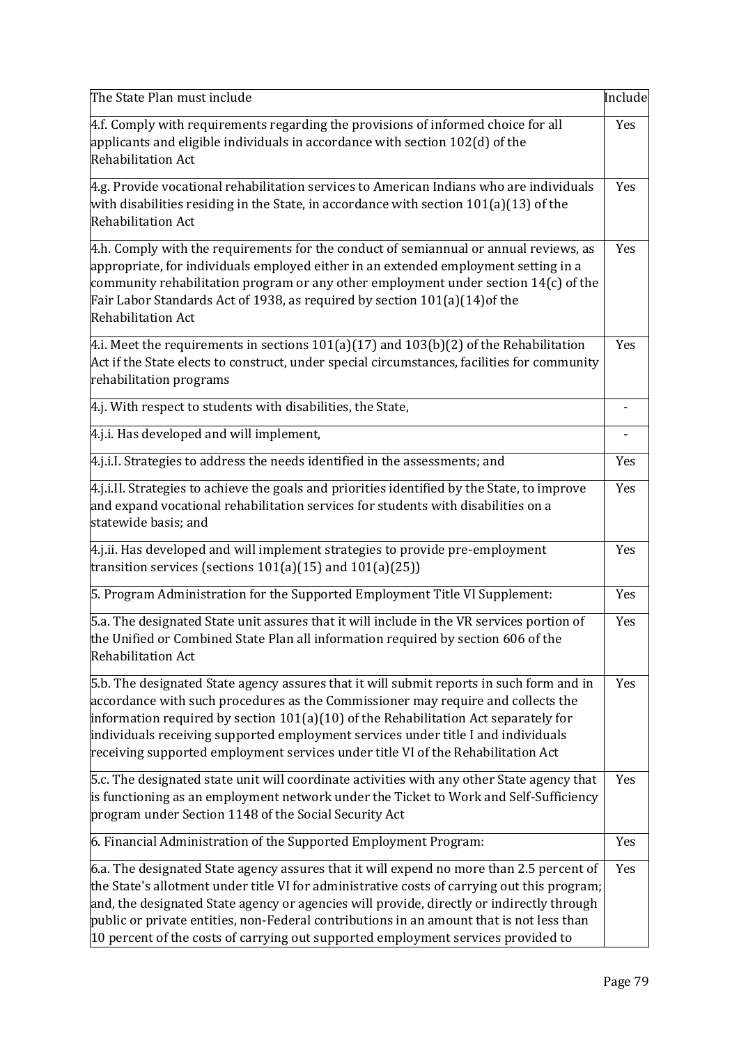| The State Plan must include | Include |
|---|---|
| 4.f. Comply with requirements regarding the provisions of informed choice for all applicants and eligible individuals in accordance with section 102(d) of the Rehabilitation Act | Yes |
| 4.g. Provide vocational rehabilitation services to American Indians who are individuals with disabilities residing in the State, in accordance with section 101(a)(13) of the Rehabilitation Act | Yes |
| 4.h. Comply with the requirements for the conduct of semiannual or annual reviews, as appropriate, for individuals employed either in an extended employment setting in a community rehabilitation program or any other employment under section 14(c) of the Fair Labor Standards Act of 1938, as required by section 101(a)(14)of the Rehabilitation Act | Yes |
| 4.i. Meet the requirements in sections 101(a)(17) and 103(b)(2) of the Rehabilitation Act if the State elects to construct, under special circumstances, facilities for community rehabilitation programs | Yes |
| 4.j. With respect to students with disabilities, the State, | - |
| 4.j.i. Has developed and will implement, | - |
| 4.j.i.I. Strategies to address the needs identified in the assessments; and | Yes |
| 4.j.i.II. Strategies to achieve the goals and priorities identified by the State, to improve and expand vocational rehabilitation services for students with disabilities on a statewide basis; and | Yes |
| 4.j.ii. Has developed and will implement strategies to provide pre-employment transition services (sections 101(a)(15) and 101(a)(25)) | Yes |
| 5. Program Administration for the Supported Employment Title VI Supplement: | Yes |
| 5.a. The designated State unit assures that it will include in the VR services portion of the Unified or Combined State Plan all information required by section 606 of the Rehabilitation Act | Yes |
| 5.b. The designated State agency assures that it will submit reports in such form and in accordance with such procedures as the Commissioner may require and collects the information required by section 101(a)(10) of the Rehabilitation Act separately for individuals receiving supported employment services under title I and individuals receiving supported employment services under title VI of the Rehabilitation Act | Yes |
| 5.c. The designated state unit will coordinate activities with any other State agency that is functioning as an employment network under the Ticket to Work and Self-Sufficiency program under Section 1148 of the Social Security Act | Yes |
| 6. Financial Administration of the Supported Employment Program: | Yes |
| 6.a. The designated State agency assures that it will expend no more than 2.5 percent of the State's allotment under title VI for administrative costs of carrying out this program; and, the designated State agency or agencies will provide, directly or indirectly through public or private entities, non-Federal contributions in an amount that is not less than 10 percent of the costs of carrying out supported employment services provided to | Yes |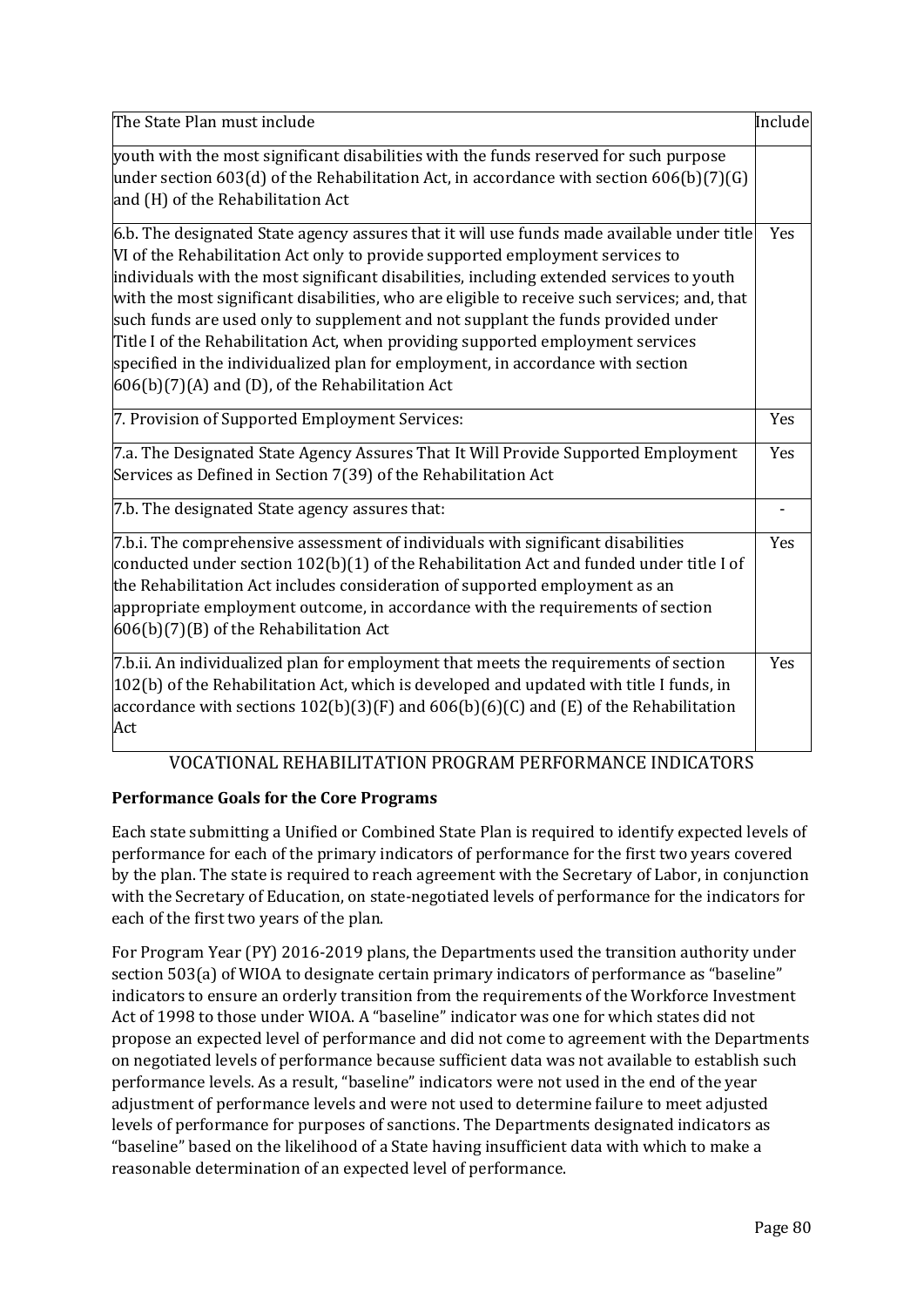| The State Plan must include | Include |
|---|---|
| youth with the most significant disabilities with the funds reserved for such purpose under section 603(d) of the Rehabilitation Act, in accordance with section 606(b)(7)(G) and (H) of the Rehabilitation Act | |
| 6.b. The designated State agency assures that it will use funds made available under title VI of the Rehabilitation Act only to provide supported employment services to individuals with the most significant disabilities, including extended services to youth with the most significant disabilities, who are eligible to receive such services; and, that such funds are used only to supplement and not supplant the funds provided under Title I of the Rehabilitation Act, when providing supported employment services specified in the individualized plan for employment, in accordance with section 606(b)(7)(A) and (D), of the Rehabilitation Act | Yes |
| 7. Provision of Supported Employment Services: | Yes |
| 7.a. The Designated State Agency Assures That It Will Provide Supported Employment Services as Defined in Section 7(39) of the Rehabilitation Act | Yes |
| 7.b. The designated State agency assures that: | - |
| 7.b.i. The comprehensive assessment of individuals with significant disabilities conducted under section 102(b)(1) of the Rehabilitation Act and funded under title I of the Rehabilitation Act includes consideration of supported employment as an appropriate employment outcome, in accordance with the requirements of section 606(b)(7)(B) of the Rehabilitation Act | Yes |
| 7.b.ii. An individualized plan for employment that meets the requirements of section 102(b) of the Rehabilitation Act, which is developed and updated with title I funds, in accordance with sections 102(b)(3)(F) and 606(b)(6)(C) and (E) of the Rehabilitation Act | Yes |

## VOCATIONAL REHABILITATION PROGRAM PERFORMANCE INDICATORS

**Performance Goals for the Core Programs**

Each state submitting a Unified or Combined State Plan is required to identify expected levels of performance for each of the primary indicators of performance for the first two years covered by the plan. The state is required to reach agreement with the Secretary of Labor, in conjunction with the Secretary of Education, on state-negotiated levels of performance for the indicators for each of the first two years of the plan.

For Program Year (PY) 2016-2019 plans, the Departments used the transition authority under section 503(a) of WIOA to designate certain primary indicators of performance as "baseline" indicators to ensure an orderly transition from the requirements of the Workforce Investment Act of 1998 to those under WIOA. A "baseline" indicator was one for which states did not propose an expected level of performance and did not come to agreement with the Departments on negotiated levels of performance because sufficient data was not available to establish such performance levels. As a result, "baseline" indicators were not used in the end of the year adjustment of performance levels and were not used to determine failure to meet adjusted levels of performance for purposes of sanctions. The Departments designated indicators as "baseline" based on the likelihood of a State having insufficient data with which to make a reasonable determination of an expected level of performance.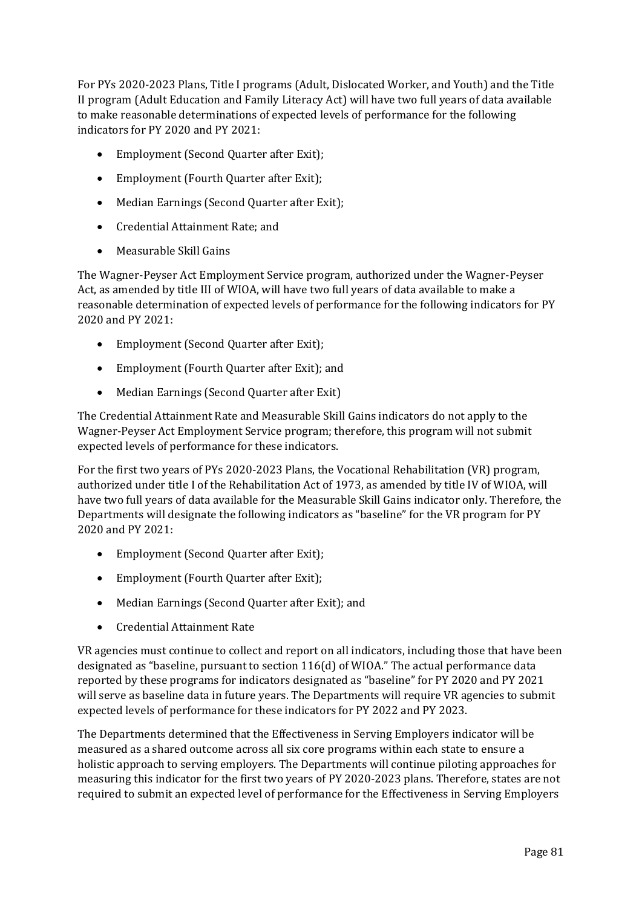For PYs 2020-2023 Plans, Title I programs (Adult, Dislocated Worker, and Youth) and the Title II program (Adult Education and Family Literacy Act) will have two full years of data available to make reasonable determinations of expected levels of performance for the following indicators for PY 2020 and PY 2021:

- Employment (Second Quarter after Exit);
- Employment (Fourth Quarter after Exit);
- Median Earnings (Second Quarter after Exit);
- Credential Attainment Rate; and
- Measurable Skill Gains

The Wagner-Peyser Act Employment Service program, authorized under the Wagner-Peyser Act, as amended by title III of WIOA, will have two full years of data available to make a reasonable determination of expected levels of performance for the following indicators for PY 2020 and PY 2021:

- Employment (Second Quarter after Exit);
- Employment (Fourth Quarter after Exit); and
- Median Earnings (Second Quarter after Exit)

The Credential Attainment Rate and Measurable Skill Gains indicators do not apply to the Wagner-Peyser Act Employment Service program; therefore, this program will not submit expected levels of performance for these indicators.

For the first two years of PYs 2020-2023 Plans, the Vocational Rehabilitation (VR) program, authorized under title I of the Rehabilitation Act of 1973, as amended by title IV of WIOA, will have two full years of data available for the Measurable Skill Gains indicator only. Therefore, the Departments will designate the following indicators as "baseline" for the VR program for PY 2020 and PY 2021:

- Employment (Second Quarter after Exit);
- Employment (Fourth Quarter after Exit);
- Median Earnings (Second Quarter after Exit); and
- Credential Attainment Rate

VR agencies must continue to collect and report on all indicators, including those that have been designated as "baseline, pursuant to section 116(d) of WIOA." The actual performance data reported by these programs for indicators designated as "baseline" for PY 2020 and PY 2021 will serve as baseline data in future years. The Departments will require VR agencies to submit expected levels of performance for these indicators for PY 2022 and PY 2023.

The Departments determined that the Effectiveness in Serving Employers indicator will be measured as a shared outcome across all six core programs within each state to ensure a holistic approach to serving employers. The Departments will continue piloting approaches for measuring this indicator for the first two years of PY 2020-2023 plans. Therefore, states are not required to submit an expected level of performance for the Effectiveness in Serving Employers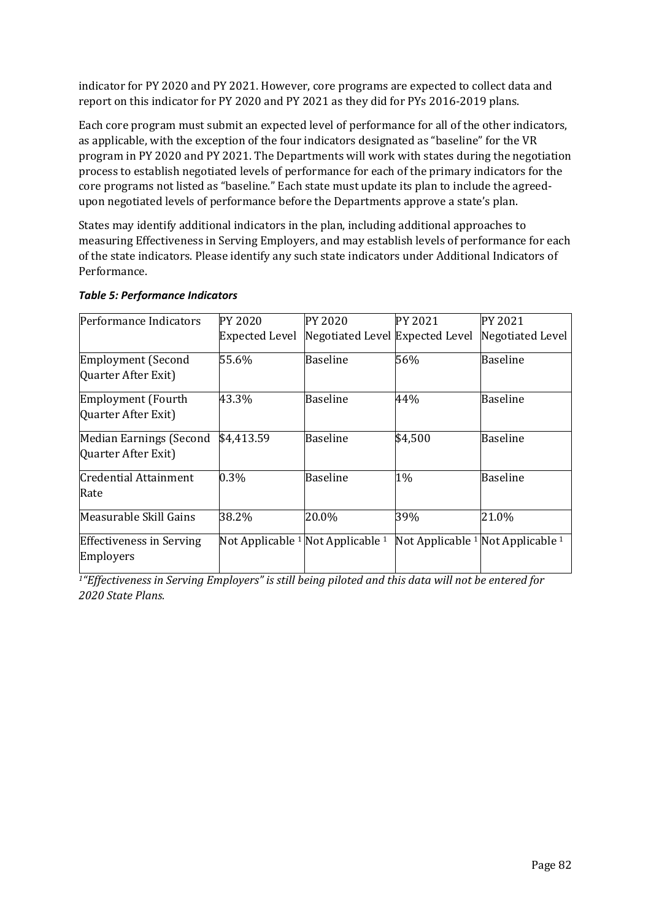indicator for PY 2020 and PY 2021. However, core programs are expected to collect data and report on this indicator for PY 2020 and PY 2021 as they did for PYs 2016-2019 plans.

Each core program must submit an expected level of performance for all of the other indicators, as applicable, with the exception of the four indicators designated as "baseline" for the VR program in PY 2020 and PY 2021. The Departments will work with states during the negotiation process to establish negotiated levels of performance for each of the primary indicators for the core programs not listed as "baseline." Each state must update its plan to include the agreed-upon negotiated levels of performance before the Departments approve a state's plan.

States may identify additional indicators in the plan, including additional approaches to measuring Effectiveness in Serving Employers, and may establish levels of performance for each of the state indicators. Please identify any such state indicators under Additional Indicators of Performance.

***Table 5: Performance Indicators***

| Performance Indicators | PY 2020 Expected Level | PY 2020 Negotiated Level | PY 2021 Expected Level | PY 2021 Negotiated Level |
|---|---|---|---|---|
| Employment (Second Quarter After Exit) | 55.6% | Baseline | 56% | Baseline |
| Employment (Fourth Quarter After Exit) | 43.3% | Baseline | 44% | Baseline |
| Median Earnings (Second Quarter After Exit) | $4,413.59 | Baseline | $4,500 | Baseline |
| Credential Attainment Rate | 0.3% | Baseline | 1% | Baseline |
| Measurable Skill Gains | 38.2% | 20.0% | 39% | 21.0% |
| Effectiveness in Serving Employers | Not Applicable [1] | Not Applicable [1] | Not Applicable [1] | Not Applicable [1] |

*[1] "Effectiveness in Serving Employers" is still being piloted and this data will not be entered for 2020 State Plans.*